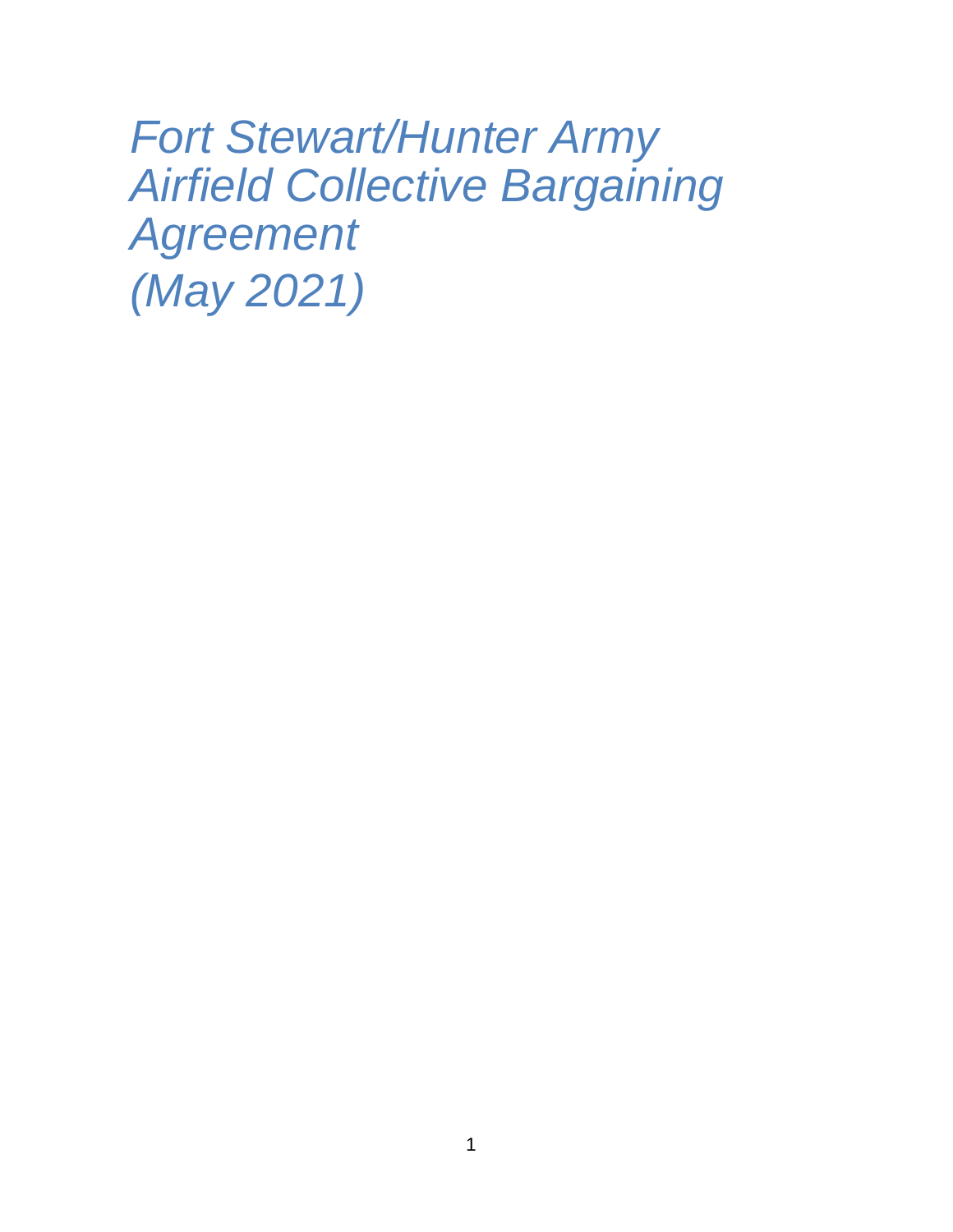# *Fort Stewart/Hunter Army Airfield Collective Bargaining Agreement (May 2021)*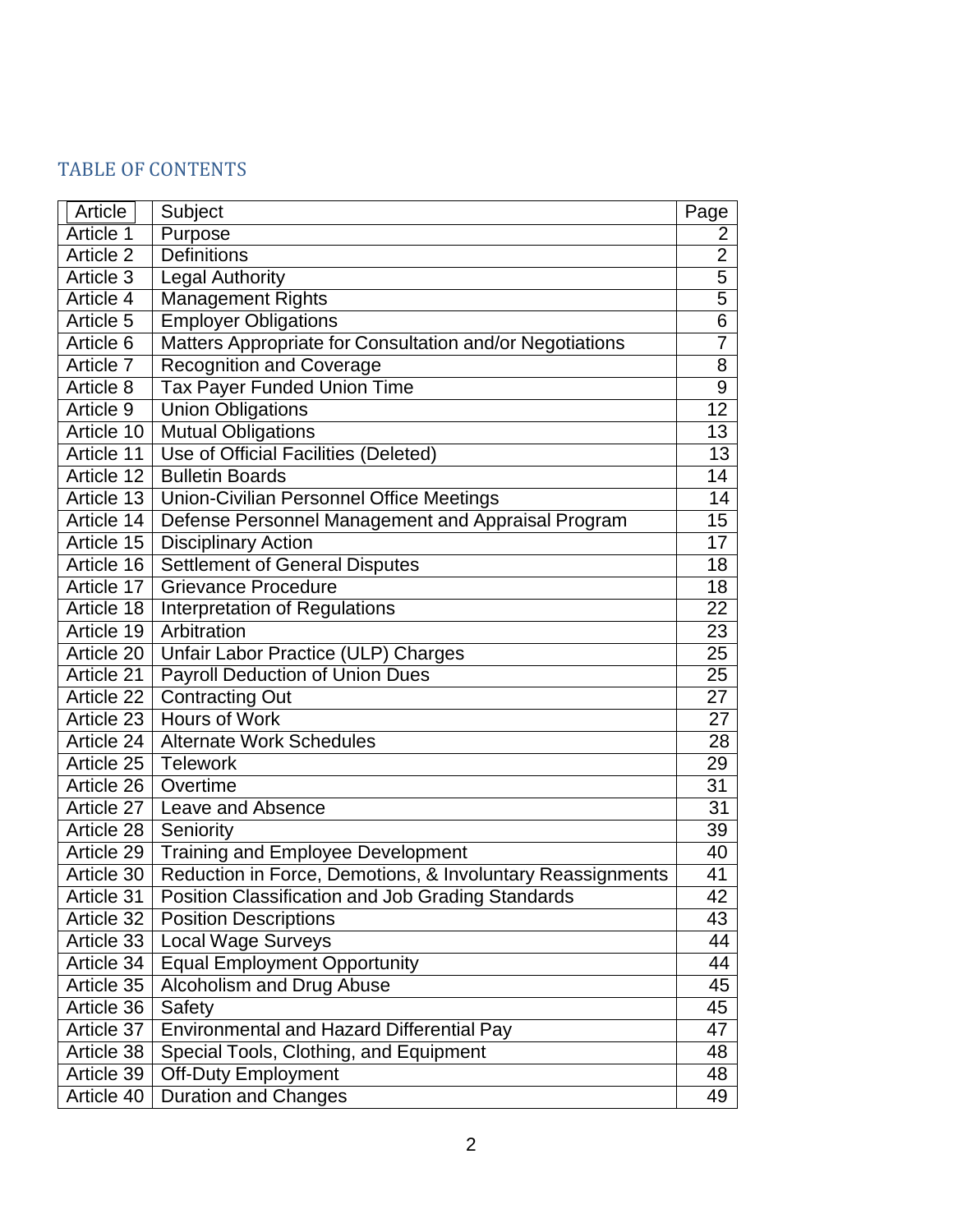## TABLE OF CONTENTS

| Article | Subject | Page |
|---|---|---|
| Article 1 | Purpose | 2 |
| Article 2 | Definitions | 2 |
| Article 3 | Legal Authority | 5 |
| Article 4 | Management Rights | 5 |
| Article 5 | Employer Obligations | 6 |
| Article 6 | Matters Appropriate for Consultation and/or Negotiations | 7 |
| Article 7 | Recognition and Coverage | 8 |
| Article 8 | Tax Payer Funded Union Time | 9 |
| Article 9 | Union Obligations | 12 |
| Article 10 | Mutual Obligations | 13 |
| Article 11 | Use of Official Facilities (Deleted) | 13 |
| Article 12 | Bulletin Boards | 14 |
| Article 13 | Union-Civilian Personnel Office Meetings | 14 |
| Article 14 | Defense Personnel Management and Appraisal Program | 15 |
| Article 15 | Disciplinary Action | 17 |
| Article 16 | Settlement of General Disputes | 18 |
| Article 17 | Grievance Procedure | 18 |
| Article 18 | Interpretation of Regulations | 22 |
| Article 19 | Arbitration | 23 |
| Article 20 | Unfair Labor Practice (ULP) Charges | 25 |
| Article 21 | Payroll Deduction of Union Dues | 25 |
| Article 22 | Contracting Out | 27 |
| Article 23 | Hours of Work | 27 |
| Article 24 | Alternate Work Schedules | 28 |
| Article 25 | Telework | 29 |
| Article 26 | Overtime | 31 |
| Article 27 | Leave and Absence | 31 |
| Article 28 | Seniority | 39 |
| Article 29 | Training and Employee Development | 40 |
| Article 30 | Reduction in Force, Demotions, & Involuntary Reassignments | 41 |
| Article 31 | Position Classification and Job Grading Standards | 42 |
| Article 32 | Position Descriptions | 43 |
| Article 33 | Local Wage Surveys | 44 |
| Article 34 | Equal Employment Opportunity | 44 |
| Article 35 | Alcoholism and Drug Abuse | 45 |
| Article 36 | Safety | 45 |
| Article 37 | Environmental and Hazard Differential Pay | 47 |
| Article 38 | Special Tools, Clothing, and Equipment | 48 |
| Article 39 | Off-Duty Employment | 48 |
| Article 40 | Duration and Changes | 49 |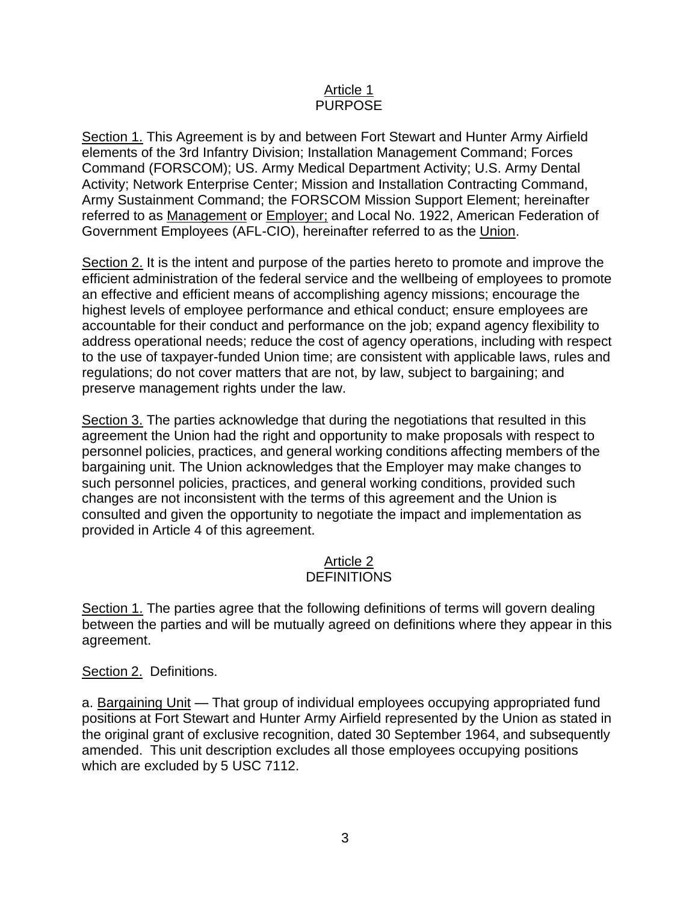## Article 1
## PURPOSE

Section 1. This Agreement is by and between Fort Stewart and Hunter Army Airfield elements of the 3rd Infantry Division; Installation Management Command; Forces Command (FORSCOM); US. Army Medical Department Activity; U.S. Army Dental Activity; Network Enterprise Center; Mission and Installation Contracting Command, Army Sustainment Command; the FORSCOM Mission Support Element; hereinafter referred to as Management or Employer; and Local No. 1922, American Federation of Government Employees (AFL-CIO), hereinafter referred to as the Union.

Section 2. It is the intent and purpose of the parties hereto to promote and improve the efficient administration of the federal service and the wellbeing of employees to promote an effective and efficient means of accomplishing agency missions; encourage the highest levels of employee performance and ethical conduct; ensure employees are accountable for their conduct and performance on the job; expand agency flexibility to address operational needs; reduce the cost of agency operations, including with respect to the use of taxpayer-funded Union time; are consistent with applicable laws, rules and regulations; do not cover matters that are not, by law, subject to bargaining; and preserve management rights under the law.

Section 3. The parties acknowledge that during the negotiations that resulted in this agreement the Union had the right and opportunity to make proposals with respect to personnel policies, practices, and general working conditions affecting members of the bargaining unit. The Union acknowledges that the Employer may make changes to such personnel policies, practices, and general working conditions, provided such changes are not inconsistent with the terms of this agreement and the Union is consulted and given the opportunity to negotiate the impact and implementation as provided in Article 4 of this agreement.

## Article 2
## DEFINITIONS

Section 1. The parties agree that the following definitions of terms will govern dealing between the parties and will be mutually agreed on definitions where they appear in this agreement.

Section 2. Definitions.

a. Bargaining Unit — That group of individual employees occupying appropriated fund positions at Fort Stewart and Hunter Army Airfield represented by the Union as stated in the original grant of exclusive recognition, dated 30 September 1964, and subsequently amended. This unit description excludes all those employees occupying positions which are excluded by 5 USC 7112.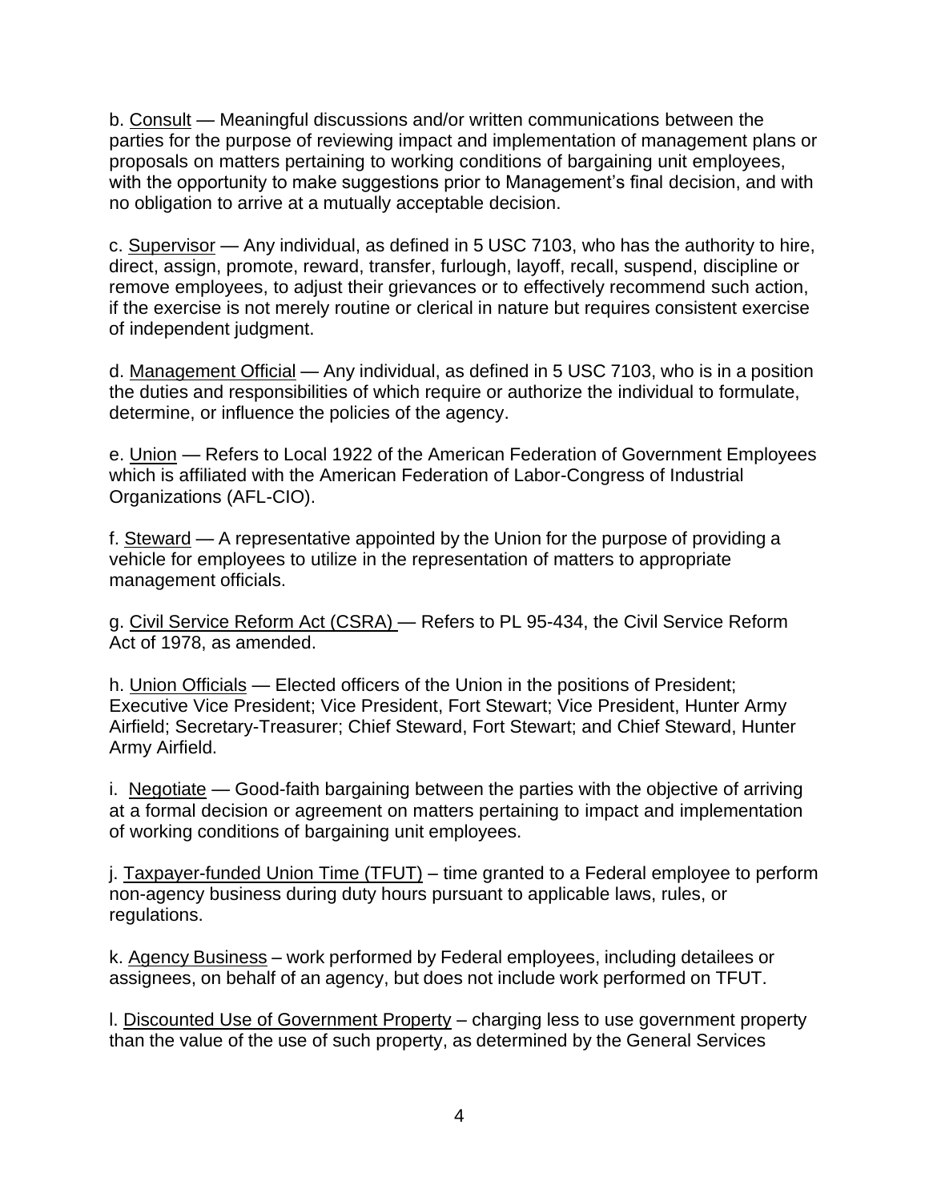b. Consult — Meaningful discussions and/or written communications between the parties for the purpose of reviewing impact and implementation of management plans or proposals on matters pertaining to working conditions of bargaining unit employees, with the opportunity to make suggestions prior to Management's final decision, and with no obligation to arrive at a mutually acceptable decision.

c. Supervisor — Any individual, as defined in 5 USC 7103, who has the authority to hire, direct, assign, promote, reward, transfer, furlough, layoff, recall, suspend, discipline or remove employees, to adjust their grievances or to effectively recommend such action, if the exercise is not merely routine or clerical in nature but requires consistent exercise of independent judgment.

d. Management Official — Any individual, as defined in 5 USC 7103, who is in a position the duties and responsibilities of which require or authorize the individual to formulate, determine, or influence the policies of the agency.

e. Union — Refers to Local 1922 of the American Federation of Government Employees which is affiliated with the American Federation of Labor-Congress of Industrial Organizations (AFL-CIO).

f. Steward — A representative appointed by the Union for the purpose of providing a vehicle for employees to utilize in the representation of matters to appropriate management officials.

g. Civil Service Reform Act (CSRA) — Refers to PL 95-434, the Civil Service Reform Act of 1978, as amended.

h. Union Officials — Elected officers of the Union in the positions of President; Executive Vice President; Vice President, Fort Stewart; Vice President, Hunter Army Airfield; Secretary-Treasurer; Chief Steward, Fort Stewart; and Chief Steward, Hunter Army Airfield.

i. Negotiate — Good-faith bargaining between the parties with the objective of arriving at a formal decision or agreement on matters pertaining to impact and implementation of working conditions of bargaining unit employees.

j. Taxpayer-funded Union Time (TFUT) – time granted to a Federal employee to perform non-agency business during duty hours pursuant to applicable laws, rules, or regulations.

k. Agency Business – work performed by Federal employees, including detailees or assignees, on behalf of an agency, but does not include work performed on TFUT.

l. Discounted Use of Government Property – charging less to use government property than the value of the use of such property, as determined by the General Services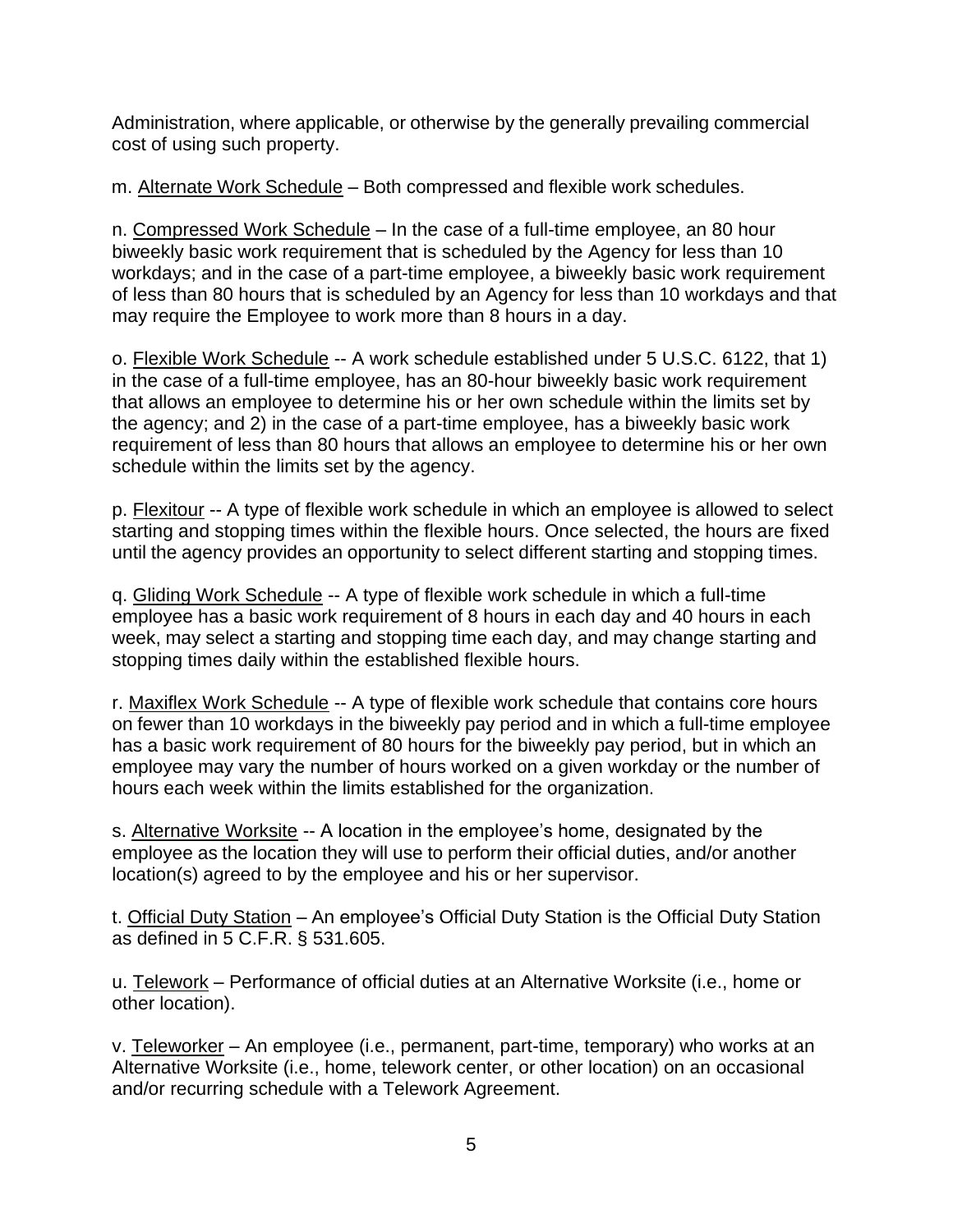Administration, where applicable, or otherwise by the generally prevailing commercial cost of using such property.

m. Alternate Work Schedule – Both compressed and flexible work schedules.

n. Compressed Work Schedule – In the case of a full-time employee, an 80 hour biweekly basic work requirement that is scheduled by the Agency for less than 10 workdays; and in the case of a part-time employee, a biweekly basic work requirement of less than 80 hours that is scheduled by an Agency for less than 10 workdays and that may require the Employee to work more than 8 hours in a day.

o. Flexible Work Schedule -- A work schedule established under 5 U.S.C. 6122, that 1) in the case of a full-time employee, has an 80-hour biweekly basic work requirement that allows an employee to determine his or her own schedule within the limits set by the agency; and 2) in the case of a part-time employee, has a biweekly basic work requirement of less than 80 hours that allows an employee to determine his or her own schedule within the limits set by the agency.

p. Flexitour -- A type of flexible work schedule in which an employee is allowed to select starting and stopping times within the flexible hours. Once selected, the hours are fixed until the agency provides an opportunity to select different starting and stopping times.

q. Gliding Work Schedule -- A type of flexible work schedule in which a full-time employee has a basic work requirement of 8 hours in each day and 40 hours in each week, may select a starting and stopping time each day, and may change starting and stopping times daily within the established flexible hours.

r. Maxiflex Work Schedule -- A type of flexible work schedule that contains core hours on fewer than 10 workdays in the biweekly pay period and in which a full-time employee has a basic work requirement of 80 hours for the biweekly pay period, but in which an employee may vary the number of hours worked on a given workday or the number of hours each week within the limits established for the organization.

s. Alternative Worksite -- A location in the employee's home, designated by the employee as the location they will use to perform their official duties, and/or another location(s) agreed to by the employee and his or her supervisor.

t. Official Duty Station – An employee's Official Duty Station is the Official Duty Station as defined in 5 C.F.R. § 531.605.

u. Telework – Performance of official duties at an Alternative Worksite (i.e., home or other location).

v. Teleworker – An employee (i.e., permanent, part-time, temporary) who works at an Alternative Worksite (i.e., home, telework center, or other location) on an occasional and/or recurring schedule with a Telework Agreement.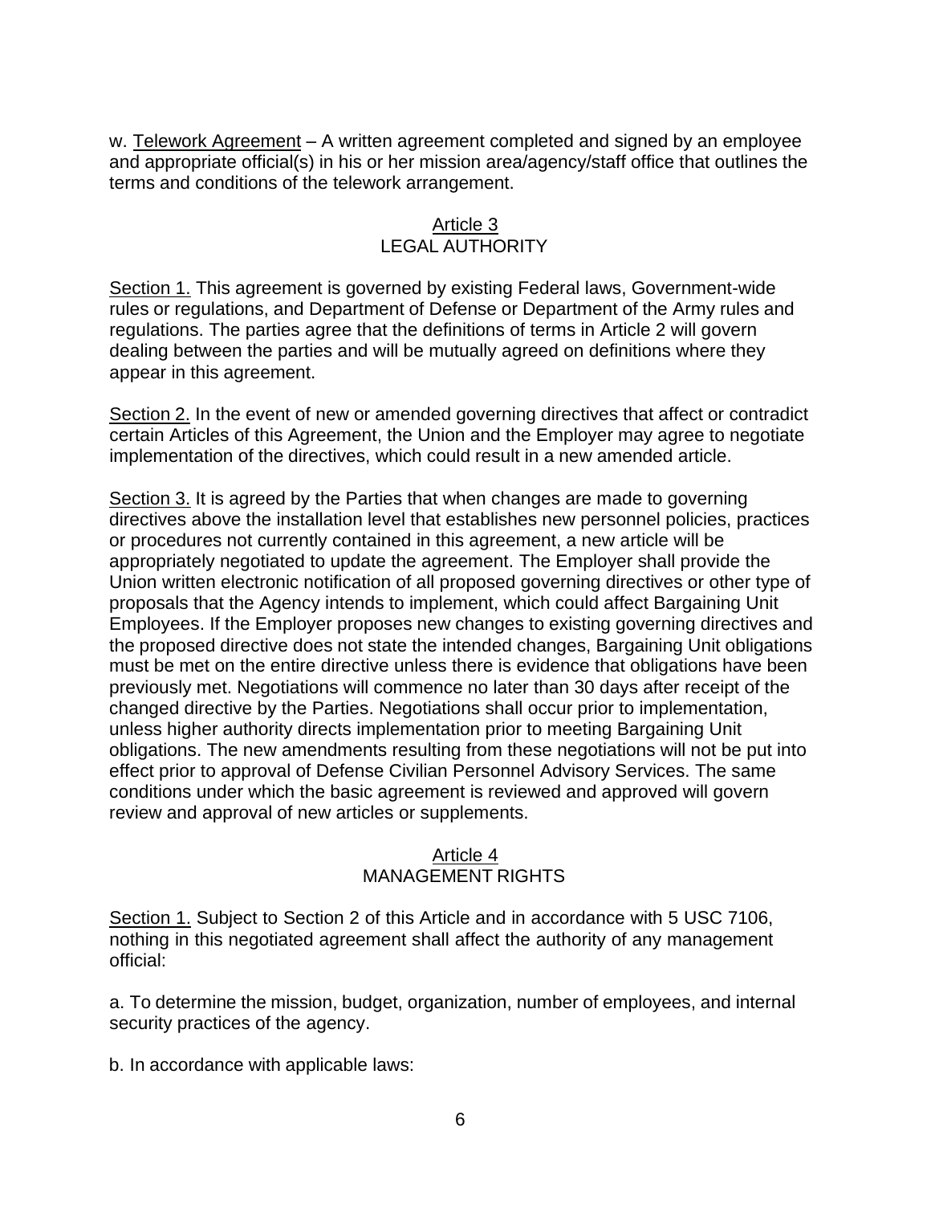w. Telework Agreement – A written agreement completed and signed by an employee and appropriate official(s) in his or her mission area/agency/staff office that outlines the terms and conditions of the telework arrangement.

## Article 3
## LEGAL AUTHORITY

Section 1. This agreement is governed by existing Federal laws, Government-wide rules or regulations, and Department of Defense or Department of the Army rules and regulations. The parties agree that the definitions of terms in Article 2 will govern dealing between the parties and will be mutually agreed on definitions where they appear in this agreement.

Section 2. In the event of new or amended governing directives that affect or contradict certain Articles of this Agreement, the Union and the Employer may agree to negotiate implementation of the directives, which could result in a new amended article.

Section 3. It is agreed by the Parties that when changes are made to governing directives above the installation level that establishes new personnel policies, practices or procedures not currently contained in this agreement, a new article will be appropriately negotiated to update the agreement. The Employer shall provide the Union written electronic notification of all proposed governing directives or other type of proposals that the Agency intends to implement, which could affect Bargaining Unit Employees. If the Employer proposes new changes to existing governing directives and the proposed directive does not state the intended changes, Bargaining Unit obligations must be met on the entire directive unless there is evidence that obligations have been previously met. Negotiations will commence no later than 30 days after receipt of the changed directive by the Parties. Negotiations shall occur prior to implementation, unless higher authority directs implementation prior to meeting Bargaining Unit obligations. The new amendments resulting from these negotiations will not be put into effect prior to approval of Defense Civilian Personnel Advisory Services. The same conditions under which the basic agreement is reviewed and approved will govern review and approval of new articles or supplements.

## Article 4
## MANAGEMENT RIGHTS

Section 1. Subject to Section 2 of this Article and in accordance with 5 USC 7106, nothing in this negotiated agreement shall affect the authority of any management official:

a. To determine the mission, budget, organization, number of employees, and internal security practices of the agency.

b. In accordance with applicable laws: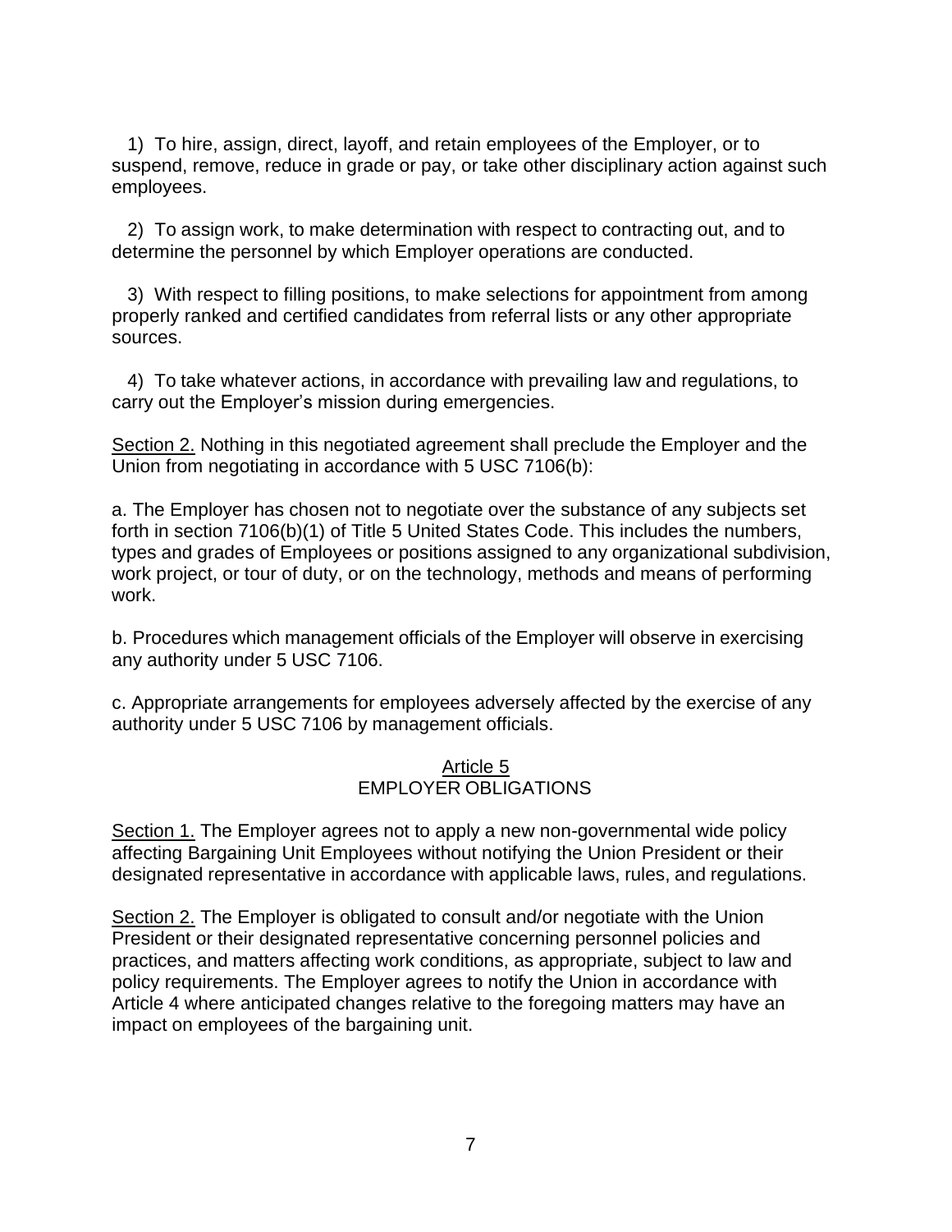1) To hire, assign, direct, layoff, and retain employees of the Employer, or to suspend, remove, reduce in grade or pay, or take other disciplinary action against such employees.

2) To assign work, to make determination with respect to contracting out, and to determine the personnel by which Employer operations are conducted.

3) With respect to filling positions, to make selections for appointment from among properly ranked and certified candidates from referral lists or any other appropriate sources.

4) To take whatever actions, in accordance with prevailing law and regulations, to carry out the Employer's mission during emergencies.

Section 2. Nothing in this negotiated agreement shall preclude the Employer and the Union from negotiating in accordance with 5 USC 7106(b):

a. The Employer has chosen not to negotiate over the substance of any subjects set forth in section 7106(b)(1) of Title 5 United States Code. This includes the numbers, types and grades of Employees or positions assigned to any organizational subdivision, work project, or tour of duty, or on the technology, methods and means of performing work.

b. Procedures which management officials of the Employer will observe in exercising any authority under 5 USC 7106.

c. Appropriate arrangements for employees adversely affected by the exercise of any authority under 5 USC 7106 by management officials.

## Article 5
## EMPLOYER OBLIGATIONS

Section 1. The Employer agrees not to apply a new non-governmental wide policy affecting Bargaining Unit Employees without notifying the Union President or their designated representative in accordance with applicable laws, rules, and regulations.

Section 2. The Employer is obligated to consult and/or negotiate with the Union President or their designated representative concerning personnel policies and practices, and matters affecting work conditions, as appropriate, subject to law and policy requirements. The Employer agrees to notify the Union in accordance with Article 4 where anticipated changes relative to the foregoing matters may have an impact on employees of the bargaining unit.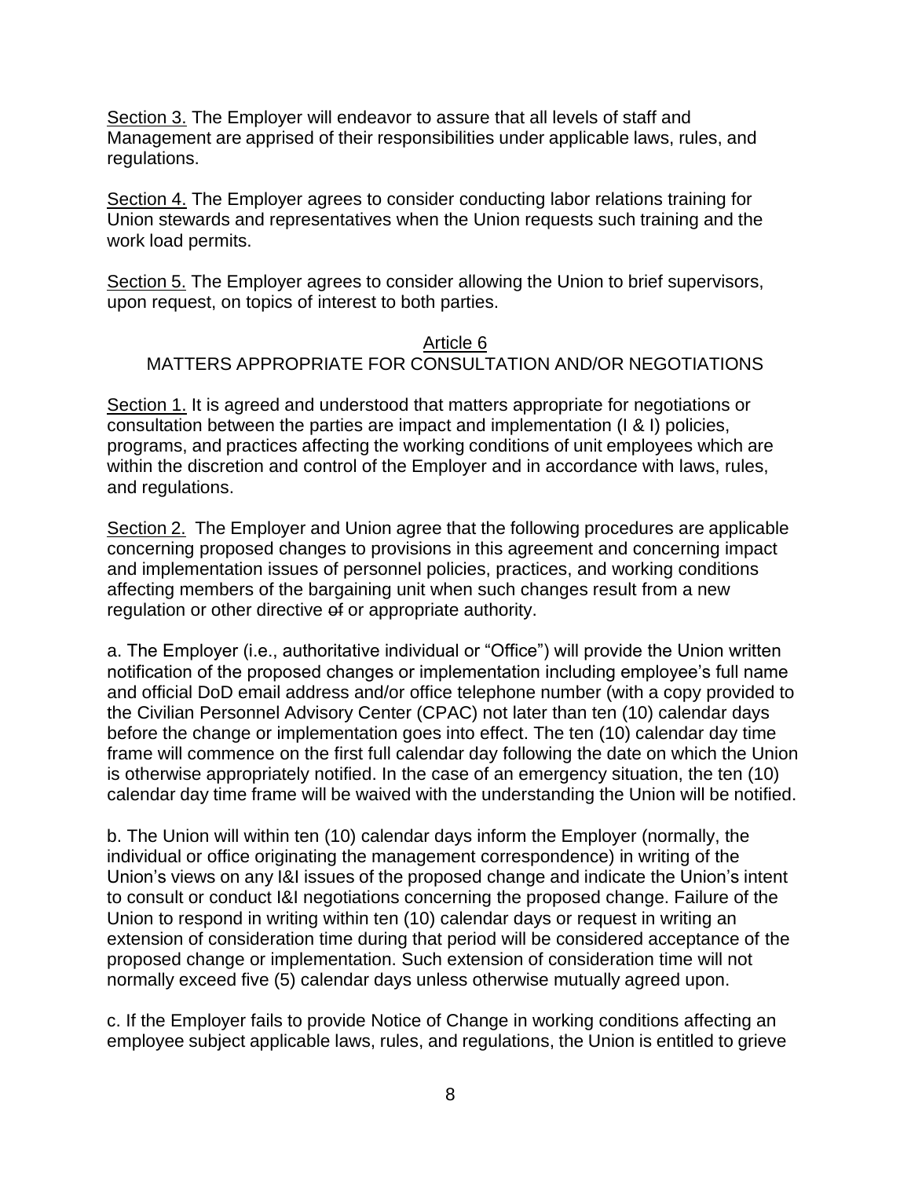Section 3. The Employer will endeavor to assure that all levels of staff and Management are apprised of their responsibilities under applicable laws, rules, and regulations.

Section 4. The Employer agrees to consider conducting labor relations training for Union stewards and representatives when the Union requests such training and the work load permits.

Section 5. The Employer agrees to consider allowing the Union to brief supervisors, upon request, on topics of interest to both parties.

## Article 6
## MATTERS APPROPRIATE FOR CONSULTATION AND/OR NEGOTIATIONS

Section 1. It is agreed and understood that matters appropriate for negotiations or consultation between the parties are impact and implementation (I & I) policies, programs, and practices affecting the working conditions of unit employees which are within the discretion and control of the Employer and in accordance with laws, rules, and regulations.

Section 2. The Employer and Union agree that the following procedures are applicable concerning proposed changes to provisions in this agreement and concerning impact and implementation issues of personnel policies, practices, and working conditions affecting members of the bargaining unit when such changes result from a new regulation or other directive ~~of~~ or appropriate authority.

a. The Employer (i.e., authoritative individual or "Office") will provide the Union written notification of the proposed changes or implementation including employee's full name and official DoD email address and/or office telephone number (with a copy provided to the Civilian Personnel Advisory Center (CPAC) not later than ten (10) calendar days before the change or implementation goes into effect. The ten (10) calendar day time frame will commence on the first full calendar day following the date on which the Union is otherwise appropriately notified. In the case of an emergency situation, the ten (10) calendar day time frame will be waived with the understanding the Union will be notified.

b. The Union will within ten (10) calendar days inform the Employer (normally, the individual or office originating the management correspondence) in writing of the Union's views on any I&I issues of the proposed change and indicate the Union's intent to consult or conduct I&I negotiations concerning the proposed change. Failure of the Union to respond in writing within ten (10) calendar days or request in writing an extension of consideration time during that period will be considered acceptance of the proposed change or implementation. Such extension of consideration time will not normally exceed five (5) calendar days unless otherwise mutually agreed upon.

c. If the Employer fails to provide Notice of Change in working conditions affecting an employee subject applicable laws, rules, and regulations, the Union is entitled to grieve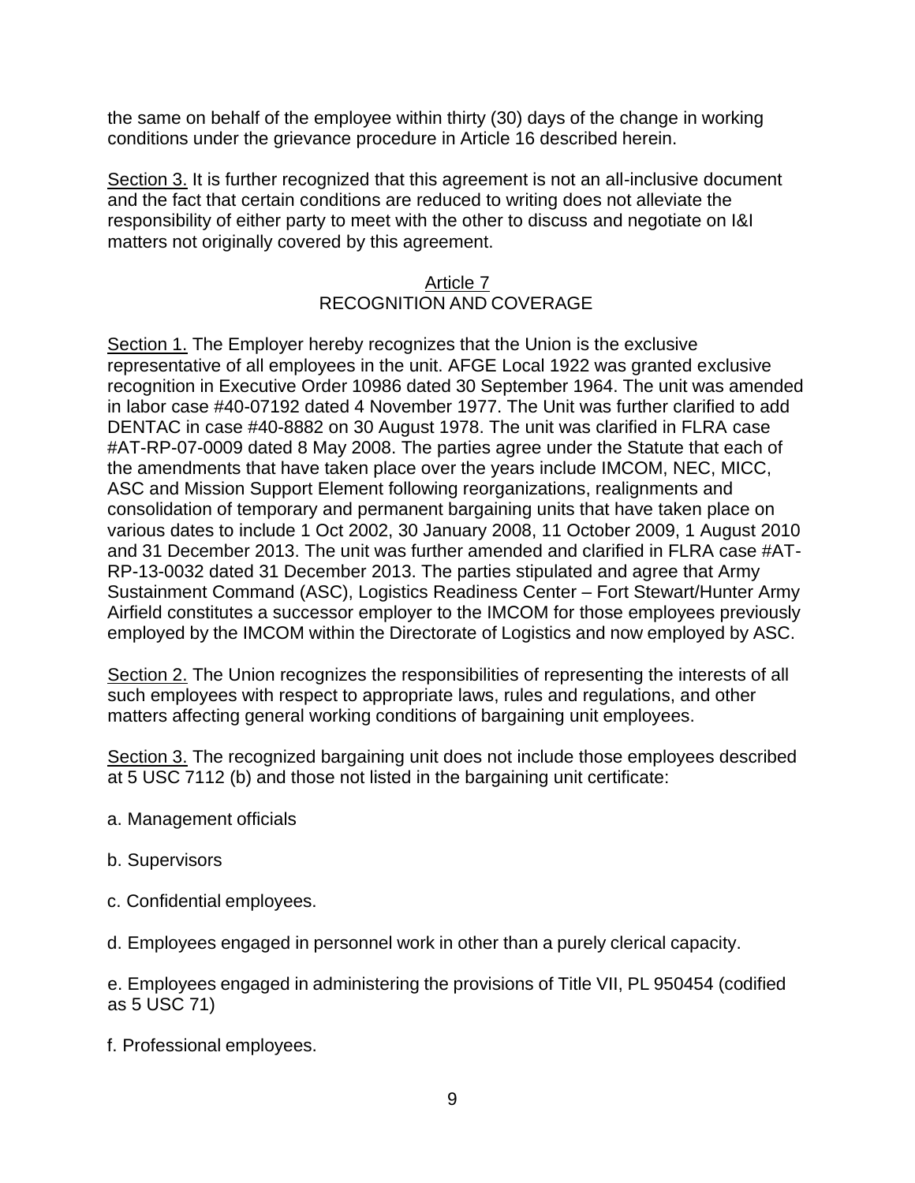the same on behalf of the employee within thirty (30) days of the change in working conditions under the grievance procedure in Article 16 described herein.

Section 3. It is further recognized that this agreement is not an all-inclusive document and the fact that certain conditions are reduced to writing does not alleviate the responsibility of either party to meet with the other to discuss and negotiate on I&I matters not originally covered by this agreement.

## Article 7
## RECOGNITION AND COVERAGE

Section 1. The Employer hereby recognizes that the Union is the exclusive representative of all employees in the unit. AFGE Local 1922 was granted exclusive recognition in Executive Order 10986 dated 30 September 1964. The unit was amended in labor case #40-07192 dated 4 November 1977. The Unit was further clarified to add DENTAC in case #40-8882 on 30 August 1978. The unit was clarified in FLRA case #AT-RP-07-0009 dated 8 May 2008. The parties agree under the Statute that each of the amendments that have taken place over the years include IMCOM, NEC, MICC, ASC and Mission Support Element following reorganizations, realignments and consolidation of temporary and permanent bargaining units that have taken place on various dates to include 1 Oct 2002, 30 January 2008, 11 October 2009, 1 August 2010 and 31 December 2013. The unit was further amended and clarified in FLRA case #AT-RP-13-0032 dated 31 December 2013. The parties stipulated and agree that Army Sustainment Command (ASC), Logistics Readiness Center – Fort Stewart/Hunter Army Airfield constitutes a successor employer to the IMCOM for those employees previously employed by the IMCOM within the Directorate of Logistics and now employed by ASC.

Section 2. The Union recognizes the responsibilities of representing the interests of all such employees with respect to appropriate laws, rules and regulations, and other matters affecting general working conditions of bargaining unit employees.

Section 3. The recognized bargaining unit does not include those employees described at 5 USC 7112 (b) and those not listed in the bargaining unit certificate:

a. Management officials

b. Supervisors

c. Confidential employees.

d. Employees engaged in personnel work in other than a purely clerical capacity.

e. Employees engaged in administering the provisions of Title VII, PL 950454 (codified as 5 USC 71)

f. Professional employees.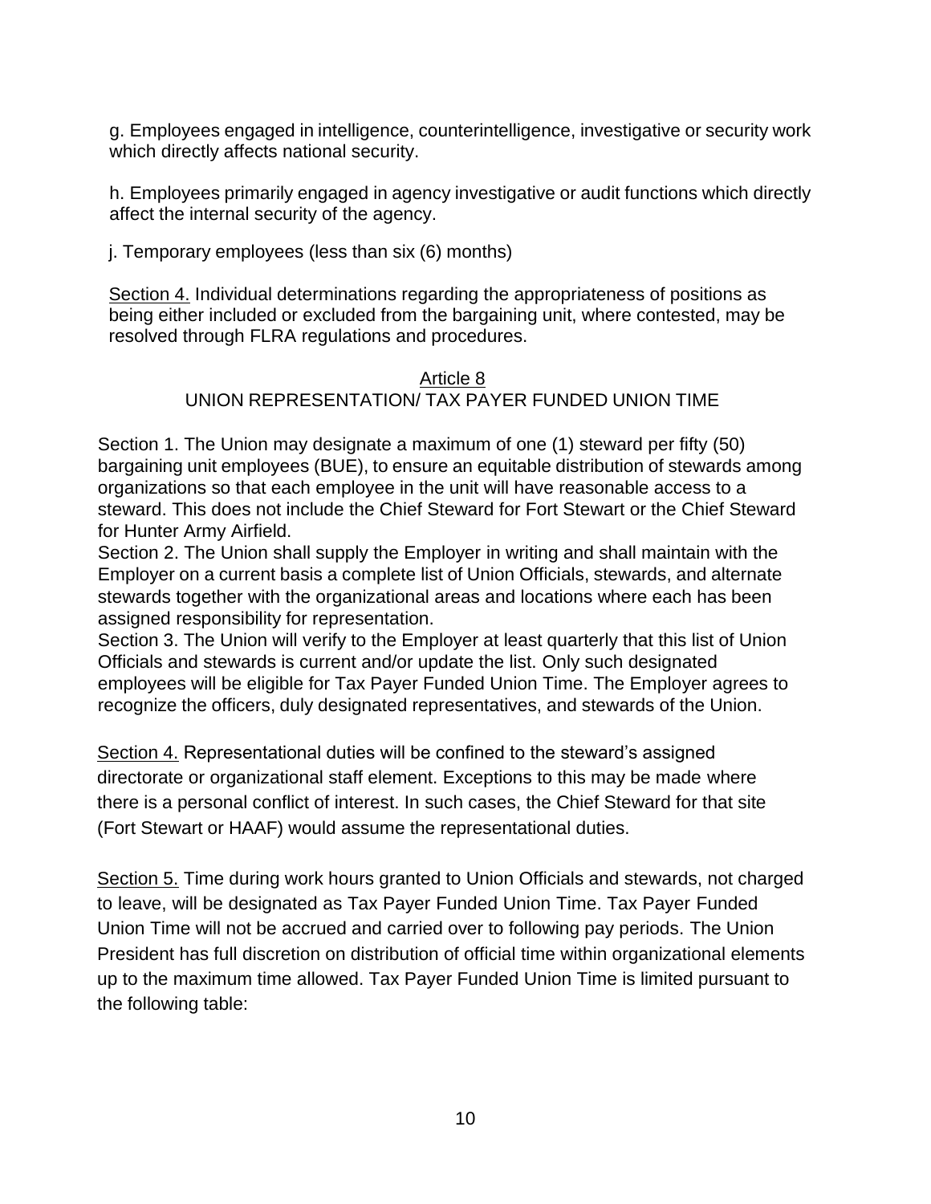g. Employees engaged in intelligence, counterintelligence, investigative or security work which directly affects national security.

h. Employees primarily engaged in agency investigative or audit functions which directly affect the internal security of the agency.

j. Temporary employees (less than six (6) months)

Section 4. Individual determinations regarding the appropriateness of positions as being either included or excluded from the bargaining unit, where contested, may be resolved through FLRA regulations and procedures.

## Article 8
## UNION REPRESENTATION/ TAX PAYER FUNDED UNION TIME

Section 1. The Union may designate a maximum of one (1) steward per fifty (50) bargaining unit employees (BUE), to ensure an equitable distribution of stewards among organizations so that each employee in the unit will have reasonable access to a steward. This does not include the Chief Steward for Fort Stewart or the Chief Steward for Hunter Army Airfield.

Section 2. The Union shall supply the Employer in writing and shall maintain with the Employer on a current basis a complete list of Union Officials, stewards, and alternate stewards together with the organizational areas and locations where each has been assigned responsibility for representation.

Section 3. The Union will verify to the Employer at least quarterly that this list of Union Officials and stewards is current and/or update the list. Only such designated employees will be eligible for Tax Payer Funded Union Time. The Employer agrees to recognize the officers, duly designated representatives, and stewards of the Union.

Section 4. Representational duties will be confined to the steward's assigned directorate or organizational staff element. Exceptions to this may be made where there is a personal conflict of interest. In such cases, the Chief Steward for that site (Fort Stewart or HAAF) would assume the representational duties.

Section 5. Time during work hours granted to Union Officials and stewards, not charged to leave, will be designated as Tax Payer Funded Union Time. Tax Payer Funded Union Time will not be accrued and carried over to following pay periods. The Union President has full discretion on distribution of official time within organizational elements up to the maximum time allowed. Tax Payer Funded Union Time is limited pursuant to the following table: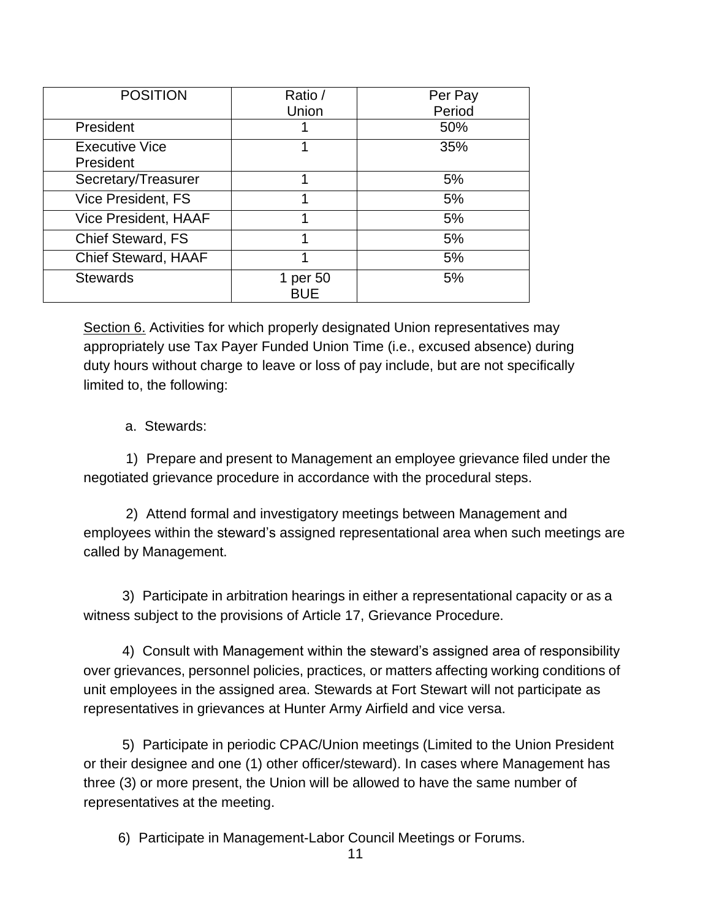| POSITION | Ratio / Union | Per Pay Period |
|---|---|---|
| President | 1 | 50% |
| Executive Vice President | 1 | 35% |
| Secretary/Treasurer | 1 | 5% |
| Vice President, FS | 1 | 5% |
| Vice President, HAAF | 1 | 5% |
| Chief Steward, FS | 1 | 5% |
| Chief Steward, HAAF | 1 | 5% |
| Stewards | 1 per 50 BUE | 5% |

Section 6. Activities for which properly designated Union representatives may appropriately use Tax Payer Funded Union Time (i.e., excused absence) during duty hours without charge to leave or loss of pay include, but are not specifically limited to, the following:

a. Stewards:

1) Prepare and present to Management an employee grievance filed under the negotiated grievance procedure in accordance with the procedural steps.

2) Attend formal and investigatory meetings between Management and employees within the steward's assigned representational area when such meetings are called by Management.

3) Participate in arbitration hearings in either a representational capacity or as a witness subject to the provisions of Article 17, Grievance Procedure.

4) Consult with Management within the steward's assigned area of responsibility over grievances, personnel policies, practices, or matters affecting working conditions of unit employees in the assigned area. Stewards at Fort Stewart will not participate as representatives in grievances at Hunter Army Airfield and vice versa.

5) Participate in periodic CPAC/Union meetings (Limited to the Union President or their designee and one (1) other officer/steward). In cases where Management has three (3) or more present, the Union will be allowed to have the same number of representatives at the meeting.

6) Participate in Management-Labor Council Meetings or Forums.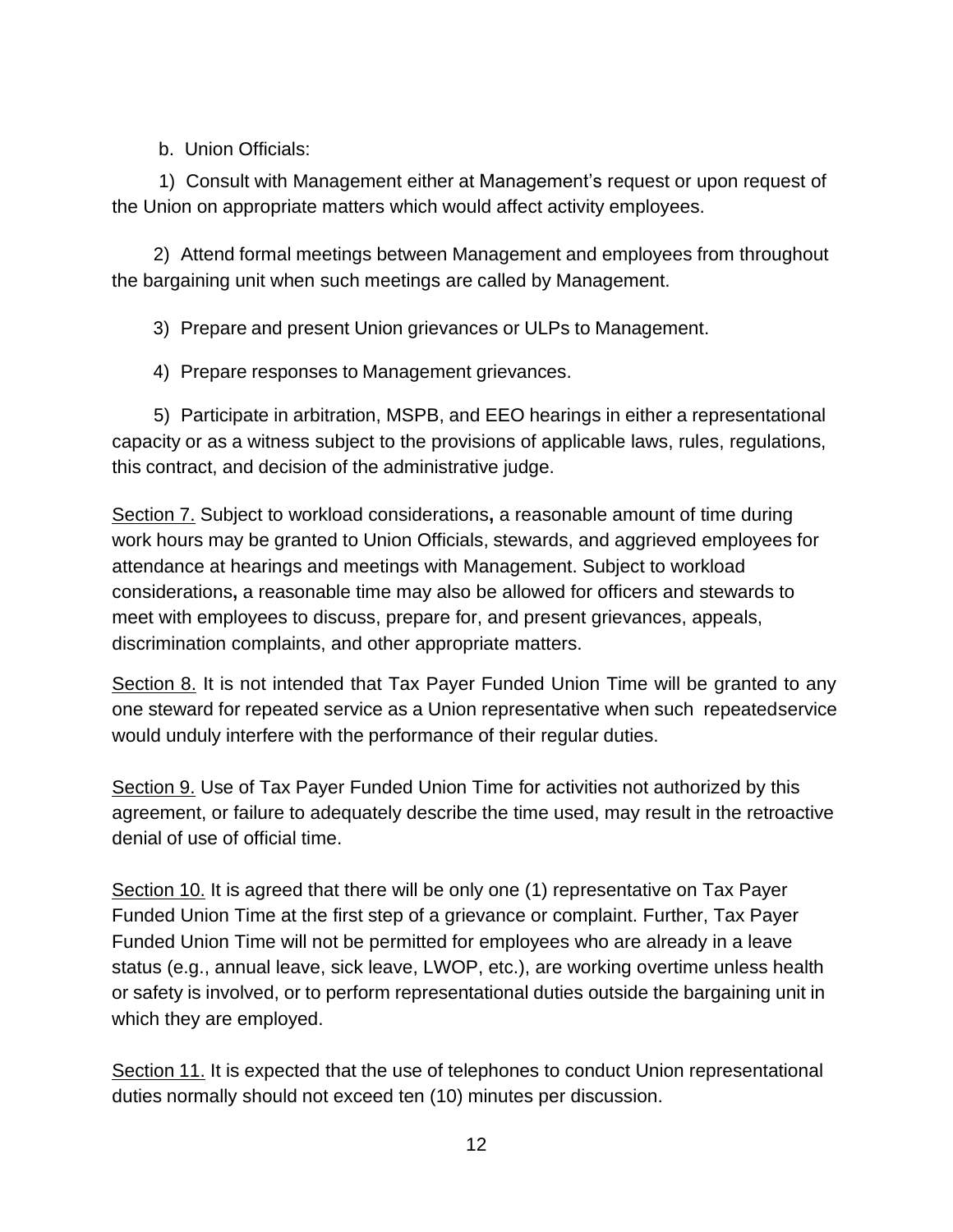b. Union Officials:

1) Consult with Management either at Management's request or upon request of the Union on appropriate matters which would affect activity employees.

2) Attend formal meetings between Management and employees from throughout the bargaining unit when such meetings are called by Management.

3) Prepare and present Union grievances or ULPs to Management.

4) Prepare responses to Management grievances.

5) Participate in arbitration, MSPB, and EEO hearings in either a representational capacity or as a witness subject to the provisions of applicable laws, rules, regulations, this contract, and decision of the administrative judge.

<u>Section 7.</u> Subject to workload considerations**,** a reasonable amount of time during work hours may be granted to Union Officials, stewards, and aggrieved employees for attendance at hearings and meetings with Management. Subject to workload considerations**,** a reasonable time may also be allowed for officers and stewards to meet with employees to discuss, prepare for, and present grievances, appeals, discrimination complaints, and other appropriate matters.

<u>Section 8.</u> It is not intended that Tax Payer Funded Union Time will be granted to any one steward for repeated service as a Union representative when such repeatedservice would unduly interfere with the performance of their regular duties.

<u>Section 9.</u> Use of Tax Payer Funded Union Time for activities not authorized by this agreement, or failure to adequately describe the time used, may result in the retroactive denial of use of official time.

<u>Section 10.</u> It is agreed that there will be only one (1) representative on Tax Payer Funded Union Time at the first step of a grievance or complaint. Further, Tax Payer Funded Union Time will not be permitted for employees who are already in a leave status (e.g., annual leave, sick leave, LWOP, etc.), are working overtime unless health or safety is involved, or to perform representational duties outside the bargaining unit in which they are employed.

<u>Section 11.</u> It is expected that the use of telephones to conduct Union representational duties normally should not exceed ten (10) minutes per discussion.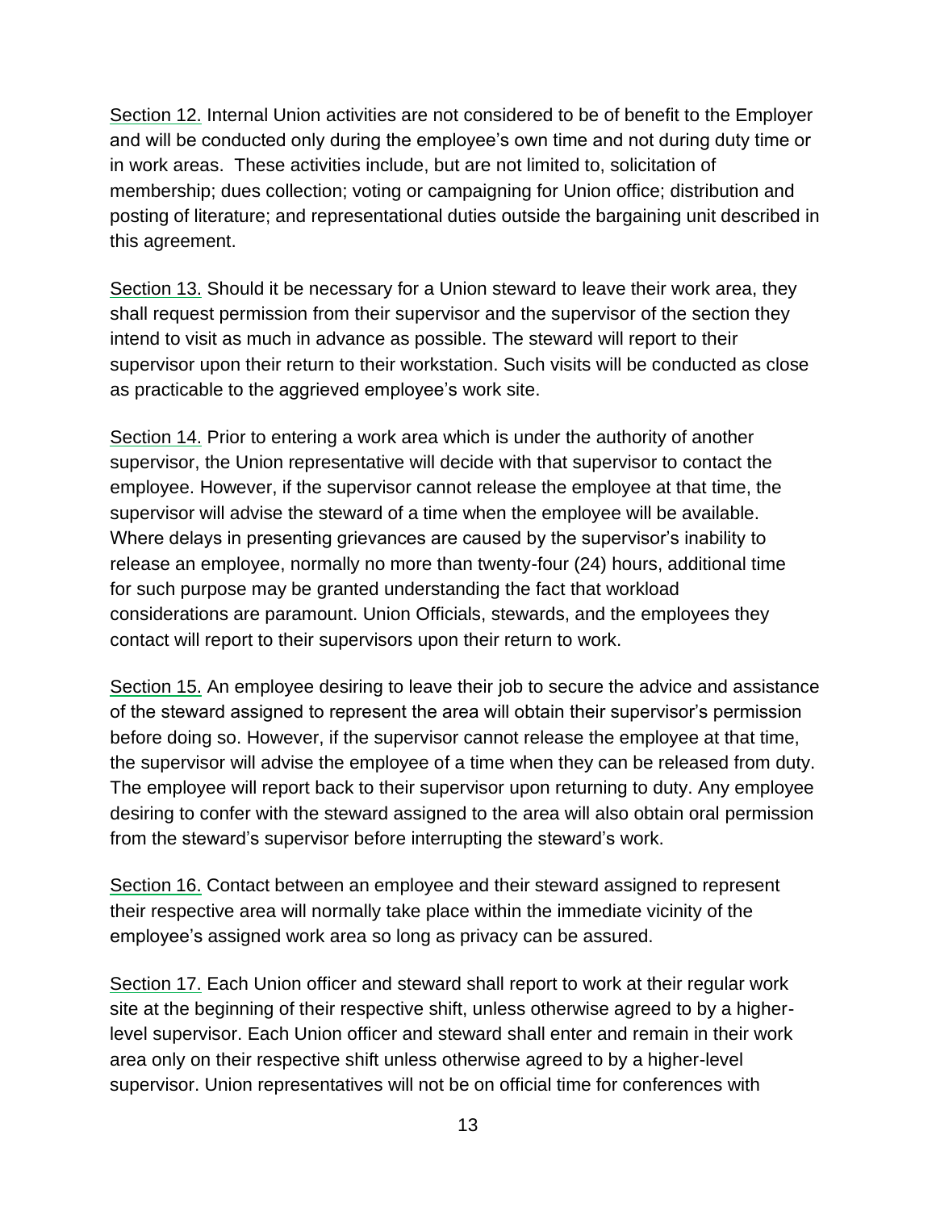Section 12. Internal Union activities are not considered to be of benefit to the Employer and will be conducted only during the employee's own time and not during duty time or in work areas. These activities include, but are not limited to, solicitation of membership; dues collection; voting or campaigning for Union office; distribution and posting of literature; and representational duties outside the bargaining unit described in this agreement.

Section 13. Should it be necessary for a Union steward to leave their work area, they shall request permission from their supervisor and the supervisor of the section they intend to visit as much in advance as possible. The steward will report to their supervisor upon their return to their workstation. Such visits will be conducted as close as practicable to the aggrieved employee's work site.

Section 14. Prior to entering a work area which is under the authority of another supervisor, the Union representative will decide with that supervisor to contact the employee. However, if the supervisor cannot release the employee at that time, the supervisor will advise the steward of a time when the employee will be available. Where delays in presenting grievances are caused by the supervisor's inability to release an employee, normally no more than twenty-four (24) hours, additional time for such purpose may be granted understanding the fact that workload considerations are paramount. Union Officials, stewards, and the employees they contact will report to their supervisors upon their return to work.

Section 15. An employee desiring to leave their job to secure the advice and assistance of the steward assigned to represent the area will obtain their supervisor's permission before doing so. However, if the supervisor cannot release the employee at that time, the supervisor will advise the employee of a time when they can be released from duty. The employee will report back to their supervisor upon returning to duty. Any employee desiring to confer with the steward assigned to the area will also obtain oral permission from the steward's supervisor before interrupting the steward's work.

Section 16. Contact between an employee and their steward assigned to represent their respective area will normally take place within the immediate vicinity of the employee's assigned work area so long as privacy can be assured.

Section 17. Each Union officer and steward shall report to work at their regular work site at the beginning of their respective shift, unless otherwise agreed to by a higher-level supervisor. Each Union officer and steward shall enter and remain in their work area only on their respective shift unless otherwise agreed to by a higher-level supervisor. Union representatives will not be on official time for conferences with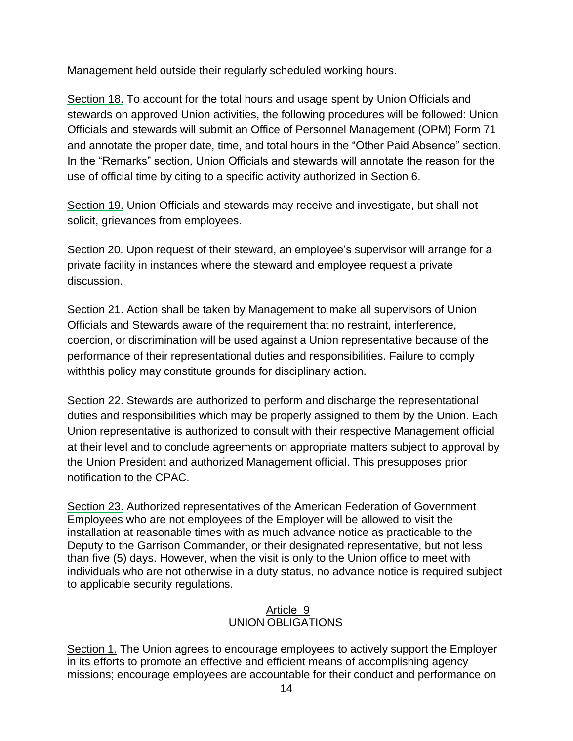Management held outside their regularly scheduled working hours.

Section 18. To account for the total hours and usage spent by Union Officials and stewards on approved Union activities, the following procedures will be followed: Union Officials and stewards will submit an Office of Personnel Management (OPM) Form 71 and annotate the proper date, time, and total hours in the "Other Paid Absence" section. In the "Remarks" section, Union Officials and stewards will annotate the reason for the use of official time by citing to a specific activity authorized in Section 6.

Section 19. Union Officials and stewards may receive and investigate, but shall not solicit, grievances from employees.

Section 20. Upon request of their steward, an employee's supervisor will arrange for a private facility in instances where the steward and employee request a private discussion.

Section 21. Action shall be taken by Management to make all supervisors of Union Officials and Stewards aware of the requirement that no restraint, interference, coercion, or discrimination will be used against a Union representative because of the performance of their representational duties and responsibilities. Failure to comply withthis policy may constitute grounds for disciplinary action.

Section 22. Stewards are authorized to perform and discharge the representational duties and responsibilities which may be properly assigned to them by the Union. Each Union representative is authorized to consult with their respective Management official at their level and to conclude agreements on appropriate matters subject to approval by the Union President and authorized Management official. This presupposes prior notification to the CPAC.

Section 23. Authorized representatives of the American Federation of Government Employees who are not employees of the Employer will be allowed to visit the installation at reasonable times with as much advance notice as practicable to the Deputy to the Garrison Commander, or their designated representative, but not less than five (5) days. However, when the visit is only to the Union office to meet with individuals who are not otherwise in a duty status, no advance notice is required subject to applicable security regulations.

## Article 9
## UNION OBLIGATIONS

Section 1. The Union agrees to encourage employees to actively support the Employer in its efforts to promote an effective and efficient means of accomplishing agency missions; encourage employees are accountable for their conduct and performance on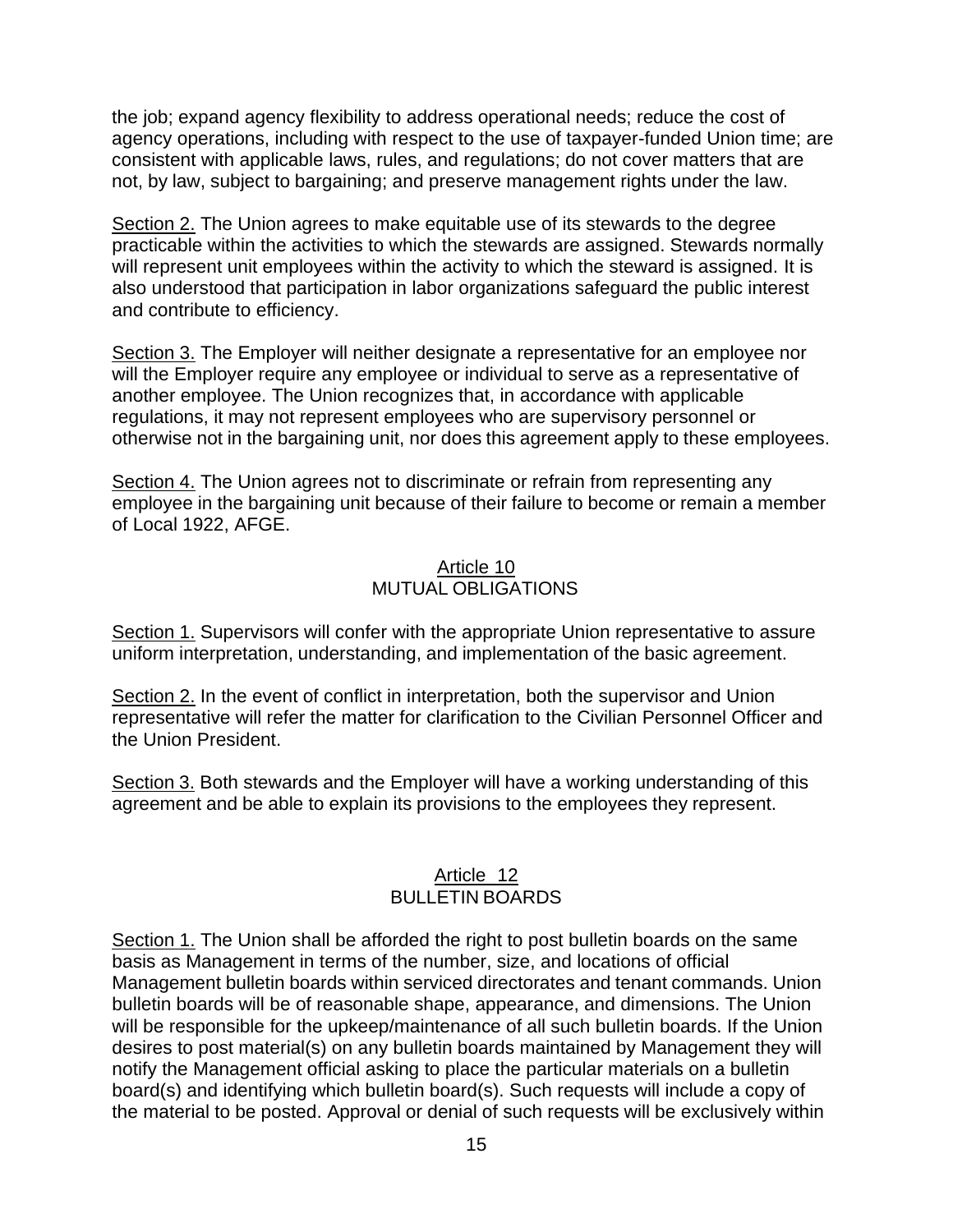the job; expand agency flexibility to address operational needs; reduce the cost of agency operations, including with respect to the use of taxpayer-funded Union time; are consistent with applicable laws, rules, and regulations; do not cover matters that are not, by law, subject to bargaining; and preserve management rights under the law.

Section 2. The Union agrees to make equitable use of its stewards to the degree practicable within the activities to which the stewards are assigned. Stewards normally will represent unit employees within the activity to which the steward is assigned. It is also understood that participation in labor organizations safeguard the public interest and contribute to efficiency.

Section 3. The Employer will neither designate a representative for an employee nor will the Employer require any employee or individual to serve as a representative of another employee. The Union recognizes that, in accordance with applicable regulations, it may not represent employees who are supervisory personnel or otherwise not in the bargaining unit, nor does this agreement apply to these employees.

Section 4. The Union agrees not to discriminate or refrain from representing any employee in the bargaining unit because of their failure to become or remain a member of Local 1922, AFGE.

## Article 10
## MUTUAL OBLIGATIONS

Section 1. Supervisors will confer with the appropriate Union representative to assure uniform interpretation, understanding, and implementation of the basic agreement.

Section 2. In the event of conflict in interpretation, both the supervisor and Union representative will refer the matter for clarification to the Civilian Personnel Officer and the Union President.

Section 3. Both stewards and the Employer will have a working understanding of this agreement and be able to explain its provisions to the employees they represent.

## Article 12
## BULLETIN BOARDS

Section 1. The Union shall be afforded the right to post bulletin boards on the same basis as Management in terms of the number, size, and locations of official Management bulletin boards within serviced directorates and tenant commands. Union bulletin boards will be of reasonable shape, appearance, and dimensions. The Union will be responsible for the upkeep/maintenance of all such bulletin boards. If the Union desires to post material(s) on any bulletin boards maintained by Management they will notify the Management official asking to place the particular materials on a bulletin board(s) and identifying which bulletin board(s). Such requests will include a copy of the material to be posted. Approval or denial of such requests will be exclusively within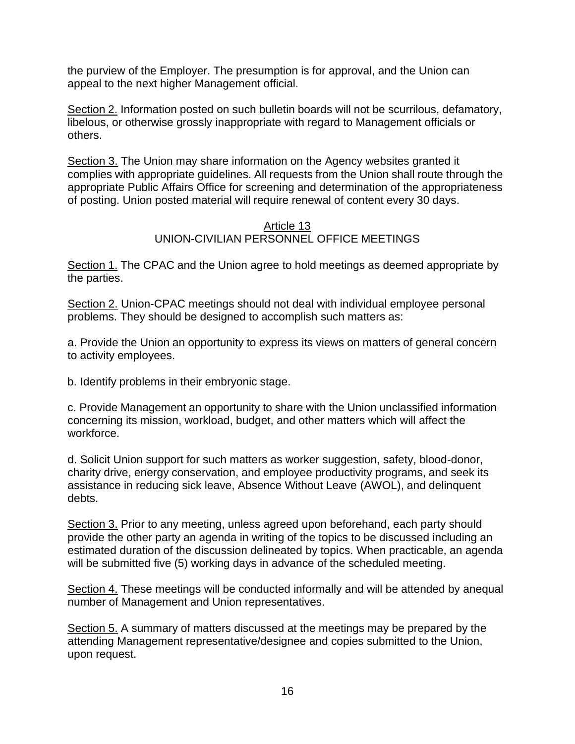the purview of the Employer. The presumption is for approval, and the Union can appeal to the next higher Management official.

Section 2. Information posted on such bulletin boards will not be scurrilous, defamatory, libelous, or otherwise grossly inappropriate with regard to Management officials or others.

Section 3. The Union may share information on the Agency websites granted it complies with appropriate guidelines. All requests from the Union shall route through the appropriate Public Affairs Office for screening and determination of the appropriateness of posting. Union posted material will require renewal of content every 30 days.

## Article 13
## UNION-CIVILIAN PERSONNEL OFFICE MEETINGS

Section 1. The CPAC and the Union agree to hold meetings as deemed appropriate by the parties.

Section 2. Union-CPAC meetings should not deal with individual employee personal problems. They should be designed to accomplish such matters as:

a. Provide the Union an opportunity to express its views on matters of general concern to activity employees.

b. Identify problems in their embryonic stage.

c. Provide Management an opportunity to share with the Union unclassified information concerning its mission, workload, budget, and other matters which will affect the workforce.

d. Solicit Union support for such matters as worker suggestion, safety, blood-donor, charity drive, energy conservation, and employee productivity programs, and seek its assistance in reducing sick leave, Absence Without Leave (AWOL), and delinquent debts.

Section 3. Prior to any meeting, unless agreed upon beforehand, each party should provide the other party an agenda in writing of the topics to be discussed including an estimated duration of the discussion delineated by topics. When practicable, an agenda will be submitted five (5) working days in advance of the scheduled meeting.

Section 4. These meetings will be conducted informally and will be attended by anequal number of Management and Union representatives.

Section 5. A summary of matters discussed at the meetings may be prepared by the attending Management representative/designee and copies submitted to the Union, upon request.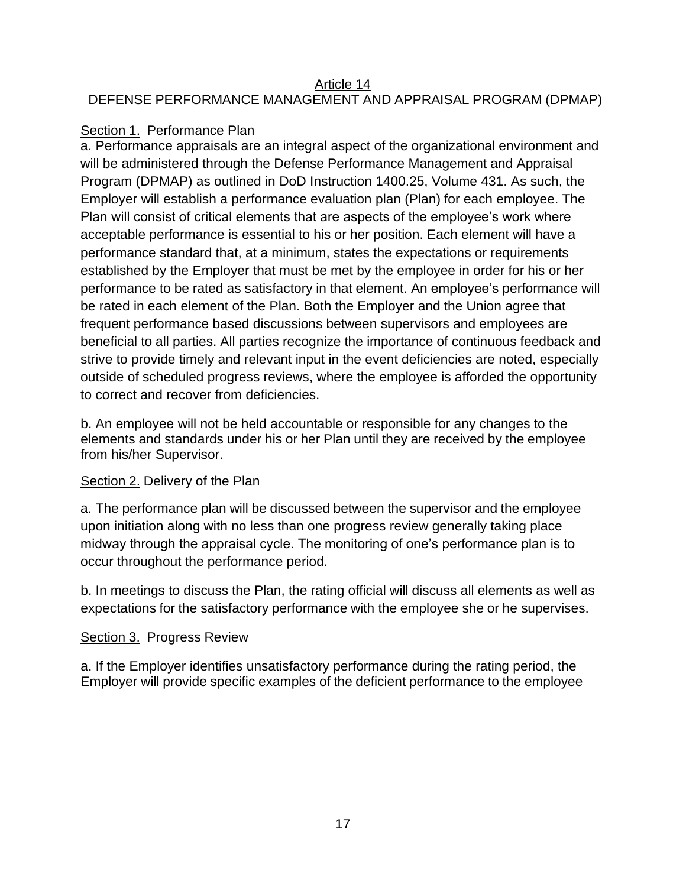# Article 14

# DEFENSE PERFORMANCE MANAGEMENT AND APPRAISAL PROGRAM (DPMAP)

## Section 1. Performance Plan

a. Performance appraisals are an integral aspect of the organizational environment and will be administered through the Defense Performance Management and Appraisal Program (DPMAP) as outlined in DoD Instruction 1400.25, Volume 431. As such, the Employer will establish a performance evaluation plan (Plan) for each employee. The Plan will consist of critical elements that are aspects of the employee's work where acceptable performance is essential to his or her position. Each element will have a performance standard that, at a minimum, states the expectations or requirements established by the Employer that must be met by the employee in order for his or her performance to be rated as satisfactory in that element. An employee's performance will be rated in each element of the Plan. Both the Employer and the Union agree that frequent performance based discussions between supervisors and employees are beneficial to all parties. All parties recognize the importance of continuous feedback and strive to provide timely and relevant input in the event deficiencies are noted, especially outside of scheduled progress reviews, where the employee is afforded the opportunity to correct and recover from deficiencies.

b. An employee will not be held accountable or responsible for any changes to the elements and standards under his or her Plan until they are received by the employee from his/her Supervisor.

## Section 2. Delivery of the Plan

a. The performance plan will be discussed between the supervisor and the employee upon initiation along with no less than one progress review generally taking place midway through the appraisal cycle. The monitoring of one's performance plan is to occur throughout the performance period.

b. In meetings to discuss the Plan, the rating official will discuss all elements as well as expectations for the satisfactory performance with the employee she or he supervises.

## Section 3. Progress Review

a. If the Employer identifies unsatisfactory performance during the rating period, the Employer will provide specific examples of the deficient performance to the employee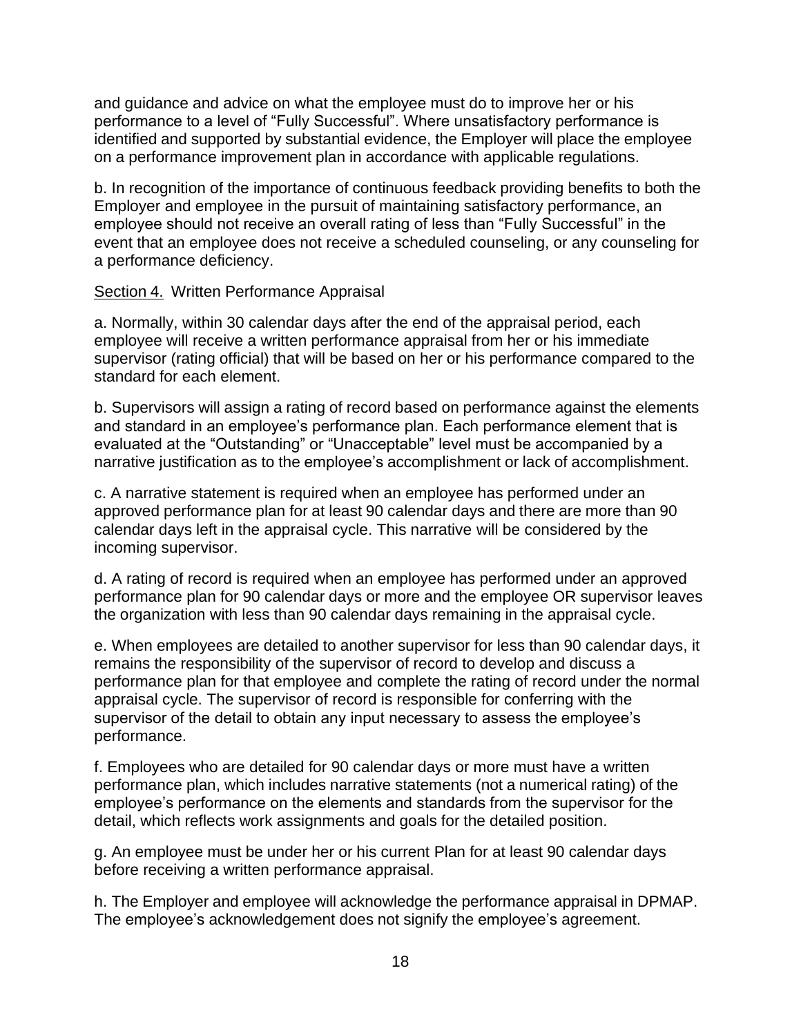and guidance and advice on what the employee must do to improve her or his performance to a level of "Fully Successful". Where unsatisfactory performance is identified and supported by substantial evidence, the Employer will place the employee on a performance improvement plan in accordance with applicable regulations.

b. In recognition of the importance of continuous feedback providing benefits to both the Employer and employee in the pursuit of maintaining satisfactory performance, an employee should not receive an overall rating of less than "Fully Successful" in the event that an employee does not receive a scheduled counseling, or any counseling for a performance deficiency.

Section 4. Written Performance Appraisal

a. Normally, within 30 calendar days after the end of the appraisal period, each employee will receive a written performance appraisal from her or his immediate supervisor (rating official) that will be based on her or his performance compared to the standard for each element.

b. Supervisors will assign a rating of record based on performance against the elements and standard in an employee's performance plan. Each performance element that is evaluated at the "Outstanding" or "Unacceptable" level must be accompanied by a narrative justification as to the employee's accomplishment or lack of accomplishment.

c. A narrative statement is required when an employee has performed under an approved performance plan for at least 90 calendar days and there are more than 90 calendar days left in the appraisal cycle. This narrative will be considered by the incoming supervisor.

d. A rating of record is required when an employee has performed under an approved performance plan for 90 calendar days or more and the employee OR supervisor leaves the organization with less than 90 calendar days remaining in the appraisal cycle.

e. When employees are detailed to another supervisor for less than 90 calendar days, it remains the responsibility of the supervisor of record to develop and discuss a performance plan for that employee and complete the rating of record under the normal appraisal cycle. The supervisor of record is responsible for conferring with the supervisor of the detail to obtain any input necessary to assess the employee's performance.

f. Employees who are detailed for 90 calendar days or more must have a written performance plan, which includes narrative statements (not a numerical rating) of the employee's performance on the elements and standards from the supervisor for the detail, which reflects work assignments and goals for the detailed position.

g. An employee must be under her or his current Plan for at least 90 calendar days before receiving a written performance appraisal.

h. The Employer and employee will acknowledge the performance appraisal in DPMAP. The employee's acknowledgement does not signify the employee's agreement.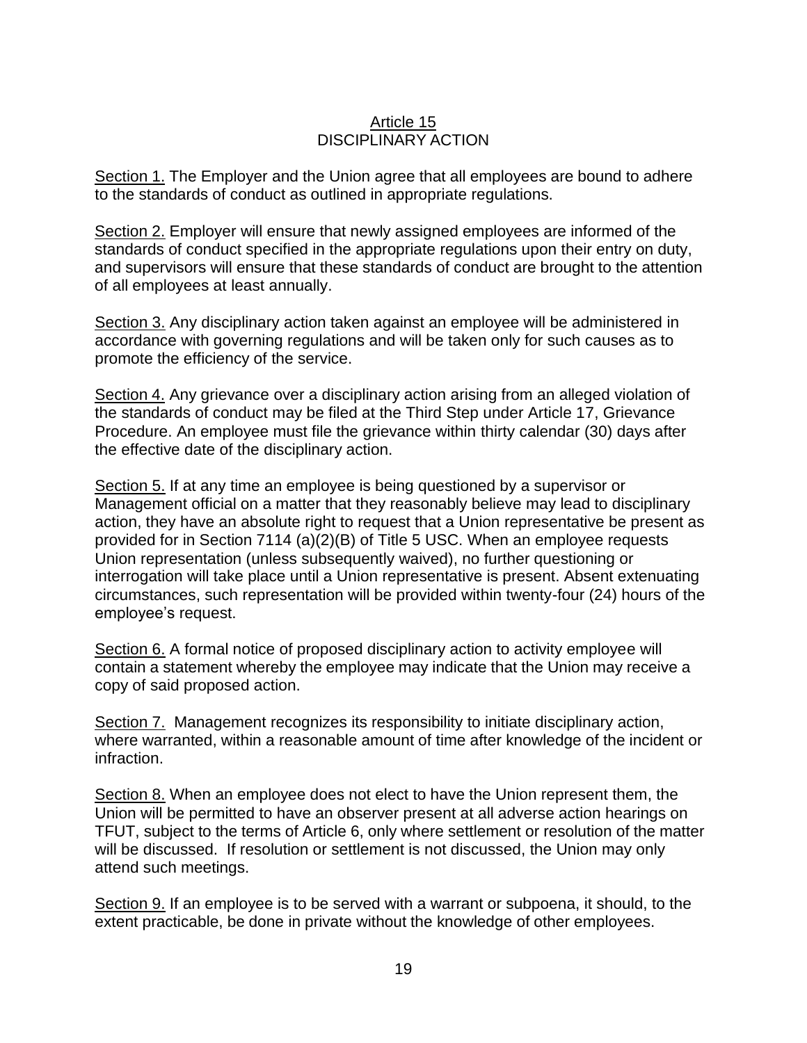# Article 15
## DISCIPLINARY ACTION

<u>Section 1.</u> The Employer and the Union agree that all employees are bound to adhere to the standards of conduct as outlined in appropriate regulations.

<u>Section 2.</u> Employer will ensure that newly assigned employees are informed of the standards of conduct specified in the appropriate regulations upon their entry on duty, and supervisors will ensure that these standards of conduct are brought to the attention of all employees at least annually.

<u>Section 3.</u> Any disciplinary action taken against an employee will be administered in accordance with governing regulations and will be taken only for such causes as to promote the efficiency of the service.

<u>Section 4.</u> Any grievance over a disciplinary action arising from an alleged violation of the standards of conduct may be filed at the Third Step under Article 17, Grievance Procedure. An employee must file the grievance within thirty calendar (30) days after the effective date of the disciplinary action.

<u>Section 5.</u> If at any time an employee is being questioned by a supervisor or Management official on a matter that they reasonably believe may lead to disciplinary action, they have an absolute right to request that a Union representative be present as provided for in Section 7114 (a)(2)(B) of Title 5 USC. When an employee requests Union representation (unless subsequently waived), no further questioning or interrogation will take place until a Union representative is present. Absent extenuating circumstances, such representation will be provided within twenty-four (24) hours of the employee's request.

<u>Section 6.</u> A formal notice of proposed disciplinary action to activity employee will contain a statement whereby the employee may indicate that the Union may receive a copy of said proposed action.

<u>Section 7.</u> Management recognizes its responsibility to initiate disciplinary action, where warranted, within a reasonable amount of time after knowledge of the incident or infraction.

<u>Section 8.</u> When an employee does not elect to have the Union represent them, the Union will be permitted to have an observer present at all adverse action hearings on TFUT, subject to the terms of Article 6, only where settlement or resolution of the matter will be discussed. If resolution or settlement is not discussed, the Union may only attend such meetings.

<u>Section 9.</u> If an employee is to be served with a warrant or subpoena, it should, to the extent practicable, be done in private without the knowledge of other employees.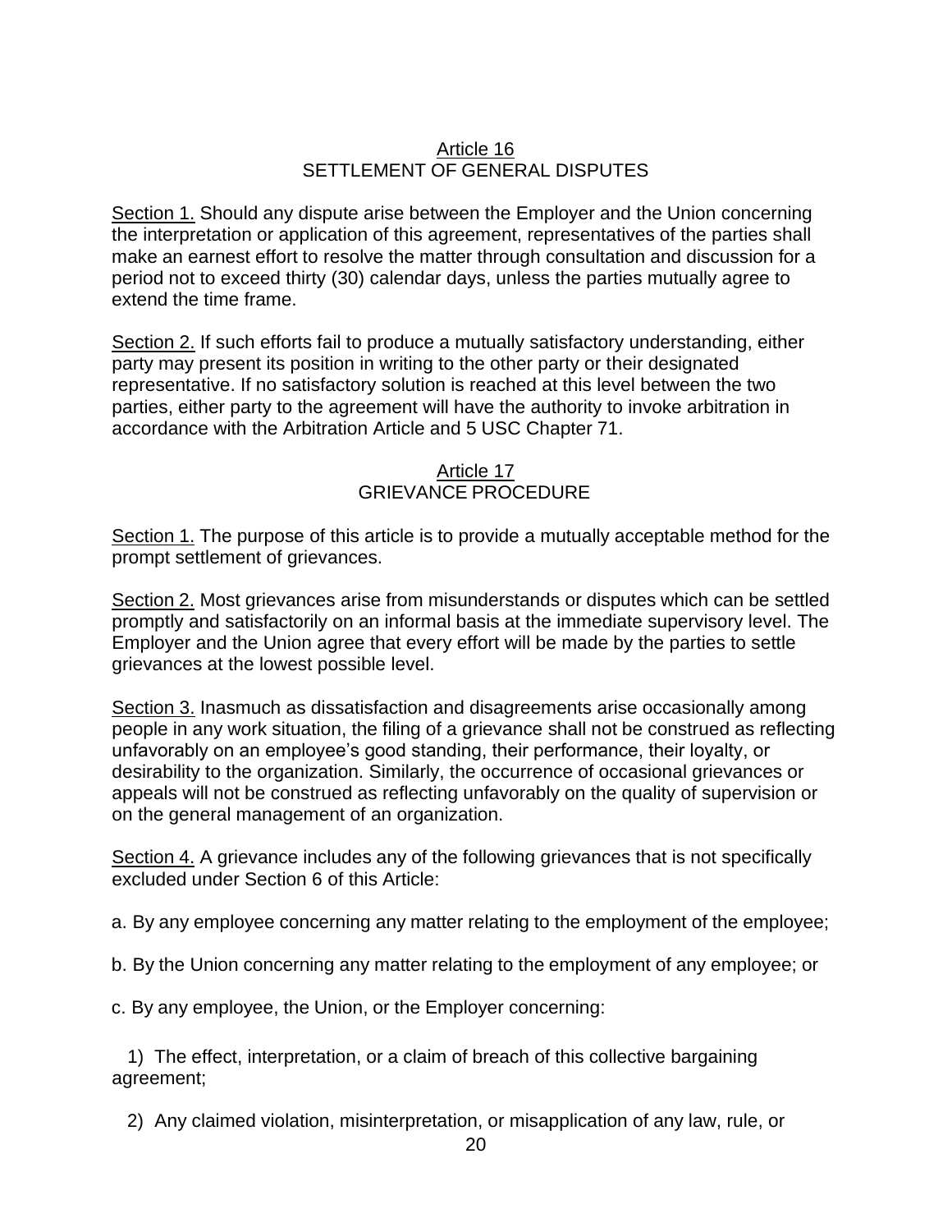## Article 16
## SETTLEMENT OF GENERAL DISPUTES

Section 1. Should any dispute arise between the Employer and the Union concerning the interpretation or application of this agreement, representatives of the parties shall make an earnest effort to resolve the matter through consultation and discussion for a period not to exceed thirty (30) calendar days, unless the parties mutually agree to extend the time frame.

Section 2. If such efforts fail to produce a mutually satisfactory understanding, either party may present its position in writing to the other party or their designated representative. If no satisfactory solution is reached at this level between the two parties, either party to the agreement will have the authority to invoke arbitration in accordance with the Arbitration Article and 5 USC Chapter 71.

## Article 17
## GRIEVANCE PROCEDURE

Section 1. The purpose of this article is to provide a mutually acceptable method for the prompt settlement of grievances.

Section 2. Most grievances arise from misunderstands or disputes which can be settled promptly and satisfactorily on an informal basis at the immediate supervisory level. The Employer and the Union agree that every effort will be made by the parties to settle grievances at the lowest possible level.

Section 3. Inasmuch as dissatisfaction and disagreements arise occasionally among people in any work situation, the filing of a grievance shall not be construed as reflecting unfavorably on an employee's good standing, their performance, their loyalty, or desirability to the organization. Similarly, the occurrence of occasional grievances or appeals will not be construed as reflecting unfavorably on the quality of supervision or on the general management of an organization.

Section 4. A grievance includes any of the following grievances that is not specifically excluded under Section 6 of this Article:

a. By any employee concerning any matter relating to the employment of the employee;

b. By the Union concerning any matter relating to the employment of any employee; or

c. By any employee, the Union, or the Employer concerning:

1) The effect, interpretation, or a claim of breach of this collective bargaining agreement;

2) Any claimed violation, misinterpretation, or misapplication of any law, rule, or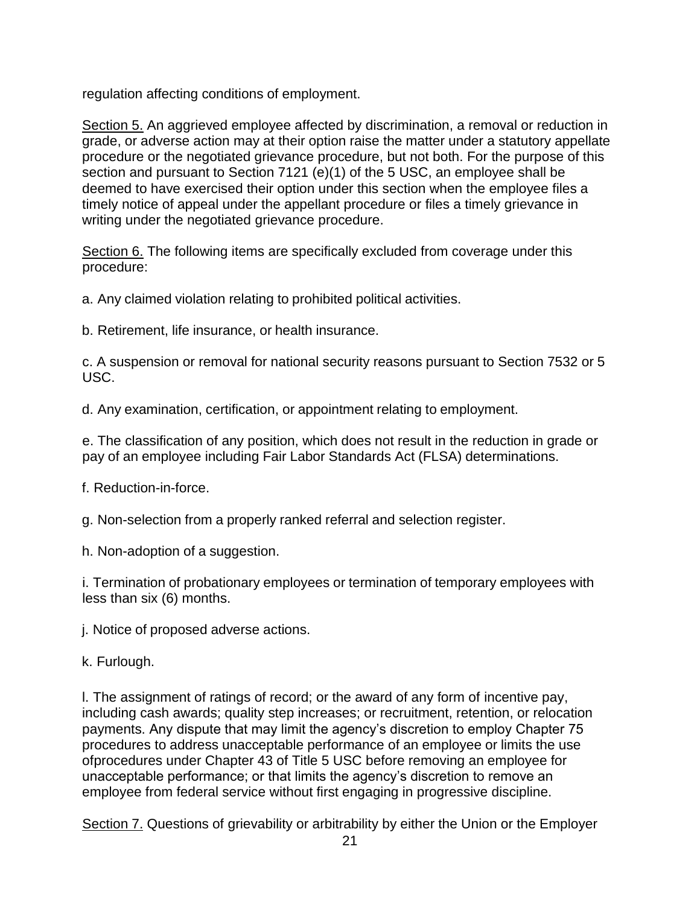regulation affecting conditions of employment.

Section 5. An aggrieved employee affected by discrimination, a removal or reduction in grade, or adverse action may at their option raise the matter under a statutory appellate procedure or the negotiated grievance procedure, but not both. For the purpose of this section and pursuant to Section 7121 (e)(1) of the 5 USC, an employee shall be deemed to have exercised their option under this section when the employee files a timely notice of appeal under the appellant procedure or files a timely grievance in writing under the negotiated grievance procedure.

Section 6. The following items are specifically excluded from coverage under this procedure:

a. Any claimed violation relating to prohibited political activities.

b. Retirement, life insurance, or health insurance.

c. A suspension or removal for national security reasons pursuant to Section 7532 or 5 USC.

d. Any examination, certification, or appointment relating to employment.

e. The classification of any position, which does not result in the reduction in grade or pay of an employee including Fair Labor Standards Act (FLSA) determinations.

f. Reduction-in-force.

g. Non-selection from a properly ranked referral and selection register.

h. Non-adoption of a suggestion.

i. Termination of probationary employees or termination of temporary employees with less than six (6) months.

j. Notice of proposed adverse actions.

k. Furlough.

l. The assignment of ratings of record; or the award of any form of incentive pay, including cash awards; quality step increases; or recruitment, retention, or relocation payments. Any dispute that may limit the agency's discretion to employ Chapter 75 procedures to address unacceptable performance of an employee or limits the use ofprocedures under Chapter 43 of Title 5 USC before removing an employee for unacceptable performance; or that limits the agency's discretion to remove an employee from federal service without first engaging in progressive discipline.

Section 7. Questions of grievability or arbitrability by either the Union or the Employer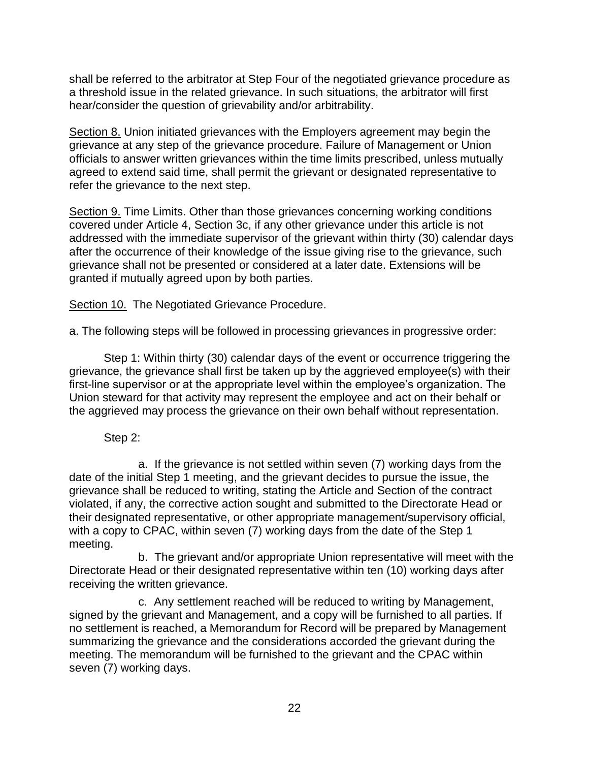shall be referred to the arbitrator at Step Four of the negotiated grievance procedure as a threshold issue in the related grievance. In such situations, the arbitrator will first hear/consider the question of grievability and/or arbitrability.

<u>Section 8.</u> Union initiated grievances with the Employers agreement may begin the grievance at any step of the grievance procedure. Failure of Management or Union officials to answer written grievances within the time limits prescribed, unless mutually agreed to extend said time, shall permit the grievant or designated representative to refer the grievance to the next step.

<u>Section 9.</u> Time Limits. Other than those grievances concerning working conditions covered under Article 4, Section 3c, if any other grievance under this article is not addressed with the immediate supervisor of the grievant within thirty (30) calendar days after the occurrence of their knowledge of the issue giving rise to the grievance, such grievance shall not be presented or considered at a later date. Extensions will be granted if mutually agreed upon by both parties.

<u>Section 10.</u> The Negotiated Grievance Procedure.

a. The following steps will be followed in processing grievances in progressive order:

Step 1: Within thirty (30) calendar days of the event or occurrence triggering the grievance, the grievance shall first be taken up by the aggrieved employee(s) with their first-line supervisor or at the appropriate level within the employee's organization. The Union steward for that activity may represent the employee and act on their behalf or the aggrieved may process the grievance on their own behalf without representation.

Step 2:

a. If the grievance is not settled within seven (7) working days from the date of the initial Step 1 meeting, and the grievant decides to pursue the issue, the grievance shall be reduced to writing, stating the Article and Section of the contract violated, if any, the corrective action sought and submitted to the Directorate Head or their designated representative, or other appropriate management/supervisory official, with a copy to CPAC, within seven (7) working days from the date of the Step 1 meeting.

b. The grievant and/or appropriate Union representative will meet with the Directorate Head or their designated representative within ten (10) working days after receiving the written grievance.

c. Any settlement reached will be reduced to writing by Management, signed by the grievant and Management, and a copy will be furnished to all parties. If no settlement is reached, a Memorandum for Record will be prepared by Management summarizing the grievance and the considerations accorded the grievant during the meeting. The memorandum will be furnished to the grievant and the CPAC within seven (7) working days.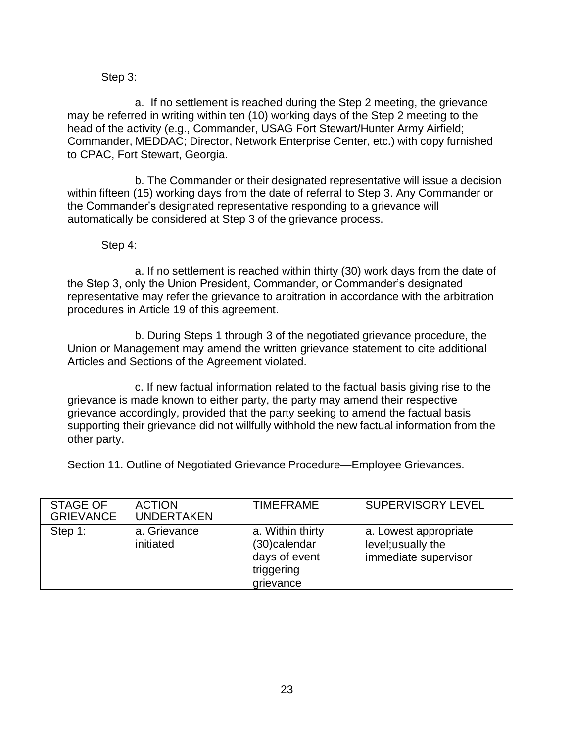Step 3:

a. If no settlement is reached during the Step 2 meeting, the grievance may be referred in writing within ten (10) working days of the Step 2 meeting to the head of the activity (e.g., Commander, USAG Fort Stewart/Hunter Army Airfield; Commander, MEDDAC; Director, Network Enterprise Center, etc.) with copy furnished to CPAC, Fort Stewart, Georgia.

b. The Commander or their designated representative will issue a decision within fifteen (15) working days from the date of referral to Step 3. Any Commander or the Commander's designated representative responding to a grievance will automatically be considered at Step 3 of the grievance process.

Step 4:

a. If no settlement is reached within thirty (30) work days from the date of the Step 3, only the Union President, Commander, or Commander's designated representative may refer the grievance to arbitration in accordance with the arbitration procedures in Article 19 of this agreement.

b. During Steps 1 through 3 of the negotiated grievance procedure, the Union or Management may amend the written grievance statement to cite additional Articles and Sections of the Agreement violated.

c. If new factual information related to the factual basis giving rise to the grievance is made known to either party, the party may amend their respective grievance accordingly, provided that the party seeking to amend the factual basis supporting their grievance did not willfully withhold the new factual information from the other party.

<u>Section 11.</u> Outline of Negotiated Grievance Procedure—Employee Grievances.

| STAGE OF GRIEVANCE | ACTION UNDERTAKEN | TIMEFRAME | SUPERVISORY LEVEL |
|---|---|---|---|
| Step 1: | a. Grievance initiated | a. Within thirty (30)calendar days of event triggering grievance | a. Lowest appropriate level;usually the immediate supervisor |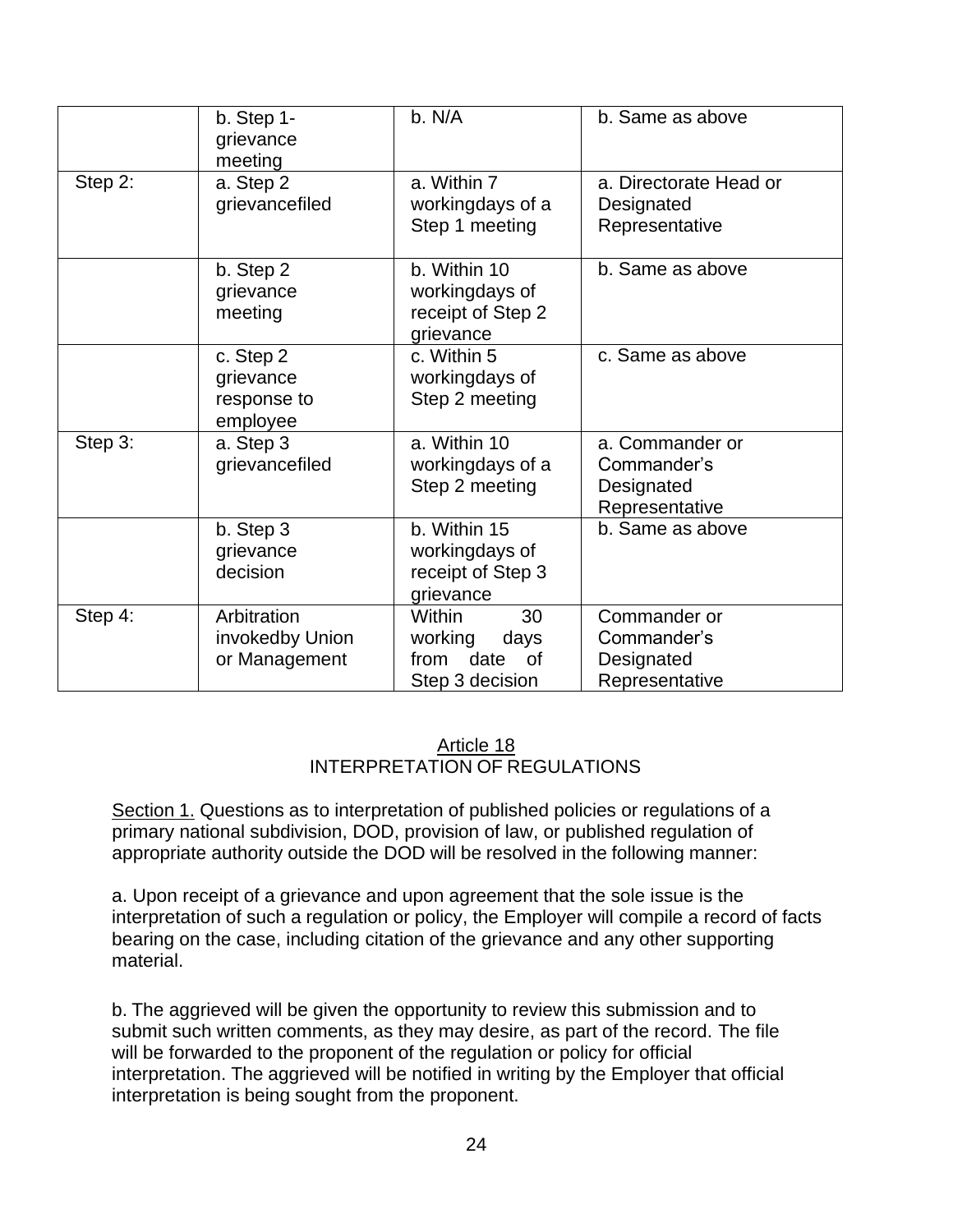| | | | |
|---|---|---|---|
| | b. Step 1-grievance meeting | b. N/A | b. Same as above |
| Step 2: | a. Step 2 grievancefiled | a. Within 7 workingdays of a Step 1 meeting | a. Directorate Head or Designated Representative |
| | b. Step 2 grievance meeting | b. Within 10 workingdays of receipt of Step 2 grievance | b. Same as above |
| | c. Step 2 grievance response to employee | c. Within 5 workingdays of Step 2 meeting | c. Same as above |
| Step 3: | a. Step 3 grievancefiled | a. Within 10 workingdays of a Step 2 meeting | a. Commander or Commander's Designated Representative |
| | b. Step 3 grievance decision | b. Within 15 workingdays of receipt of Step 3 grievance | b. Same as above |
| Step 4: | Arbitration invokedby Union or Management | Within 30 working days from date of Step 3 decision | Commander or Commander's Designated Representative |

## Article 18
## INTERPRETATION OF REGULATIONS

Section 1. Questions as to interpretation of published policies or regulations of a primary national subdivision, DOD, provision of law, or published regulation of appropriate authority outside the DOD will be resolved in the following manner:

a. Upon receipt of a grievance and upon agreement that the sole issue is the interpretation of such a regulation or policy, the Employer will compile a record of facts bearing on the case, including citation of the grievance and any other supporting material.

b. The aggrieved will be given the opportunity to review this submission and to submit such written comments, as they may desire, as part of the record. The file will be forwarded to the proponent of the regulation or policy for official interpretation. The aggrieved will be notified in writing by the Employer that official interpretation is being sought from the proponent.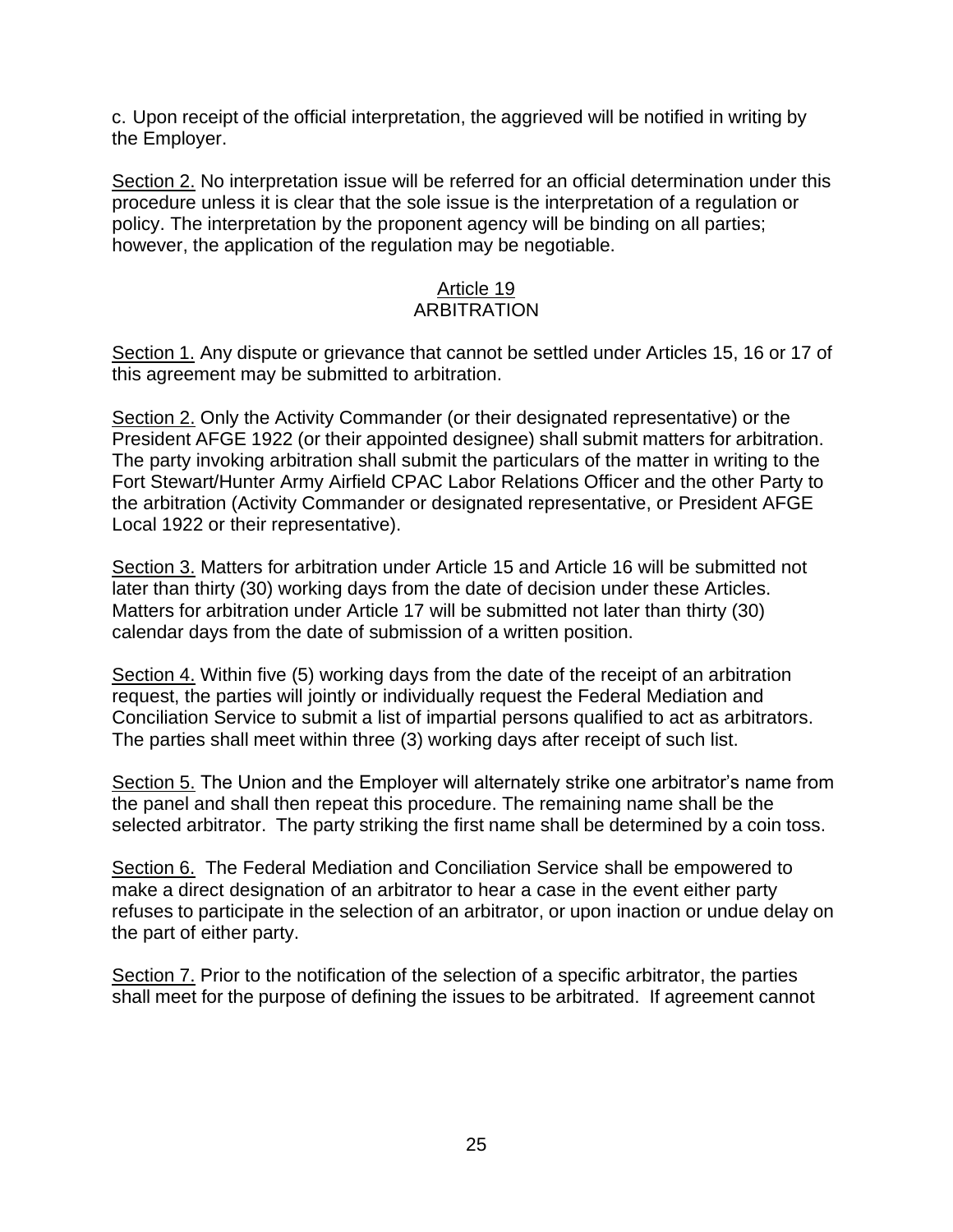c. Upon receipt of the official interpretation, the aggrieved will be notified in writing by the Employer.

Section 2. No interpretation issue will be referred for an official determination under this procedure unless it is clear that the sole issue is the interpretation of a regulation or policy. The interpretation by the proponent agency will be binding on all parties; however, the application of the regulation may be negotiable.

## Article 19
## ARBITRATION

Section 1. Any dispute or grievance that cannot be settled under Articles 15, 16 or 17 of this agreement may be submitted to arbitration.

Section 2. Only the Activity Commander (or their designated representative) or the President AFGE 1922 (or their appointed designee) shall submit matters for arbitration. The party invoking arbitration shall submit the particulars of the matter in writing to the Fort Stewart/Hunter Army Airfield CPAC Labor Relations Officer and the other Party to the arbitration (Activity Commander or designated representative, or President AFGE Local 1922 or their representative).

Section 3. Matters for arbitration under Article 15 and Article 16 will be submitted not later than thirty (30) working days from the date of decision under these Articles. Matters for arbitration under Article 17 will be submitted not later than thirty (30) calendar days from the date of submission of a written position.

Section 4. Within five (5) working days from the date of the receipt of an arbitration request, the parties will jointly or individually request the Federal Mediation and Conciliation Service to submit a list of impartial persons qualified to act as arbitrators. The parties shall meet within three (3) working days after receipt of such list.

Section 5. The Union and the Employer will alternately strike one arbitrator's name from the panel and shall then repeat this procedure. The remaining name shall be the selected arbitrator. The party striking the first name shall be determined by a coin toss.

Section 6. The Federal Mediation and Conciliation Service shall be empowered to make a direct designation of an arbitrator to hear a case in the event either party refuses to participate in the selection of an arbitrator, or upon inaction or undue delay on the part of either party.

Section 7. Prior to the notification of the selection of a specific arbitrator, the parties shall meet for the purpose of defining the issues to be arbitrated. If agreement cannot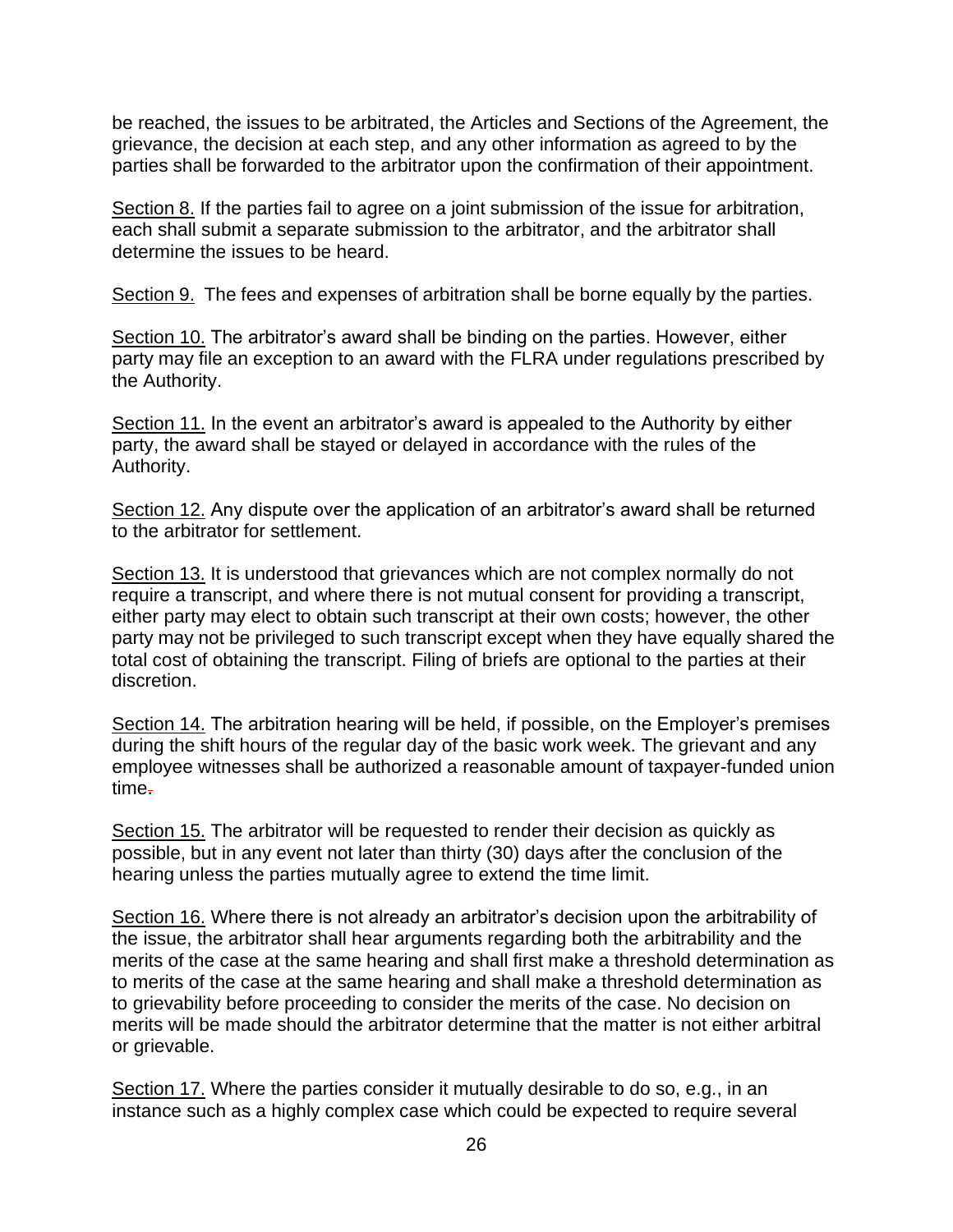be reached, the issues to be arbitrated, the Articles and Sections of the Agreement, the grievance, the decision at each step, and any other information as agreed to by the parties shall be forwarded to the arbitrator upon the confirmation of their appointment.

Section 8. If the parties fail to agree on a joint submission of the issue for arbitration, each shall submit a separate submission to the arbitrator, and the arbitrator shall determine the issues to be heard.

Section 9. The fees and expenses of arbitration shall be borne equally by the parties.

Section 10. The arbitrator's award shall be binding on the parties. However, either party may file an exception to an award with the FLRA under regulations prescribed by the Authority.

Section 11. In the event an arbitrator's award is appealed to the Authority by either party, the award shall be stayed or delayed in accordance with the rules of the Authority.

Section 12. Any dispute over the application of an arbitrator's award shall be returned to the arbitrator for settlement.

Section 13. It is understood that grievances which are not complex normally do not require a transcript, and where there is not mutual consent for providing a transcript, either party may elect to obtain such transcript at their own costs; however, the other party may not be privileged to such transcript except when they have equally shared the total cost of obtaining the transcript. Filing of briefs are optional to the parties at their discretion.

Section 14. The arbitration hearing will be held, if possible, on the Employer's premises during the shift hours of the regular day of the basic work week. The grievant and any employee witnesses shall be authorized a reasonable amount of taxpayer-funded union time.

Section 15. The arbitrator will be requested to render their decision as quickly as possible, but in any event not later than thirty (30) days after the conclusion of the hearing unless the parties mutually agree to extend the time limit.

Section 16. Where there is not already an arbitrator's decision upon the arbitrability of the issue, the arbitrator shall hear arguments regarding both the arbitrability and the merits of the case at the same hearing and shall first make a threshold determination as to merits of the case at the same hearing and shall make a threshold determination as to grievability before proceeding to consider the merits of the case. No decision on merits will be made should the arbitrator determine that the matter is not either arbitral or grievable.

Section 17. Where the parties consider it mutually desirable to do so, e.g., in an instance such as a highly complex case which could be expected to require several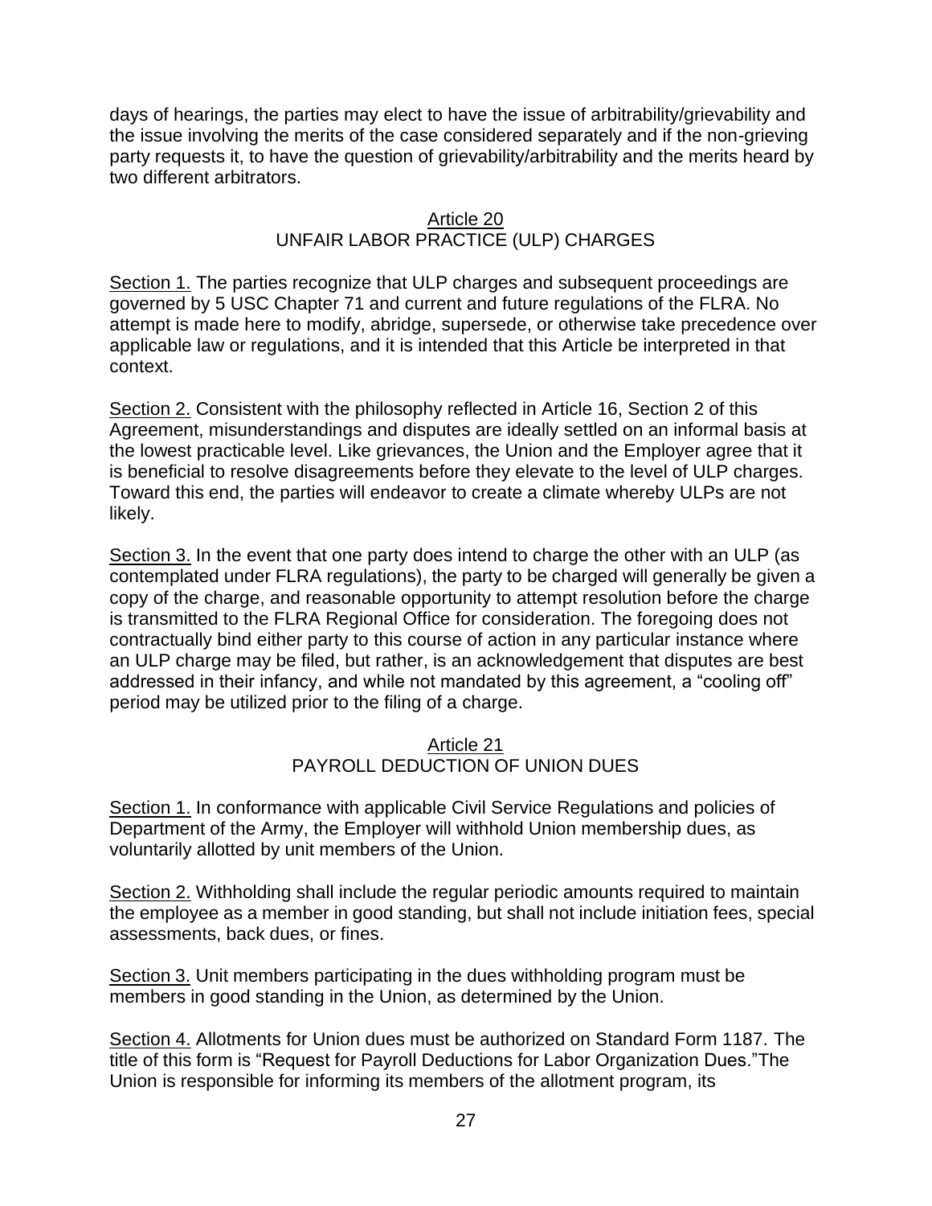days of hearings, the parties may elect to have the issue of arbitrability/grievability and the issue involving the merits of the case considered separately and if the non-grieving party requests it, to have the question of grievability/arbitrability and the merits heard by two different arbitrators.

## Article 20
## UNFAIR LABOR PRACTICE (ULP) CHARGES

Section 1. The parties recognize that ULP charges and subsequent proceedings are governed by 5 USC Chapter 71 and current and future regulations of the FLRA. No attempt is made here to modify, abridge, supersede, or otherwise take precedence over applicable law or regulations, and it is intended that this Article be interpreted in that context.

Section 2. Consistent with the philosophy reflected in Article 16, Section 2 of this Agreement, misunderstandings and disputes are ideally settled on an informal basis at the lowest practicable level. Like grievances, the Union and the Employer agree that it is beneficial to resolve disagreements before they elevate to the level of ULP charges. Toward this end, the parties will endeavor to create a climate whereby ULPs are not likely.

Section 3. In the event that one party does intend to charge the other with an ULP (as contemplated under FLRA regulations), the party to be charged will generally be given a copy of the charge, and reasonable opportunity to attempt resolution before the charge is transmitted to the FLRA Regional Office for consideration. The foregoing does not contractually bind either party to this course of action in any particular instance where an ULP charge may be filed, but rather, is an acknowledgement that disputes are best addressed in their infancy, and while not mandated by this agreement, a "cooling off" period may be utilized prior to the filing of a charge.

## Article 21
## PAYROLL DEDUCTION OF UNION DUES

Section 1. In conformance with applicable Civil Service Regulations and policies of Department of the Army, the Employer will withhold Union membership dues, as voluntarily allotted by unit members of the Union.

Section 2. Withholding shall include the regular periodic amounts required to maintain the employee as a member in good standing, but shall not include initiation fees, special assessments, back dues, or fines.

Section 3. Unit members participating in the dues withholding program must be members in good standing in the Union, as determined by the Union.

Section 4. Allotments for Union dues must be authorized on Standard Form 1187. The title of this form is "Request for Payroll Deductions for Labor Organization Dues."The Union is responsible for informing its members of the allotment program, its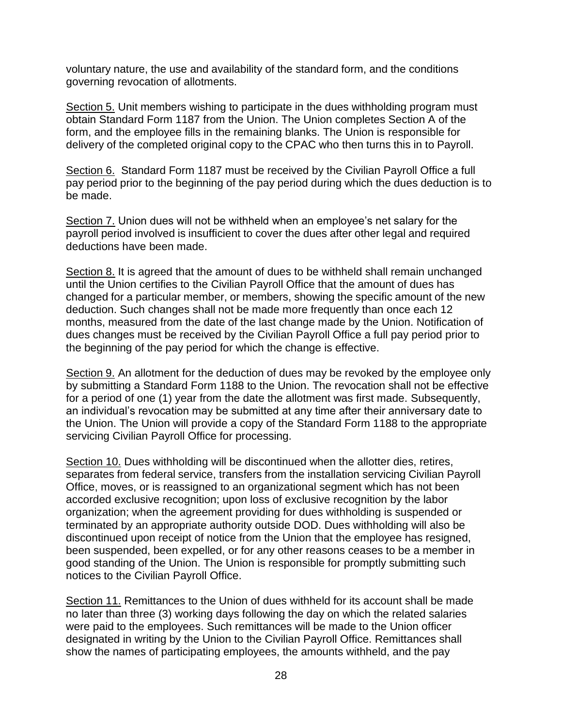voluntary nature, the use and availability of the standard form, and the conditions governing revocation of allotments.

Section 5. Unit members wishing to participate in the dues withholding program must obtain Standard Form 1187 from the Union. The Union completes Section A of the form, and the employee fills in the remaining blanks. The Union is responsible for delivery of the completed original copy to the CPAC who then turns this in to Payroll.

Section 6. Standard Form 1187 must be received by the Civilian Payroll Office a full pay period prior to the beginning of the pay period during which the dues deduction is to be made.

Section 7. Union dues will not be withheld when an employee's net salary for the payroll period involved is insufficient to cover the dues after other legal and required deductions have been made.

Section 8. It is agreed that the amount of dues to be withheld shall remain unchanged until the Union certifies to the Civilian Payroll Office that the amount of dues has changed for a particular member, or members, showing the specific amount of the new deduction. Such changes shall not be made more frequently than once each 12 months, measured from the date of the last change made by the Union. Notification of dues changes must be received by the Civilian Payroll Office a full pay period prior to the beginning of the pay period for which the change is effective.

Section 9. An allotment for the deduction of dues may be revoked by the employee only by submitting a Standard Form 1188 to the Union. The revocation shall not be effective for a period of one (1) year from the date the allotment was first made. Subsequently, an individual's revocation may be submitted at any time after their anniversary date to the Union. The Union will provide a copy of the Standard Form 1188 to the appropriate servicing Civilian Payroll Office for processing.

Section 10. Dues withholding will be discontinued when the allotter dies, retires, separates from federal service, transfers from the installation servicing Civilian Payroll Office, moves, or is reassigned to an organizational segment which has not been accorded exclusive recognition; upon loss of exclusive recognition by the labor organization; when the agreement providing for dues withholding is suspended or terminated by an appropriate authority outside DOD. Dues withholding will also be discontinued upon receipt of notice from the Union that the employee has resigned, been suspended, been expelled, or for any other reasons ceases to be a member in good standing of the Union. The Union is responsible for promptly submitting such notices to the Civilian Payroll Office.

Section 11. Remittances to the Union of dues withheld for its account shall be made no later than three (3) working days following the day on which the related salaries were paid to the employees. Such remittances will be made to the Union officer designated in writing by the Union to the Civilian Payroll Office. Remittances shall show the names of participating employees, the amounts withheld, and the pay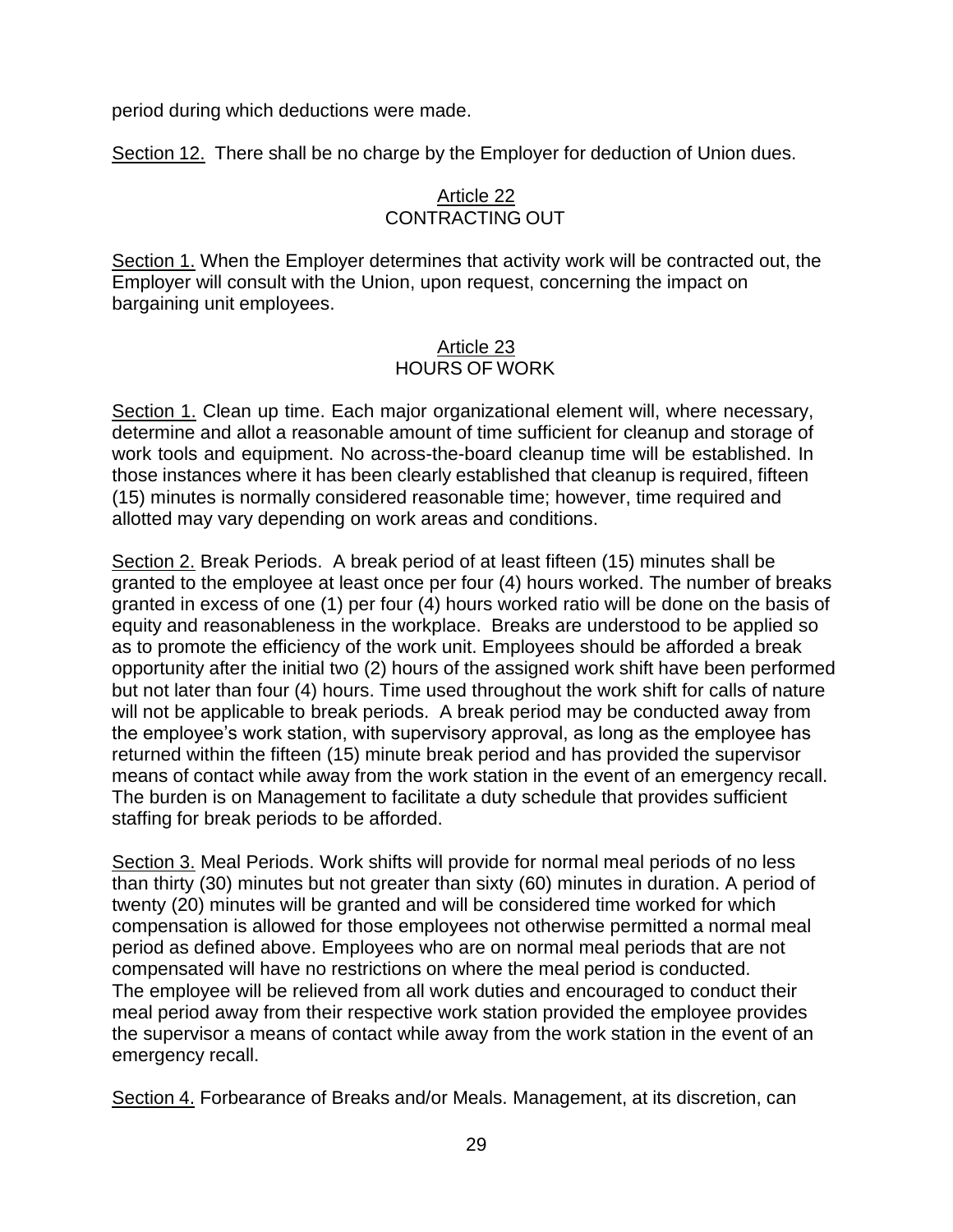period during which deductions were made.

Section 12. There shall be no charge by the Employer for deduction of Union dues.

## Article 22
## CONTRACTING OUT

Section 1. When the Employer determines that activity work will be contracted out, the Employer will consult with the Union, upon request, concerning the impact on bargaining unit employees.

## Article 23
## HOURS OF WORK

Section 1. Clean up time. Each major organizational element will, where necessary, determine and allot a reasonable amount of time sufficient for cleanup and storage of work tools and equipment. No across-the-board cleanup time will be established. In those instances where it has been clearly established that cleanup is required, fifteen (15) minutes is normally considered reasonable time; however, time required and allotted may vary depending on work areas and conditions.

Section 2. Break Periods. A break period of at least fifteen (15) minutes shall be granted to the employee at least once per four (4) hours worked. The number of breaks granted in excess of one (1) per four (4) hours worked ratio will be done on the basis of equity and reasonableness in the workplace. Breaks are understood to be applied so as to promote the efficiency of the work unit. Employees should be afforded a break opportunity after the initial two (2) hours of the assigned work shift have been performed but not later than four (4) hours. Time used throughout the work shift for calls of nature will not be applicable to break periods. A break period may be conducted away from the employee's work station, with supervisory approval, as long as the employee has returned within the fifteen (15) minute break period and has provided the supervisor means of contact while away from the work station in the event of an emergency recall. The burden is on Management to facilitate a duty schedule that provides sufficient staffing for break periods to be afforded.

Section 3. Meal Periods. Work shifts will provide for normal meal periods of no less than thirty (30) minutes but not greater than sixty (60) minutes in duration. A period of twenty (20) minutes will be granted and will be considered time worked for which compensation is allowed for those employees not otherwise permitted a normal meal period as defined above. Employees who are on normal meal periods that are not compensated will have no restrictions on where the meal period is conducted.
The employee will be relieved from all work duties and encouraged to conduct their meal period away from their respective work station provided the employee provides the supervisor a means of contact while away from the work station in the event of an emergency recall.

Section 4. Forbearance of Breaks and/or Meals. Management, at its discretion, can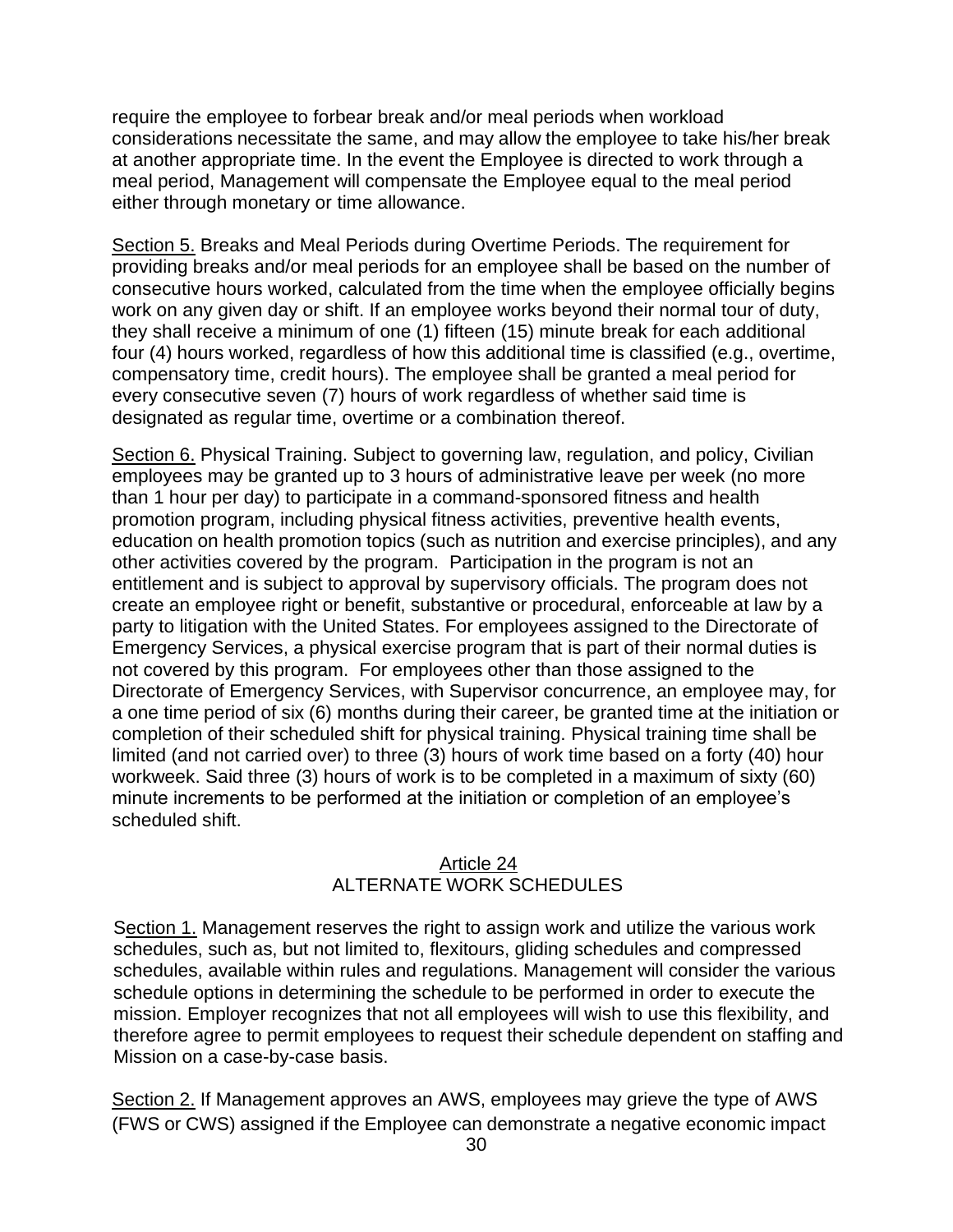require the employee to forbear break and/or meal periods when workload considerations necessitate the same, and may allow the employee to take his/her break at another appropriate time. In the event the Employee is directed to work through a meal period, Management will compensate the Employee equal to the meal period either through monetary or time allowance.

Section 5. Breaks and Meal Periods during Overtime Periods. The requirement for providing breaks and/or meal periods for an employee shall be based on the number of consecutive hours worked, calculated from the time when the employee officially begins work on any given day or shift. If an employee works beyond their normal tour of duty, they shall receive a minimum of one (1) fifteen (15) minute break for each additional four (4) hours worked, regardless of how this additional time is classified (e.g., overtime, compensatory time, credit hours). The employee shall be granted a meal period for every consecutive seven (7) hours of work regardless of whether said time is designated as regular time, overtime or a combination thereof.

Section 6. Physical Training. Subject to governing law, regulation, and policy, Civilian employees may be granted up to 3 hours of administrative leave per week (no more than 1 hour per day) to participate in a command-sponsored fitness and health promotion program, including physical fitness activities, preventive health events, education on health promotion topics (such as nutrition and exercise principles), and any other activities covered by the program. Participation in the program is not an entitlement and is subject to approval by supervisory officials. The program does not create an employee right or benefit, substantive or procedural, enforceable at law by a party to litigation with the United States. For employees assigned to the Directorate of Emergency Services, a physical exercise program that is part of their normal duties is not covered by this program. For employees other than those assigned to the Directorate of Emergency Services, with Supervisor concurrence, an employee may, for a one time period of six (6) months during their career, be granted time at the initiation or completion of their scheduled shift for physical training. Physical training time shall be limited (and not carried over) to three (3) hours of work time based on a forty (40) hour workweek. Said three (3) hours of work is to be completed in a maximum of sixty (60) minute increments to be performed at the initiation or completion of an employee's scheduled shift.

## Article 24
## ALTERNATE WORK SCHEDULES

Section 1. Management reserves the right to assign work and utilize the various work schedules, such as, but not limited to, flexitours, gliding schedules and compressed schedules, available within rules and regulations. Management will consider the various schedule options in determining the schedule to be performed in order to execute the mission. Employer recognizes that not all employees will wish to use this flexibility, and therefore agree to permit employees to request their schedule dependent on staffing and Mission on a case-by-case basis.

Section 2. If Management approves an AWS, employees may grieve the type of AWS (FWS or CWS) assigned if the Employee can demonstrate a negative economic impact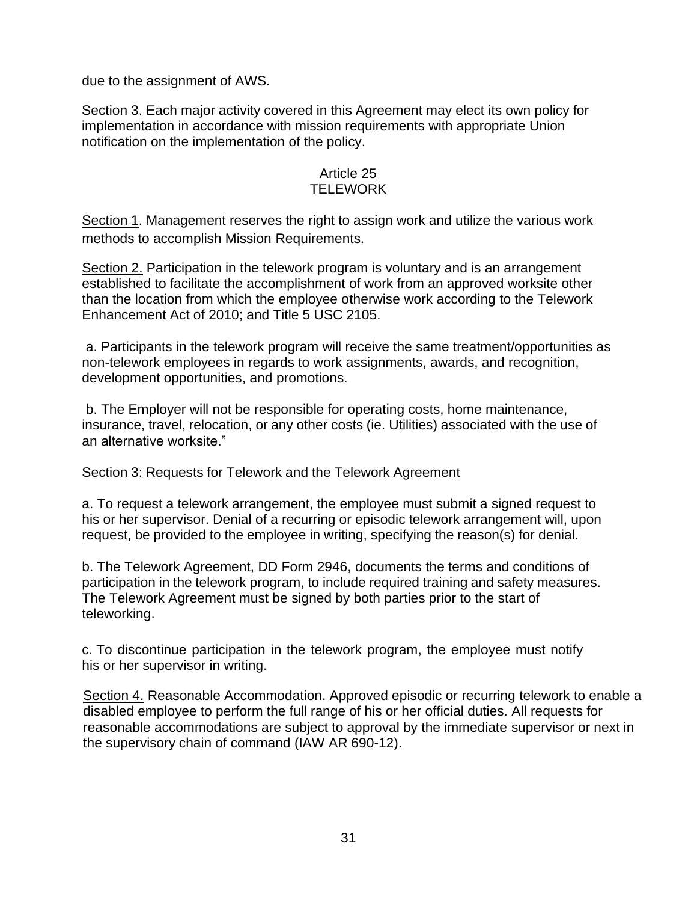due to the assignment of AWS.

Section 3. Each major activity covered in this Agreement may elect its own policy for implementation in accordance with mission requirements with appropriate Union notification on the implementation of the policy.

## Article 25
## TELEWORK

Section 1. Management reserves the right to assign work and utilize the various work methods to accomplish Mission Requirements.

Section 2. Participation in the telework program is voluntary and is an arrangement established to facilitate the accomplishment of work from an approved worksite other than the location from which the employee otherwise work according to the Telework Enhancement Act of 2010; and Title 5 USC 2105.

a. Participants in the telework program will receive the same treatment/opportunities as non-telework employees in regards to work assignments, awards, and recognition, development opportunities, and promotions.

b. The Employer will not be responsible for operating costs, home maintenance, insurance, travel, relocation, or any other costs (ie. Utilities) associated with the use of an alternative worksite."

Section 3: Requests for Telework and the Telework Agreement

a. To request a telework arrangement, the employee must submit a signed request to his or her supervisor. Denial of a recurring or episodic telework arrangement will, upon request, be provided to the employee in writing, specifying the reason(s) for denial.

b. The Telework Agreement, DD Form 2946, documents the terms and conditions of participation in the telework program, to include required training and safety measures. The Telework Agreement must be signed by both parties prior to the start of teleworking.

c. To discontinue participation in the telework program, the employee must notify his or her supervisor in writing.

Section 4. Reasonable Accommodation. Approved episodic or recurring telework to enable a disabled employee to perform the full range of his or her official duties. All requests for reasonable accommodations are subject to approval by the immediate supervisor or next in the supervisory chain of command (IAW AR 690-12).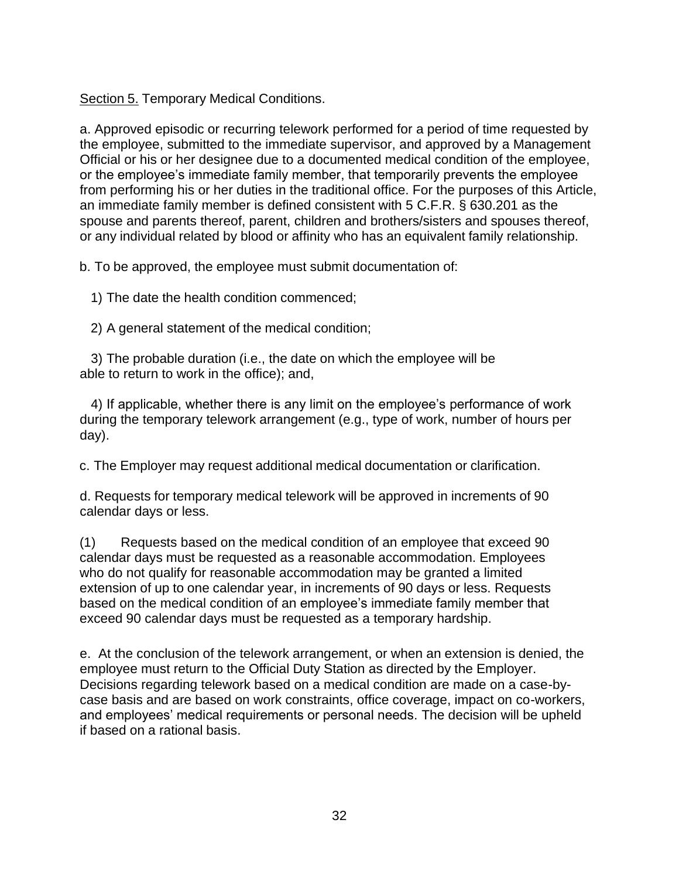<u>Section 5.</u> Temporary Medical Conditions.

a. Approved episodic or recurring telework performed for a period of time requested by the employee, submitted to the immediate supervisor, and approved by a Management Official or his or her designee due to a documented medical condition of the employee, or the employee's immediate family member, that temporarily prevents the employee from performing his or her duties in the traditional office. For the purposes of this Article, an immediate family member is defined consistent with 5 C.F.R. § 630.201 as the spouse and parents thereof, parent, children and brothers/sisters and spouses thereof, or any individual related by blood or affinity who has an equivalent family relationship.

b. To be approved, the employee must submit documentation of:

1) The date the health condition commenced;

2) A general statement of the medical condition;

3) The probable duration (i.e., the date on which the employee will be able to return to work in the office); and,

4) If applicable, whether there is any limit on the employee's performance of work during the temporary telework arrangement (e.g., type of work, number of hours per day).

c. The Employer may request additional medical documentation or clarification.

d. Requests for temporary medical telework will be approved in increments of 90 calendar days or less.

(1) Requests based on the medical condition of an employee that exceed 90 calendar days must be requested as a reasonable accommodation. Employees who do not qualify for reasonable accommodation may be granted a limited extension of up to one calendar year, in increments of 90 days or less. Requests based on the medical condition of an employee's immediate family member that exceed 90 calendar days must be requested as a temporary hardship.

e. At the conclusion of the telework arrangement, or when an extension is denied, the employee must return to the Official Duty Station as directed by the Employer. Decisions regarding telework based on a medical condition are made on a case-by-case basis and are based on work constraints, office coverage, impact on co-workers, and employees' medical requirements or personal needs. The decision will be upheld if based on a rational basis.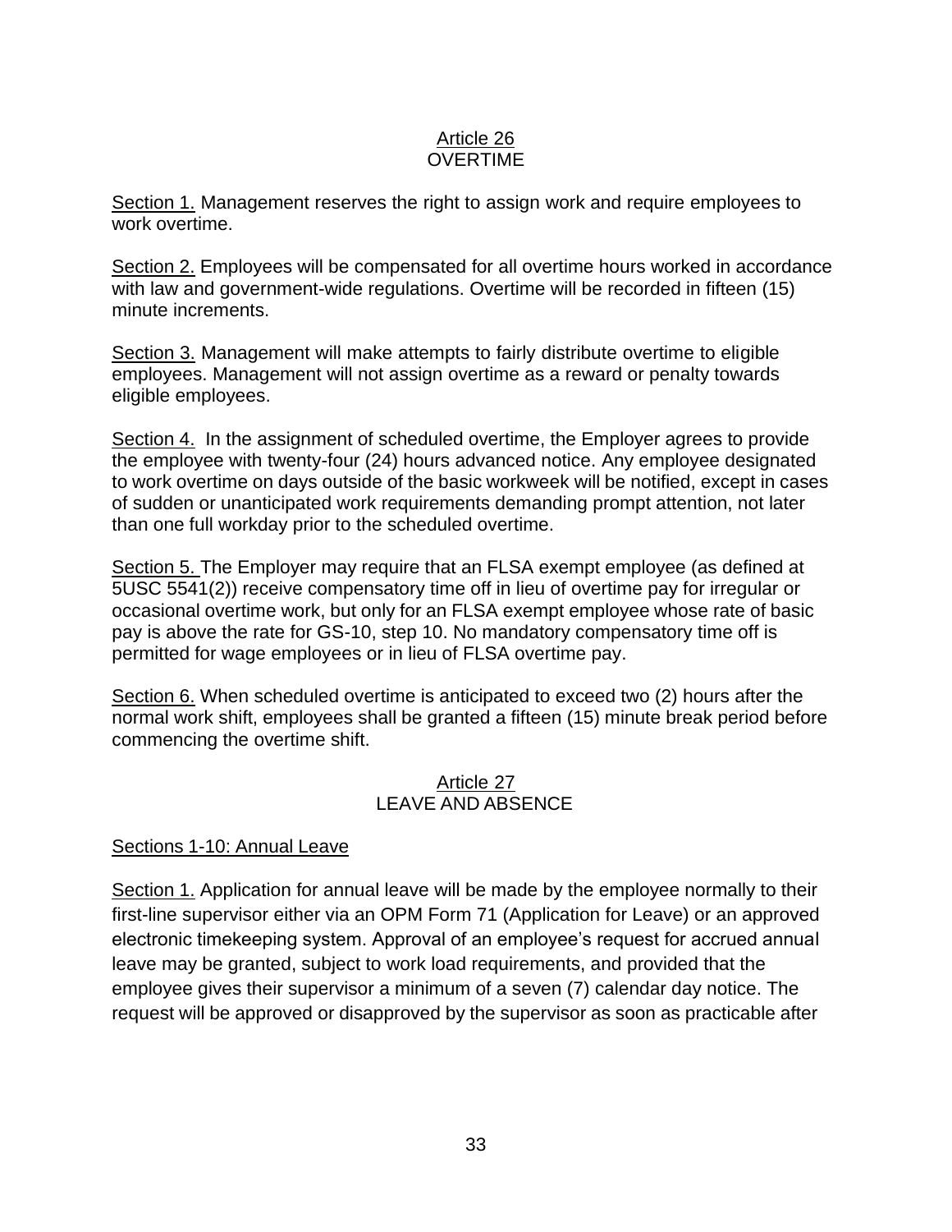## Article 26
## OVERTIME

Section 1. Management reserves the right to assign work and require employees to work overtime.

Section 2. Employees will be compensated for all overtime hours worked in accordance with law and government-wide regulations. Overtime will be recorded in fifteen (15) minute increments.

Section 3. Management will make attempts to fairly distribute overtime to eligible employees. Management will not assign overtime as a reward or penalty towards eligible employees.

Section 4. In the assignment of scheduled overtime, the Employer agrees to provide the employee with twenty-four (24) hours advanced notice. Any employee designated to work overtime on days outside of the basic workweek will be notified, except in cases of sudden or unanticipated work requirements demanding prompt attention, not later than one full workday prior to the scheduled overtime.

Section 5. The Employer may require that an FLSA exempt employee (as defined at 5USC 5541(2)) receive compensatory time off in lieu of overtime pay for irregular or occasional overtime work, but only for an FLSA exempt employee whose rate of basic pay is above the rate for GS-10, step 10. No mandatory compensatory time off is permitted for wage employees or in lieu of FLSA overtime pay.

Section 6. When scheduled overtime is anticipated to exceed two (2) hours after the normal work shift, employees shall be granted a fifteen (15) minute break period before commencing the overtime shift.

## Article 27
## LEAVE AND ABSENCE

Sections 1-10: Annual Leave

Section 1. Application for annual leave will be made by the employee normally to their first-line supervisor either via an OPM Form 71 (Application for Leave) or an approved electronic timekeeping system. Approval of an employee's request for accrued annual leave may be granted, subject to work load requirements, and provided that the employee gives their supervisor a minimum of a seven (7) calendar day notice. The request will be approved or disapproved by the supervisor as soon as practicable after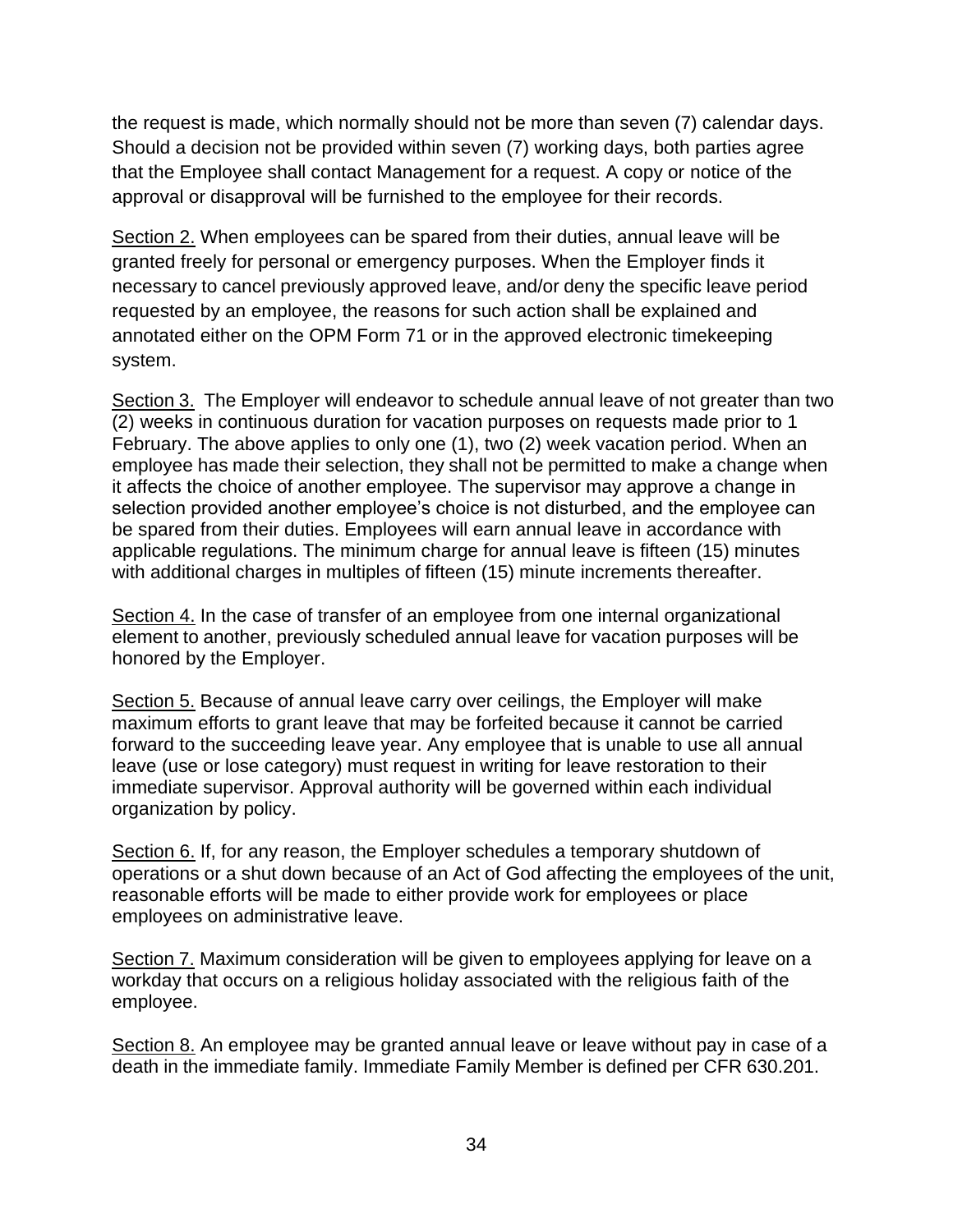the request is made, which normally should not be more than seven (7) calendar days. Should a decision not be provided within seven (7) working days, both parties agree that the Employee shall contact Management for a request. A copy or notice of the approval or disapproval will be furnished to the employee for their records.

Section 2. When employees can be spared from their duties, annual leave will be granted freely for personal or emergency purposes. When the Employer finds it necessary to cancel previously approved leave, and/or deny the specific leave period requested by an employee, the reasons for such action shall be explained and annotated either on the OPM Form 71 or in the approved electronic timekeeping system.

Section 3. The Employer will endeavor to schedule annual leave of not greater than two (2) weeks in continuous duration for vacation purposes on requests made prior to 1 February. The above applies to only one (1), two (2) week vacation period. When an employee has made their selection, they shall not be permitted to make a change when it affects the choice of another employee. The supervisor may approve a change in selection provided another employee's choice is not disturbed, and the employee can be spared from their duties. Employees will earn annual leave in accordance with applicable regulations. The minimum charge for annual leave is fifteen (15) minutes with additional charges in multiples of fifteen (15) minute increments thereafter.

Section 4. In the case of transfer of an employee from one internal organizational element to another, previously scheduled annual leave for vacation purposes will be honored by the Employer.

Section 5. Because of annual leave carry over ceilings, the Employer will make maximum efforts to grant leave that may be forfeited because it cannot be carried forward to the succeeding leave year. Any employee that is unable to use all annual leave (use or lose category) must request in writing for leave restoration to their immediate supervisor. Approval authority will be governed within each individual organization by policy.

Section 6. If, for any reason, the Employer schedules a temporary shutdown of operations or a shut down because of an Act of God affecting the employees of the unit, reasonable efforts will be made to either provide work for employees or place employees on administrative leave.

Section 7. Maximum consideration will be given to employees applying for leave on a workday that occurs on a religious holiday associated with the religious faith of the employee.

Section 8. An employee may be granted annual leave or leave without pay in case of a death in the immediate family. Immediate Family Member is defined per CFR 630.201.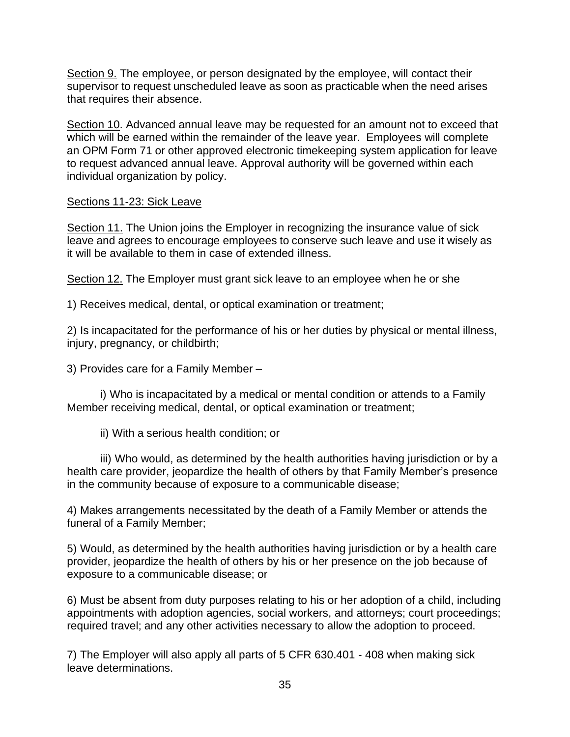Section 9. The employee, or person designated by the employee, will contact their supervisor to request unscheduled leave as soon as practicable when the need arises that requires their absence.

Section 10. Advanced annual leave may be requested for an amount not to exceed that which will be earned within the remainder of the leave year. Employees will complete an OPM Form 71 or other approved electronic timekeeping system application for leave to request advanced annual leave. Approval authority will be governed within each individual organization by policy.

Sections 11-23: Sick Leave

Section 11. The Union joins the Employer in recognizing the insurance value of sick leave and agrees to encourage employees to conserve such leave and use it wisely as it will be available to them in case of extended illness.

Section 12. The Employer must grant sick leave to an employee when he or she

1) Receives medical, dental, or optical examination or treatment;

2) Is incapacitated for the performance of his or her duties by physical or mental illness, injury, pregnancy, or childbirth;

3) Provides care for a Family Member –

i) Who is incapacitated by a medical or mental condition or attends to a Family Member receiving medical, dental, or optical examination or treatment;

ii) With a serious health condition; or

iii) Who would, as determined by the health authorities having jurisdiction or by a health care provider, jeopardize the health of others by that Family Member's presence in the community because of exposure to a communicable disease;

4) Makes arrangements necessitated by the death of a Family Member or attends the funeral of a Family Member;

5) Would, as determined by the health authorities having jurisdiction or by a health care provider, jeopardize the health of others by his or her presence on the job because of exposure to a communicable disease; or

6) Must be absent from duty purposes relating to his or her adoption of a child, including appointments with adoption agencies, social workers, and attorneys; court proceedings; required travel; and any other activities necessary to allow the adoption to proceed.

7) The Employer will also apply all parts of 5 CFR 630.401 - 408 when making sick leave determinations.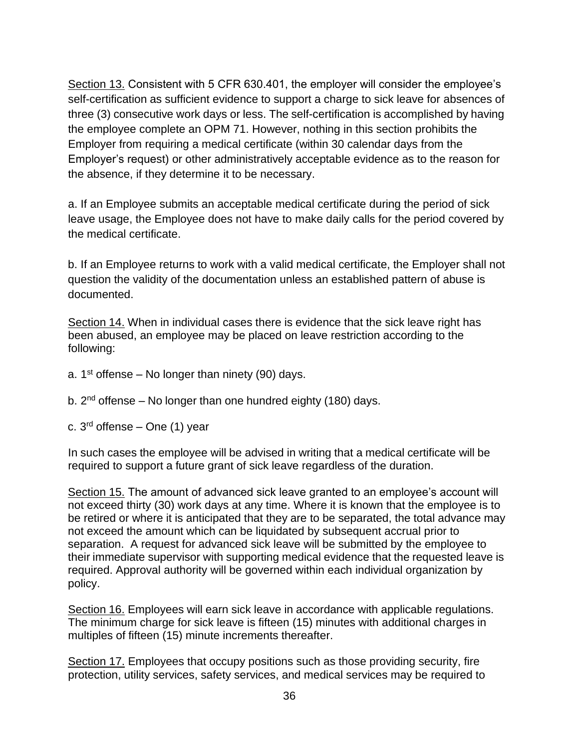<u>Section 13.</u> Consistent with 5 CFR 630.401, the employer will consider the employee's self-certification as sufficient evidence to support a charge to sick leave for absences of three (3) consecutive work days or less. The self-certification is accomplished by having the employee complete an OPM 71. However, nothing in this section prohibits the Employer from requiring a medical certificate (within 30 calendar days from the Employer's request) or other administratively acceptable evidence as to the reason for the absence, if they determine it to be necessary.

a. If an Employee submits an acceptable medical certificate during the period of sick leave usage, the Employee does not have to make daily calls for the period covered by the medical certificate.

b. If an Employee returns to work with a valid medical certificate, the Employer shall not question the validity of the documentation unless an established pattern of abuse is documented.

<u>Section 14.</u> When in individual cases there is evidence that the sick leave right has been abused, an employee may be placed on leave restriction according to the following:

a. 1st offense – No longer than ninety (90) days.

b. 2nd offense – No longer than one hundred eighty (180) days.

c. 3rd offense – One (1) year

In such cases the employee will be advised in writing that a medical certificate will be required to support a future grant of sick leave regardless of the duration.

<u>Section 15.</u> The amount of advanced sick leave granted to an employee's account will not exceed thirty (30) work days at any time. Where it is known that the employee is to be retired or where it is anticipated that they are to be separated, the total advance may not exceed the amount which can be liquidated by subsequent accrual prior to separation. A request for advanced sick leave will be submitted by the employee to their immediate supervisor with supporting medical evidence that the requested leave is required. Approval authority will be governed within each individual organization by policy.

<u>Section 16.</u> Employees will earn sick leave in accordance with applicable regulations. The minimum charge for sick leave is fifteen (15) minutes with additional charges in multiples of fifteen (15) minute increments thereafter.

<u>Section 17.</u> Employees that occupy positions such as those providing security, fire protection, utility services, safety services, and medical services may be required to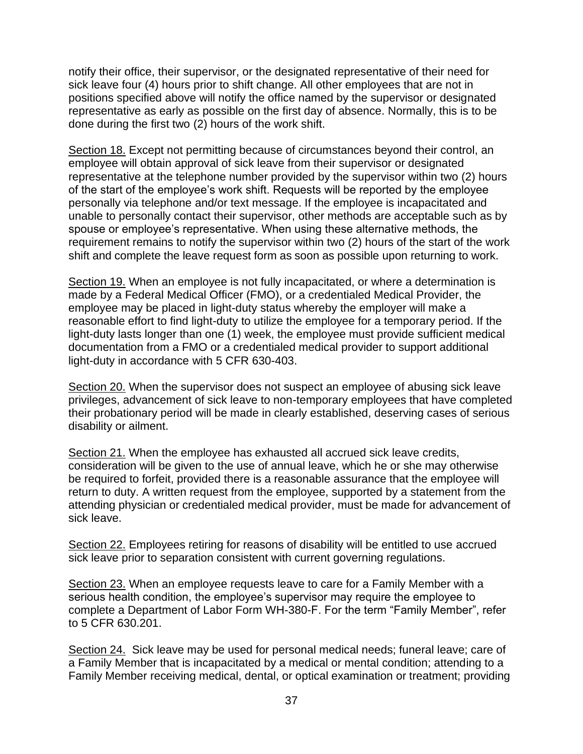notify their office, their supervisor, or the designated representative of their need for sick leave four (4) hours prior to shift change. All other employees that are not in positions specified above will notify the office named by the supervisor or designated representative as early as possible on the first day of absence. Normally, this is to be done during the first two (2) hours of the work shift.

<u>Section 18.</u> Except not permitting because of circumstances beyond their control, an employee will obtain approval of sick leave from their supervisor or designated representative at the telephone number provided by the supervisor within two (2) hours of the start of the employee's work shift. Requests will be reported by the employee personally via telephone and/or text message. If the employee is incapacitated and unable to personally contact their supervisor, other methods are acceptable such as by spouse or employee's representative. When using these alternative methods, the requirement remains to notify the supervisor within two (2) hours of the start of the work shift and complete the leave request form as soon as possible upon returning to work.

<u>Section 19.</u> When an employee is not fully incapacitated, or where a determination is made by a Federal Medical Officer (FMO), or a credentialed Medical Provider, the employee may be placed in light-duty status whereby the employer will make a reasonable effort to find light-duty to utilize the employee for a temporary period. If the light-duty lasts longer than one (1) week, the employee must provide sufficient medical documentation from a FMO or a credentialed medical provider to support additional light-duty in accordance with 5 CFR 630-403.

<u>Section 20.</u> When the supervisor does not suspect an employee of abusing sick leave privileges, advancement of sick leave to non-temporary employees that have completed their probationary period will be made in clearly established, deserving cases of serious disability or ailment.

<u>Section 21.</u> When the employee has exhausted all accrued sick leave credits, consideration will be given to the use of annual leave, which he or she may otherwise be required to forfeit, provided there is a reasonable assurance that the employee will return to duty. A written request from the employee, supported by a statement from the attending physician or credentialed medical provider, must be made for advancement of sick leave.

<u>Section 22.</u> Employees retiring for reasons of disability will be entitled to use accrued sick leave prior to separation consistent with current governing regulations.

<u>Section 23.</u> When an employee requests leave to care for a Family Member with a serious health condition, the employee's supervisor may require the employee to complete a Department of Labor Form WH-380-F. For the term "Family Member", refer to 5 CFR 630.201.

<u>Section 24.</u> Sick leave may be used for personal medical needs; funeral leave; care of a Family Member that is incapacitated by a medical or mental condition; attending to a Family Member receiving medical, dental, or optical examination or treatment; providing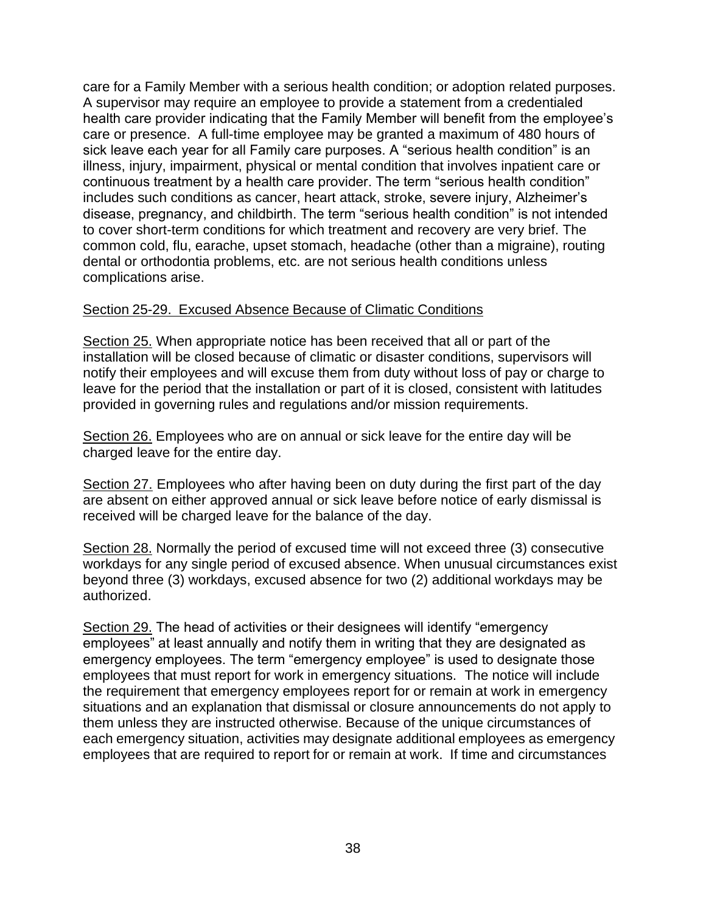care for a Family Member with a serious health condition; or adoption related purposes. A supervisor may require an employee to provide a statement from a credentialed health care provider indicating that the Family Member will benefit from the employee's care or presence. A full-time employee may be granted a maximum of 480 hours of sick leave each year for all Family care purposes. A "serious health condition" is an illness, injury, impairment, physical or mental condition that involves inpatient care or continuous treatment by a health care provider. The term "serious health condition" includes such conditions as cancer, heart attack, stroke, severe injury, Alzheimer's disease, pregnancy, and childbirth. The term "serious health condition" is not intended to cover short-term conditions for which treatment and recovery are very brief. The common cold, flu, earache, upset stomach, headache (other than a migraine), routing dental or orthodontia problems, etc. are not serious health conditions unless complications arise.

Section 25-29. Excused Absence Because of Climatic Conditions

Section 25. When appropriate notice has been received that all or part of the installation will be closed because of climatic or disaster conditions, supervisors will notify their employees and will excuse them from duty without loss of pay or charge to leave for the period that the installation or part of it is closed, consistent with latitudes provided in governing rules and regulations and/or mission requirements.

Section 26. Employees who are on annual or sick leave for the entire day will be charged leave for the entire day.

Section 27. Employees who after having been on duty during the first part of the day are absent on either approved annual or sick leave before notice of early dismissal is received will be charged leave for the balance of the day.

Section 28. Normally the period of excused time will not exceed three (3) consecutive workdays for any single period of excused absence. When unusual circumstances exist beyond three (3) workdays, excused absence for two (2) additional workdays may be authorized.

Section 29. The head of activities or their designees will identify "emergency employees" at least annually and notify them in writing that they are designated as emergency employees. The term "emergency employee" is used to designate those employees that must report for work in emergency situations. The notice will include the requirement that emergency employees report for or remain at work in emergency situations and an explanation that dismissal or closure announcements do not apply to them unless they are instructed otherwise. Because of the unique circumstances of each emergency situation, activities may designate additional employees as emergency employees that are required to report for or remain at work. If time and circumstances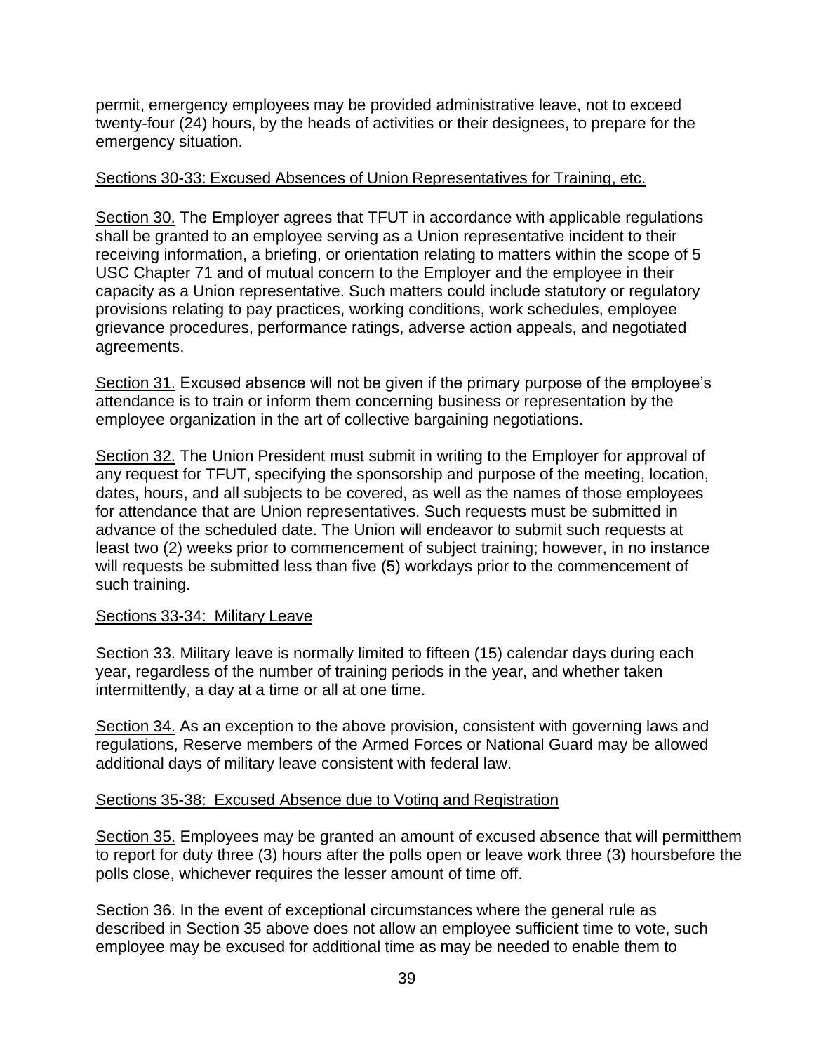permit, emergency employees may be provided administrative leave, not to exceed twenty-four (24) hours, by the heads of activities or their designees, to prepare for the emergency situation.

Sections 30-33: Excused Absences of Union Representatives for Training, etc.

Section 30. The Employer agrees that TFUT in accordance with applicable regulations shall be granted to an employee serving as a Union representative incident to their receiving information, a briefing, or orientation relating to matters within the scope of 5 USC Chapter 71 and of mutual concern to the Employer and the employee in their capacity as a Union representative. Such matters could include statutory or regulatory provisions relating to pay practices, working conditions, work schedules, employee grievance procedures, performance ratings, adverse action appeals, and negotiated agreements.

Section 31. Excused absence will not be given if the primary purpose of the employee's attendance is to train or inform them concerning business or representation by the employee organization in the art of collective bargaining negotiations.

Section 32. The Union President must submit in writing to the Employer for approval of any request for TFUT, specifying the sponsorship and purpose of the meeting, location, dates, hours, and all subjects to be covered, as well as the names of those employees for attendance that are Union representatives. Such requests must be submitted in advance of the scheduled date. The Union will endeavor to submit such requests at least two (2) weeks prior to commencement of subject training; however, in no instance will requests be submitted less than five (5) workdays prior to the commencement of such training.

Sections 33-34: Military Leave

Section 33. Military leave is normally limited to fifteen (15) calendar days during each year, regardless of the number of training periods in the year, and whether taken intermittently, a day at a time or all at one time.

Section 34. As an exception to the above provision, consistent with governing laws and regulations, Reserve members of the Armed Forces or National Guard may be allowed additional days of military leave consistent with federal law.

Sections 35-38: Excused Absence due to Voting and Registration

Section 35. Employees may be granted an amount of excused absence that will permitthem to report for duty three (3) hours after the polls open or leave work three (3) hoursbefore the polls close, whichever requires the lesser amount of time off.

Section 36. In the event of exceptional circumstances where the general rule as described in Section 35 above does not allow an employee sufficient time to vote, such employee may be excused for additional time as may be needed to enable them to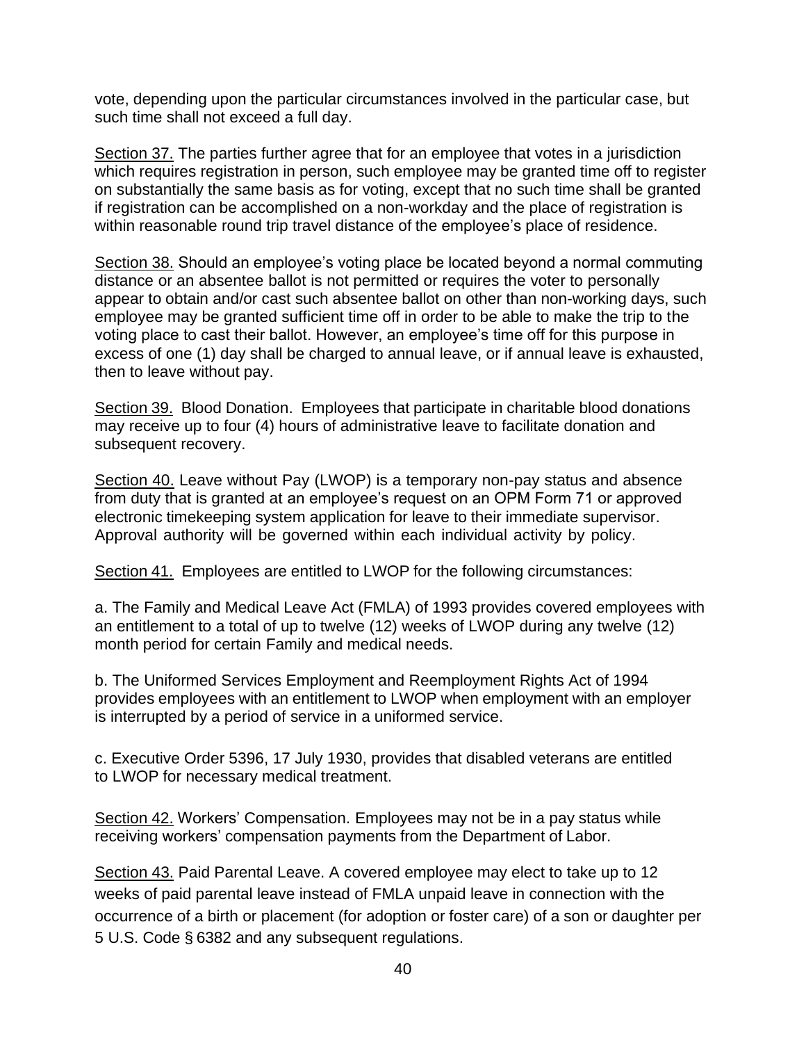vote, depending upon the particular circumstances involved in the particular case, but such time shall not exceed a full day.

Section 37. The parties further agree that for an employee that votes in a jurisdiction which requires registration in person, such employee may be granted time off to register on substantially the same basis as for voting, except that no such time shall be granted if registration can be accomplished on a non-workday and the place of registration is within reasonable round trip travel distance of the employee's place of residence.

Section 38. Should an employee's voting place be located beyond a normal commuting distance or an absentee ballot is not permitted or requires the voter to personally appear to obtain and/or cast such absentee ballot on other than non-working days, such employee may be granted sufficient time off in order to be able to make the trip to the voting place to cast their ballot. However, an employee's time off for this purpose in excess of one (1) day shall be charged to annual leave, or if annual leave is exhausted, then to leave without pay.

Section 39. Blood Donation. Employees that participate in charitable blood donations may receive up to four (4) hours of administrative leave to facilitate donation and subsequent recovery.

Section 40. Leave without Pay (LWOP) is a temporary non-pay status and absence from duty that is granted at an employee's request on an OPM Form 71 or approved electronic timekeeping system application for leave to their immediate supervisor. Approval authority will be governed within each individual activity by policy.

Section 41. Employees are entitled to LWOP for the following circumstances:

a. The Family and Medical Leave Act (FMLA) of 1993 provides covered employees with an entitlement to a total of up to twelve (12) weeks of LWOP during any twelve (12) month period for certain Family and medical needs.

b. The Uniformed Services Employment and Reemployment Rights Act of 1994 provides employees with an entitlement to LWOP when employment with an employer is interrupted by a period of service in a uniformed service.

c. Executive Order 5396, 17 July 1930, provides that disabled veterans are entitled to LWOP for necessary medical treatment.

Section 42. Workers' Compensation. Employees may not be in a pay status while receiving workers' compensation payments from the Department of Labor.

Section 43. Paid Parental Leave. A covered employee may elect to take up to 12 weeks of paid parental leave instead of FMLA unpaid leave in connection with the occurrence of a birth or placement (for adoption or foster care) of a son or daughter per 5 U.S. Code § 6382 and any subsequent regulations.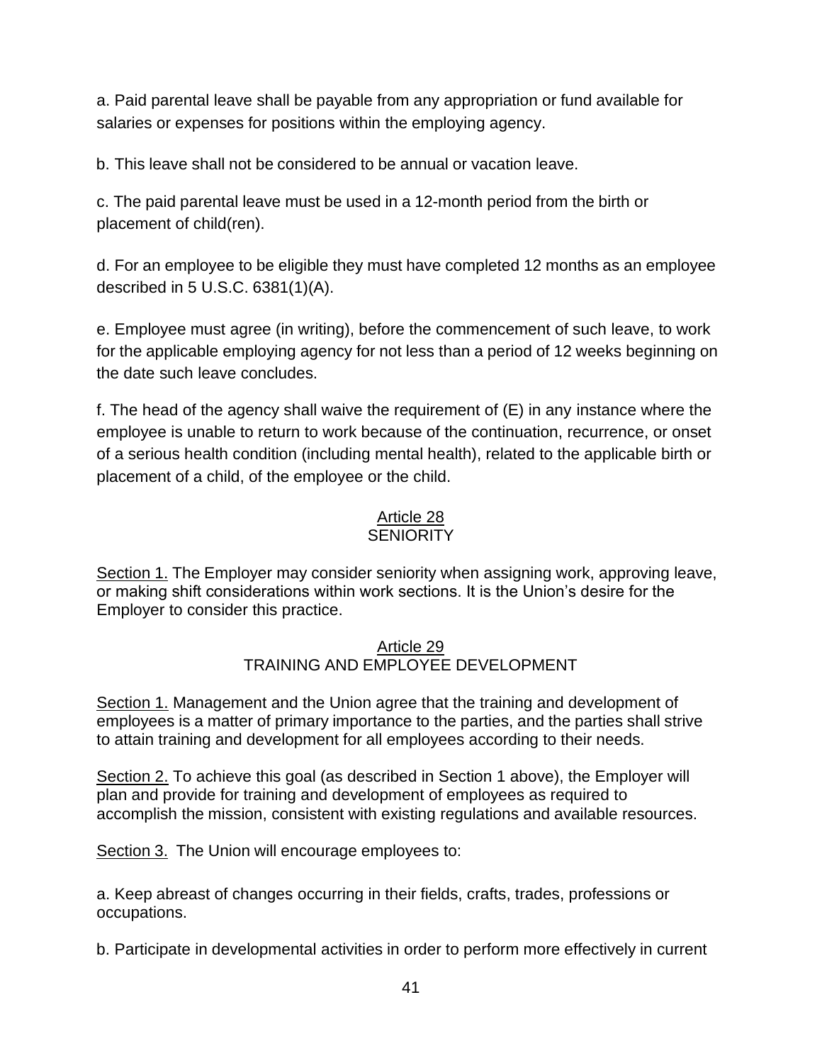a. Paid parental leave shall be payable from any appropriation or fund available for salaries or expenses for positions within the employing agency.

b. This leave shall not be considered to be annual or vacation leave.

c. The paid parental leave must be used in a 12-month period from the birth or placement of child(ren).

d. For an employee to be eligible they must have completed 12 months as an employee described in 5 U.S.C. 6381(1)(A).

e. Employee must agree (in writing), before the commencement of such leave, to work for the applicable employing agency for not less than a period of 12 weeks beginning on the date such leave concludes.

f. The head of the agency shall waive the requirement of (E) in any instance where the employee is unable to return to work because of the continuation, recurrence, or onset of a serious health condition (including mental health), related to the applicable birth or placement of a child, of the employee or the child.

## Article 28
## SENIORITY

Section 1. The Employer may consider seniority when assigning work, approving leave, or making shift considerations within work sections. It is the Union's desire for the Employer to consider this practice.

## Article 29
## TRAINING AND EMPLOYEE DEVELOPMENT

Section 1. Management and the Union agree that the training and development of employees is a matter of primary importance to the parties, and the parties shall strive to attain training and development for all employees according to their needs.

Section 2. To achieve this goal (as described in Section 1 above), the Employer will plan and provide for training and development of employees as required to accomplish the mission, consistent with existing regulations and available resources.

Section 3. The Union will encourage employees to:

a. Keep abreast of changes occurring in their fields, crafts, trades, professions or occupations.

b. Participate in developmental activities in order to perform more effectively in current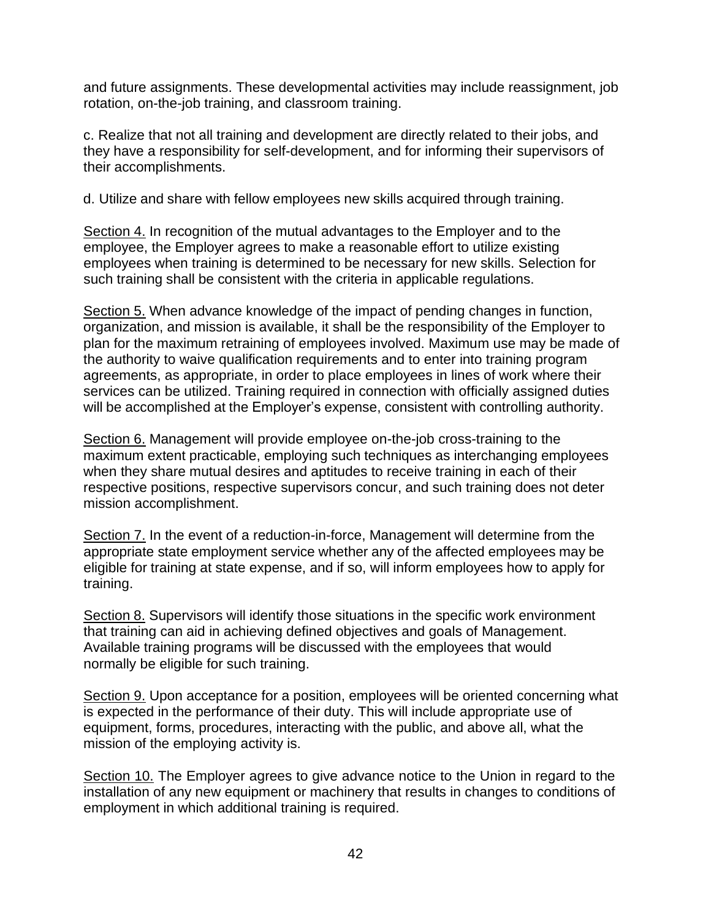and future assignments. These developmental activities may include reassignment, job rotation, on-the-job training, and classroom training.

c. Realize that not all training and development are directly related to their jobs, and they have a responsibility for self-development, and for informing their supervisors of their accomplishments.

d. Utilize and share with fellow employees new skills acquired through training.

<u>Section 4.</u> In recognition of the mutual advantages to the Employer and to the employee, the Employer agrees to make a reasonable effort to utilize existing employees when training is determined to be necessary for new skills. Selection for such training shall be consistent with the criteria in applicable regulations.

<u>Section 5.</u> When advance knowledge of the impact of pending changes in function, organization, and mission is available, it shall be the responsibility of the Employer to plan for the maximum retraining of employees involved. Maximum use may be made of the authority to waive qualification requirements and to enter into training program agreements, as appropriate, in order to place employees in lines of work where their services can be utilized. Training required in connection with officially assigned duties will be accomplished at the Employer's expense, consistent with controlling authority.

<u>Section 6.</u> Management will provide employee on-the-job cross-training to the maximum extent practicable, employing such techniques as interchanging employees when they share mutual desires and aptitudes to receive training in each of their respective positions, respective supervisors concur, and such training does not deter mission accomplishment.

<u>Section 7.</u> In the event of a reduction-in-force, Management will determine from the appropriate state employment service whether any of the affected employees may be eligible for training at state expense, and if so, will inform employees how to apply for training.

<u>Section 8.</u> Supervisors will identify those situations in the specific work environment that training can aid in achieving defined objectives and goals of Management. Available training programs will be discussed with the employees that would normally be eligible for such training.

<u>Section 9.</u> Upon acceptance for a position, employees will be oriented concerning what is expected in the performance of their duty. This will include appropriate use of equipment, forms, procedures, interacting with the public, and above all, what the mission of the employing activity is.

<u>Section 10.</u> The Employer agrees to give advance notice to the Union in regard to the installation of any new equipment or machinery that results in changes to conditions of employment in which additional training is required.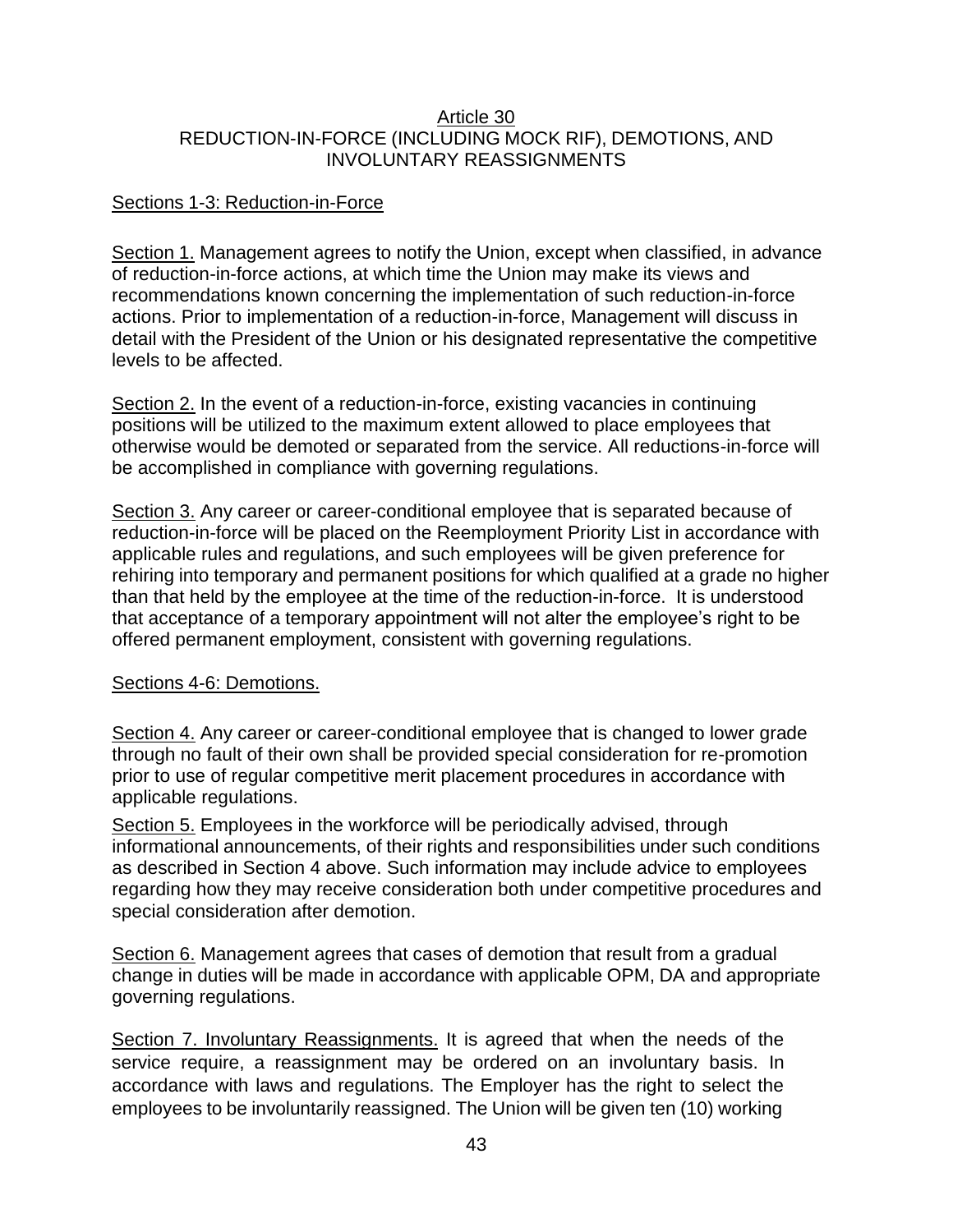# Article 30
## REDUCTION-IN-FORCE (INCLUDING MOCK RIF), DEMOTIONS, AND INVOLUNTARY REASSIGNMENTS

### Sections 1-3: Reduction-in-Force

Section 1. Management agrees to notify the Union, except when classified, in advance of reduction-in-force actions, at which time the Union may make its views and recommendations known concerning the implementation of such reduction-in-force actions. Prior to implementation of a reduction-in-force, Management will discuss in detail with the President of the Union or his designated representative the competitive levels to be affected.

Section 2. In the event of a reduction-in-force, existing vacancies in continuing positions will be utilized to the maximum extent allowed to place employees that otherwise would be demoted or separated from the service. All reductions-in-force will be accomplished in compliance with governing regulations.

Section 3. Any career or career-conditional employee that is separated because of reduction-in-force will be placed on the Reemployment Priority List in accordance with applicable rules and regulations, and such employees will be given preference for rehiring into temporary and permanent positions for which qualified at a grade no higher than that held by the employee at the time of the reduction-in-force. It is understood that acceptance of a temporary appointment will not alter the employee's right to be offered permanent employment, consistent with governing regulations.

### Sections 4-6: Demotions.

Section 4. Any career or career-conditional employee that is changed to lower grade through no fault of their own shall be provided special consideration for re-promotion prior to use of regular competitive merit placement procedures in accordance with applicable regulations.

Section 5. Employees in the workforce will be periodically advised, through informational announcements, of their rights and responsibilities under such conditions as described in Section 4 above. Such information may include advice to employees regarding how they may receive consideration both under competitive procedures and special consideration after demotion.

Section 6. Management agrees that cases of demotion that result from a gradual change in duties will be made in accordance with applicable OPM, DA and appropriate governing regulations.

Section 7. Involuntary Reassignments. It is agreed that when the needs of the service require, a reassignment may be ordered on an involuntary basis. In accordance with laws and regulations. The Employer has the right to select the employees to be involuntarily reassigned. The Union will be given ten (10) working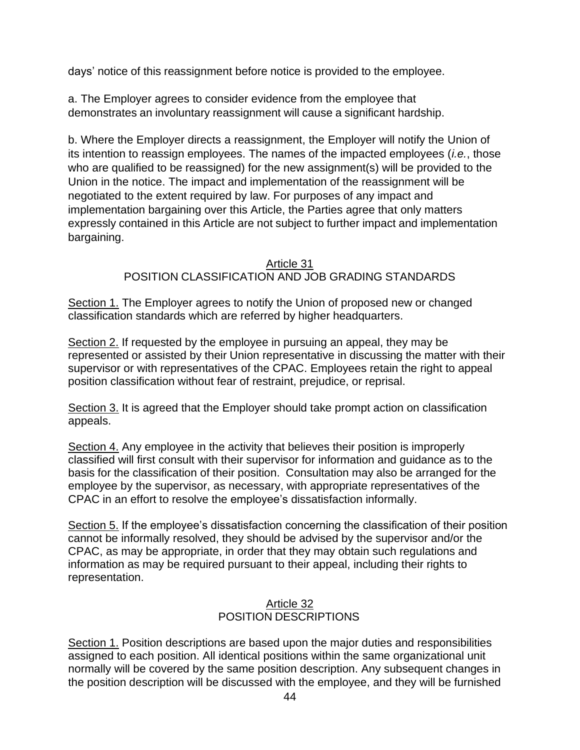days' notice of this reassignment before notice is provided to the employee.

a. The Employer agrees to consider evidence from the employee that demonstrates an involuntary reassignment will cause a significant hardship.

b. Where the Employer directs a reassignment, the Employer will notify the Union of its intention to reassign employees. The names of the impacted employees (*i.e.*, those who are qualified to be reassigned) for the new assignment(s) will be provided to the Union in the notice. The impact and implementation of the reassignment will be negotiated to the extent required by law. For purposes of any impact and implementation bargaining over this Article, the Parties agree that only matters expressly contained in this Article are not subject to further impact and implementation bargaining.

## Article 31
## POSITION CLASSIFICATION AND JOB GRADING STANDARDS

Section 1. The Employer agrees to notify the Union of proposed new or changed classification standards which are referred by higher headquarters.

Section 2. If requested by the employee in pursuing an appeal, they may be represented or assisted by their Union representative in discussing the matter with their supervisor or with representatives of the CPAC. Employees retain the right to appeal position classification without fear of restraint, prejudice, or reprisal.

Section 3. It is agreed that the Employer should take prompt action on classification appeals.

Section 4. Any employee in the activity that believes their position is improperly classified will first consult with their supervisor for information and guidance as to the basis for the classification of their position. Consultation may also be arranged for the employee by the supervisor, as necessary, with appropriate representatives of the CPAC in an effort to resolve the employee's dissatisfaction informally.

Section 5. If the employee's dissatisfaction concerning the classification of their position cannot be informally resolved, they should be advised by the supervisor and/or the CPAC, as may be appropriate, in order that they may obtain such regulations and information as may be required pursuant to their appeal, including their rights to representation.

## Article 32
## POSITION DESCRIPTIONS

Section 1. Position descriptions are based upon the major duties and responsibilities assigned to each position. All identical positions within the same organizational unit normally will be covered by the same position description. Any subsequent changes in the position description will be discussed with the employee, and they will be furnished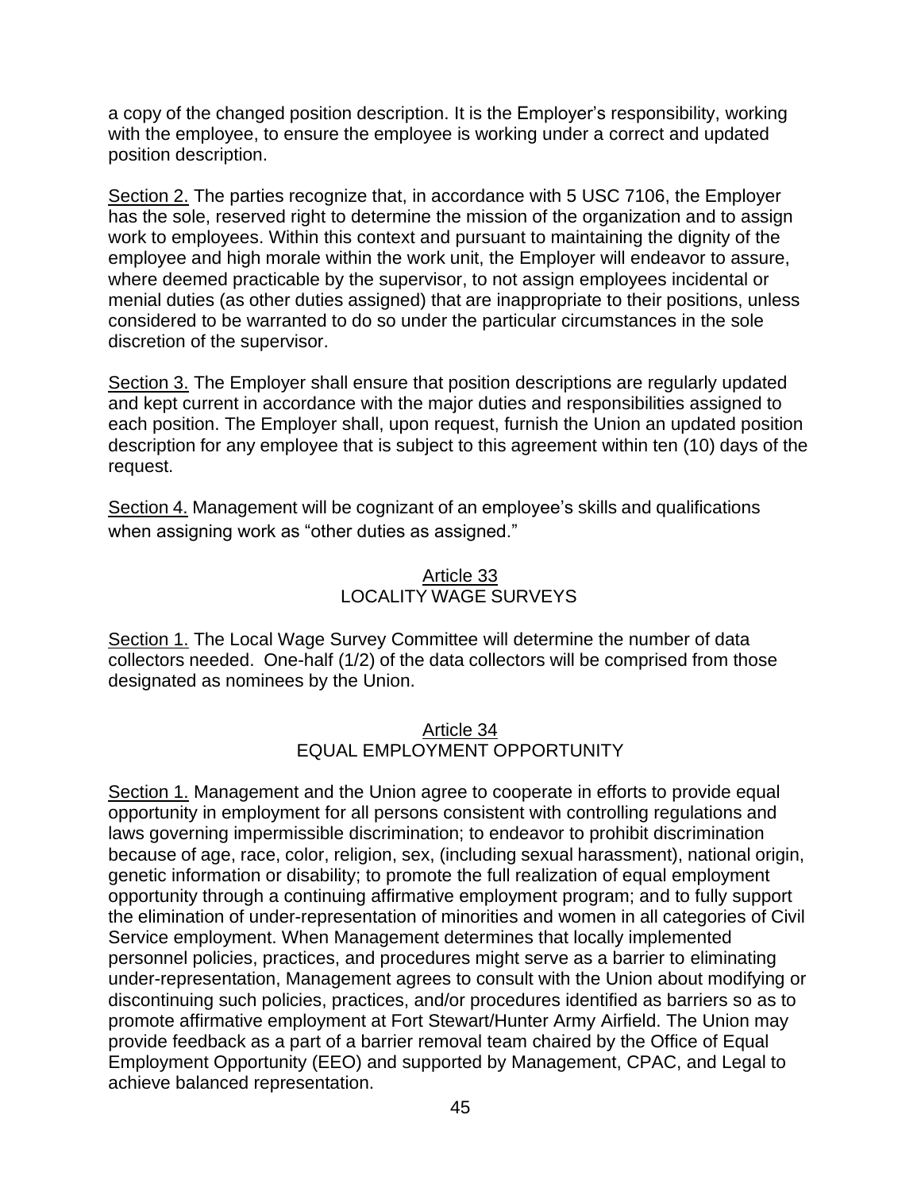a copy of the changed position description. It is the Employer's responsibility, working with the employee, to ensure the employee is working under a correct and updated position description.

Section 2. The parties recognize that, in accordance with 5 USC 7106, the Employer has the sole, reserved right to determine the mission of the organization and to assign work to employees. Within this context and pursuant to maintaining the dignity of the employee and high morale within the work unit, the Employer will endeavor to assure, where deemed practicable by the supervisor, to not assign employees incidental or menial duties (as other duties assigned) that are inappropriate to their positions, unless considered to be warranted to do so under the particular circumstances in the sole discretion of the supervisor.

Section 3. The Employer shall ensure that position descriptions are regularly updated and kept current in accordance with the major duties and responsibilities assigned to each position. The Employer shall, upon request, furnish the Union an updated position description for any employee that is subject to this agreement within ten (10) days of the request.

Section 4. Management will be cognizant of an employee's skills and qualifications when assigning work as "other duties as assigned."

## Article 33
## LOCALITY WAGE SURVEYS

Section 1. The Local Wage Survey Committee will determine the number of data collectors needed. One-half (1/2) of the data collectors will be comprised from those designated as nominees by the Union.

## Article 34
## EQUAL EMPLOYMENT OPPORTUNITY

Section 1. Management and the Union agree to cooperate in efforts to provide equal opportunity in employment for all persons consistent with controlling regulations and laws governing impermissible discrimination; to endeavor to prohibit discrimination because of age, race, color, religion, sex, (including sexual harassment), national origin, genetic information or disability; to promote the full realization of equal employment opportunity through a continuing affirmative employment program; and to fully support the elimination of under-representation of minorities and women in all categories of Civil Service employment. When Management determines that locally implemented personnel policies, practices, and procedures might serve as a barrier to eliminating under-representation, Management agrees to consult with the Union about modifying or discontinuing such policies, practices, and/or procedures identified as barriers so as to promote affirmative employment at Fort Stewart/Hunter Army Airfield. The Union may provide feedback as a part of a barrier removal team chaired by the Office of Equal Employment Opportunity (EEO) and supported by Management, CPAC, and Legal to achieve balanced representation.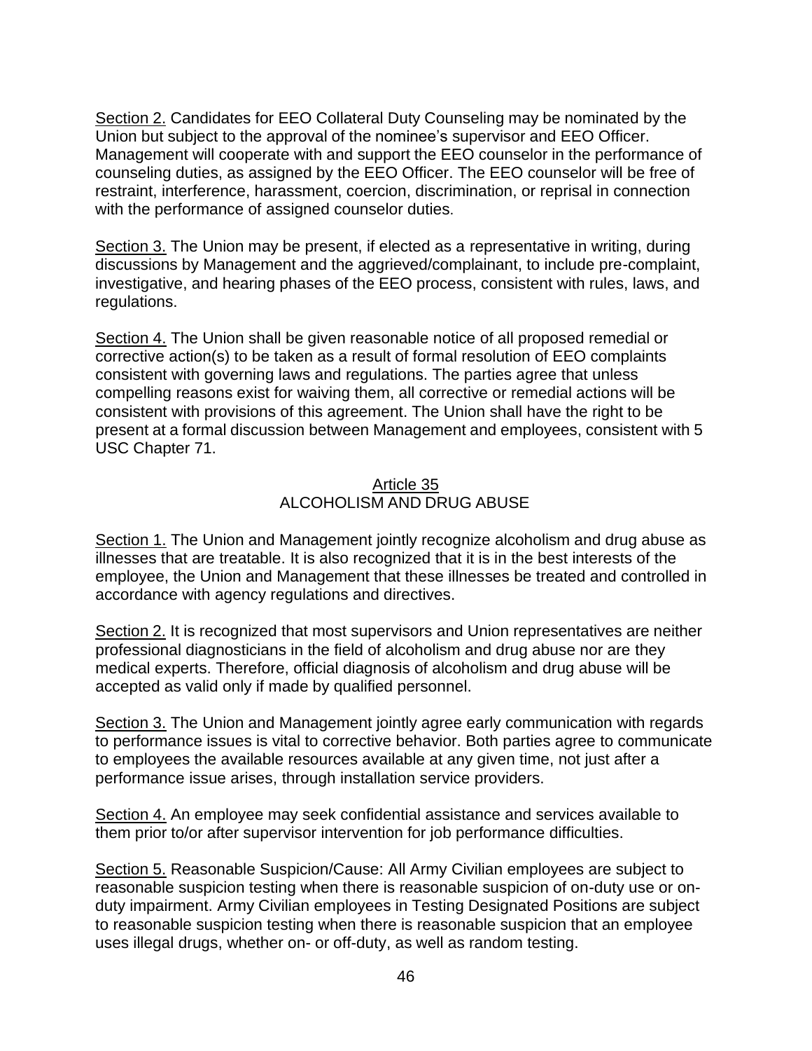Section 2. Candidates for EEO Collateral Duty Counseling may be nominated by the Union but subject to the approval of the nominee's supervisor and EEO Officer. Management will cooperate with and support the EEO counselor in the performance of counseling duties, as assigned by the EEO Officer. The EEO counselor will be free of restraint, interference, harassment, coercion, discrimination, or reprisal in connection with the performance of assigned counselor duties.

Section 3. The Union may be present, if elected as a representative in writing, during discussions by Management and the aggrieved/complainant, to include pre-complaint, investigative, and hearing phases of the EEO process, consistent with rules, laws, and regulations.

Section 4. The Union shall be given reasonable notice of all proposed remedial or corrective action(s) to be taken as a result of formal resolution of EEO complaints consistent with governing laws and regulations. The parties agree that unless compelling reasons exist for waiving them, all corrective or remedial actions will be consistent with provisions of this agreement. The Union shall have the right to be present at a formal discussion between Management and employees, consistent with 5 USC Chapter 71.

## Article 35
## ALCOHOLISM AND DRUG ABUSE

Section 1. The Union and Management jointly recognize alcoholism and drug abuse as illnesses that are treatable. It is also recognized that it is in the best interests of the employee, the Union and Management that these illnesses be treated and controlled in accordance with agency regulations and directives.

Section 2. It is recognized that most supervisors and Union representatives are neither professional diagnosticians in the field of alcoholism and drug abuse nor are they medical experts. Therefore, official diagnosis of alcoholism and drug abuse will be accepted as valid only if made by qualified personnel.

Section 3. The Union and Management jointly agree early communication with regards to performance issues is vital to corrective behavior. Both parties agree to communicate to employees the available resources available at any given time, not just after a performance issue arises, through installation service providers.

Section 4. An employee may seek confidential assistance and services available to them prior to/or after supervisor intervention for job performance difficulties.

Section 5. Reasonable Suspicion/Cause: All Army Civilian employees are subject to reasonable suspicion testing when there is reasonable suspicion of on-duty use or on-duty impairment. Army Civilian employees in Testing Designated Positions are subject to reasonable suspicion testing when there is reasonable suspicion that an employee uses illegal drugs, whether on- or off-duty, as well as random testing.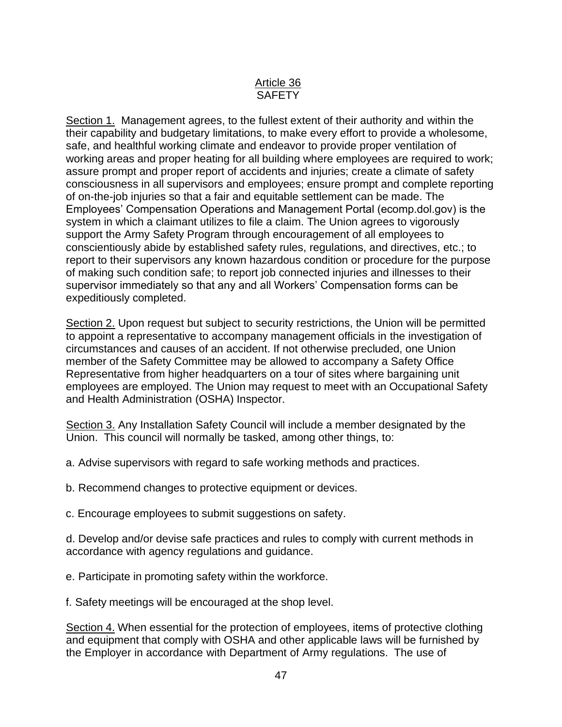# Article 36
## SAFETY

Section 1. Management agrees, to the fullest extent of their authority and within the their capability and budgetary limitations, to make every effort to provide a wholesome, safe, and healthful working climate and endeavor to provide proper ventilation of working areas and proper heating for all building where employees are required to work; assure prompt and proper report of accidents and injuries; create a climate of safety consciousness in all supervisors and employees; ensure prompt and complete reporting of on-the-job injuries so that a fair and equitable settlement can be made. The Employees' Compensation Operations and Management Portal (ecomp.dol.gov) is the system in which a claimant utilizes to file a claim. The Union agrees to vigorously support the Army Safety Program through encouragement of all employees to conscientiously abide by established safety rules, regulations, and directives, etc.; to report to their supervisors any known hazardous condition or procedure for the purpose of making such condition safe; to report job connected injuries and illnesses to their supervisor immediately so that any and all Workers' Compensation forms can be expeditiously completed.

Section 2. Upon request but subject to security restrictions, the Union will be permitted to appoint a representative to accompany management officials in the investigation of circumstances and causes of an accident. If not otherwise precluded, one Union member of the Safety Committee may be allowed to accompany a Safety Office Representative from higher headquarters on a tour of sites where bargaining unit employees are employed. The Union may request to meet with an Occupational Safety and Health Administration (OSHA) Inspector.

Section 3. Any Installation Safety Council will include a member designated by the Union. This council will normally be tasked, among other things, to:

a. Advise supervisors with regard to safe working methods and practices.

b. Recommend changes to protective equipment or devices.

c. Encourage employees to submit suggestions on safety.

d. Develop and/or devise safe practices and rules to comply with current methods in accordance with agency regulations and guidance.

e. Participate in promoting safety within the workforce.

f. Safety meetings will be encouraged at the shop level.

Section 4. When essential for the protection of employees, items of protective clothing and equipment that comply with OSHA and other applicable laws will be furnished by the Employer in accordance with Department of Army regulations. The use of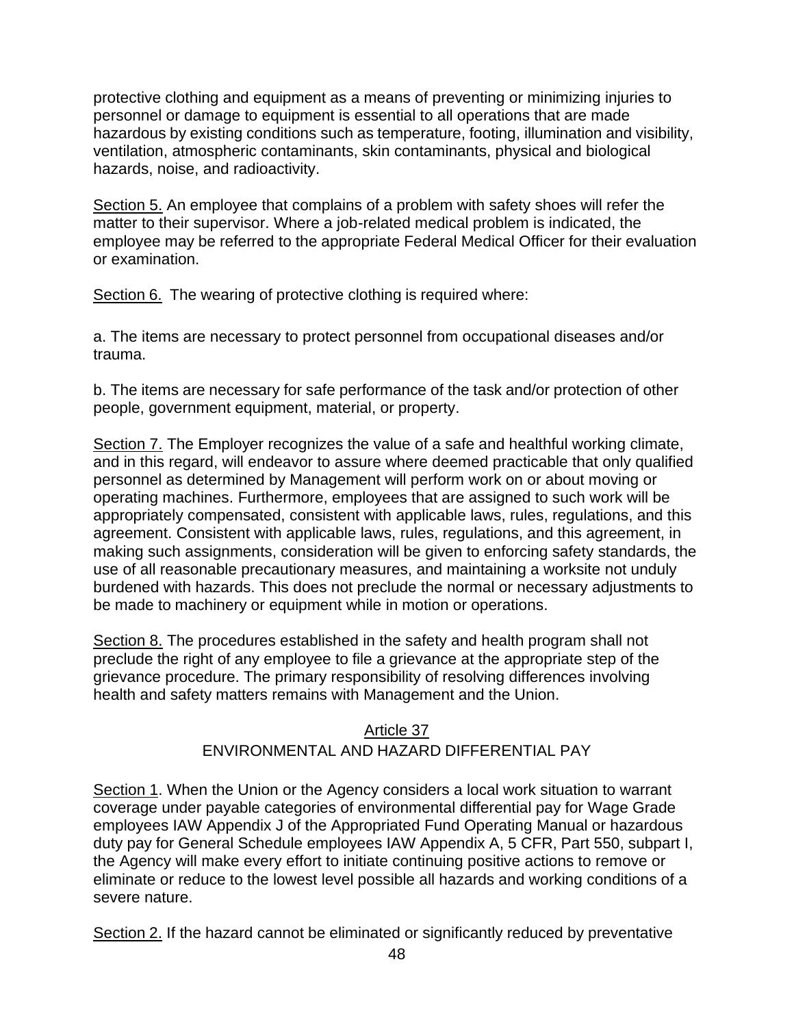protective clothing and equipment as a means of preventing or minimizing injuries to personnel or damage to equipment is essential to all operations that are made hazardous by existing conditions such as temperature, footing, illumination and visibility, ventilation, atmospheric contaminants, skin contaminants, physical and biological hazards, noise, and radioactivity.

<u>Section 5.</u> An employee that complains of a problem with safety shoes will refer the matter to their supervisor. Where a job-related medical problem is indicated, the employee may be referred to the appropriate Federal Medical Officer for their evaluation or examination.

<u>Section 6.</u> The wearing of protective clothing is required where:

a. The items are necessary to protect personnel from occupational diseases and/or trauma.

b. The items are necessary for safe performance of the task and/or protection of other people, government equipment, material, or property.

<u>Section 7.</u> The Employer recognizes the value of a safe and healthful working climate, and in this regard, will endeavor to assure where deemed practicable that only qualified personnel as determined by Management will perform work on or about moving or operating machines. Furthermore, employees that are assigned to such work will be appropriately compensated, consistent with applicable laws, rules, regulations, and this agreement. Consistent with applicable laws, rules, regulations, and this agreement, in making such assignments, consideration will be given to enforcing safety standards, the use of all reasonable precautionary measures, and maintaining a worksite not unduly burdened with hazards. This does not preclude the normal or necessary adjustments to be made to machinery or equipment while in motion or operations.

<u>Section 8.</u> The procedures established in the safety and health program shall not preclude the right of any employee to file a grievance at the appropriate step of the grievance procedure. The primary responsibility of resolving differences involving health and safety matters remains with Management and the Union.

## Article 37
## ENVIRONMENTAL AND HAZARD DIFFERENTIAL PAY

<u>Section 1</u>. When the Union or the Agency considers a local work situation to warrant coverage under payable categories of environmental differential pay for Wage Grade employees IAW Appendix J of the Appropriated Fund Operating Manual or hazardous duty pay for General Schedule employees IAW Appendix A, 5 CFR, Part 550, subpart I, the Agency will make every effort to initiate continuing positive actions to remove or eliminate or reduce to the lowest level possible all hazards and working conditions of a severe nature.

<u>Section 2.</u> If the hazard cannot be eliminated or significantly reduced by preventative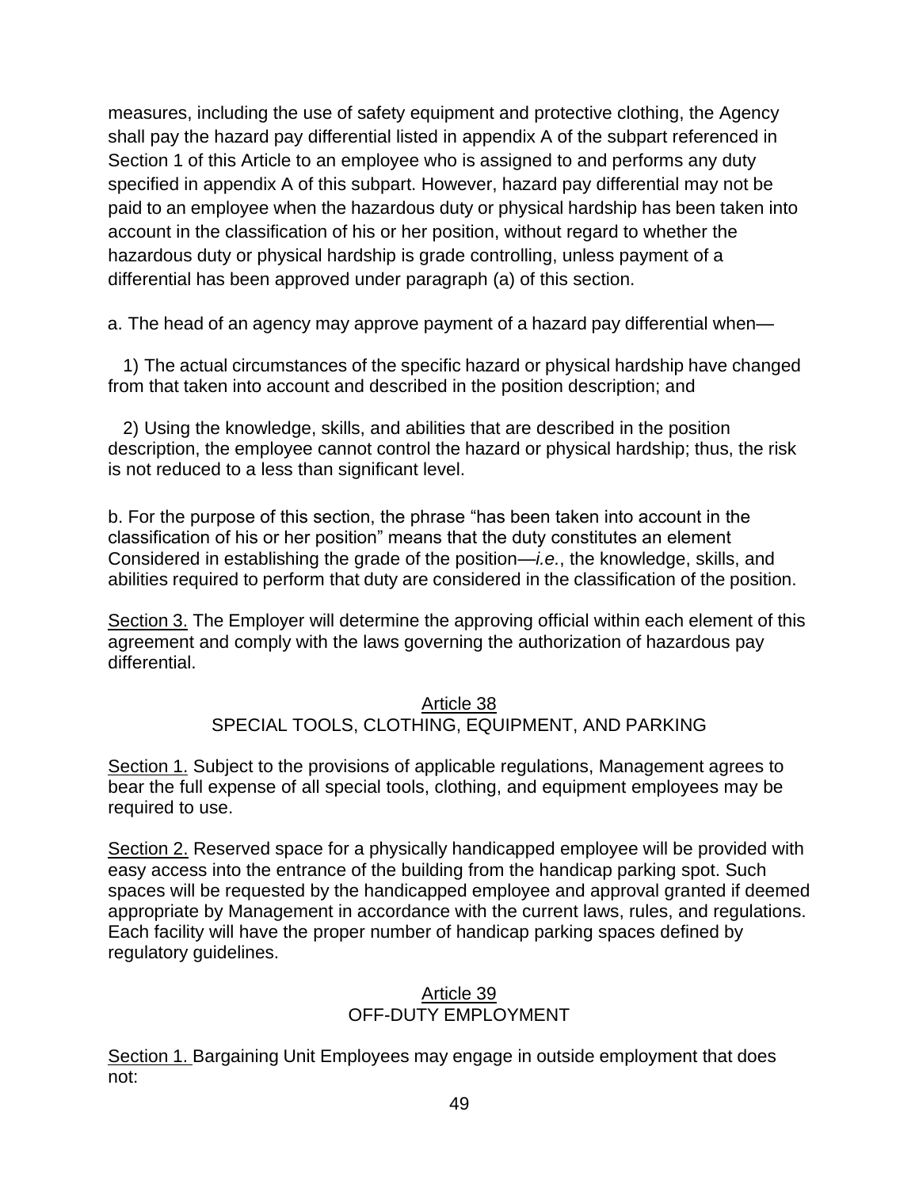measures, including the use of safety equipment and protective clothing, the Agency shall pay the hazard pay differential listed in appendix A of the subpart referenced in Section 1 of this Article to an employee who is assigned to and performs any duty specified in appendix A of this subpart. However, hazard pay differential may not be paid to an employee when the hazardous duty or physical hardship has been taken into account in the classification of his or her position, without regard to whether the hazardous duty or physical hardship is grade controlling, unless payment of a differential has been approved under paragraph (a) of this section.

a. The head of an agency may approve payment of a hazard pay differential when—

1) The actual circumstances of the specific hazard or physical hardship have changed from that taken into account and described in the position description; and

2) Using the knowledge, skills, and abilities that are described in the position description, the employee cannot control the hazard or physical hardship; thus, the risk is not reduced to a less than significant level.

b. For the purpose of this section, the phrase "has been taken into account in the classification of his or her position" means that the duty constitutes an element Considered in establishing the grade of the position—*i.e.*, the knowledge, skills, and abilities required to perform that duty are considered in the classification of the position.

<u>Section 3.</u> The Employer will determine the approving official within each element of this agreement and comply with the laws governing the authorization of hazardous pay differential.

## Article 38
## SPECIAL TOOLS, CLOTHING, EQUIPMENT, AND PARKING

<u>Section 1.</u> Subject to the provisions of applicable regulations, Management agrees to bear the full expense of all special tools, clothing, and equipment employees may be required to use.

<u>Section 2.</u> Reserved space for a physically handicapped employee will be provided with easy access into the entrance of the building from the handicap parking spot. Such spaces will be requested by the handicapped employee and approval granted if deemed appropriate by Management in accordance with the current laws, rules, and regulations. Each facility will have the proper number of handicap parking spaces defined by regulatory guidelines.

## Article 39
## OFF-DUTY EMPLOYMENT

<u>Section 1.</u> Bargaining Unit Employees may engage in outside employment that does not: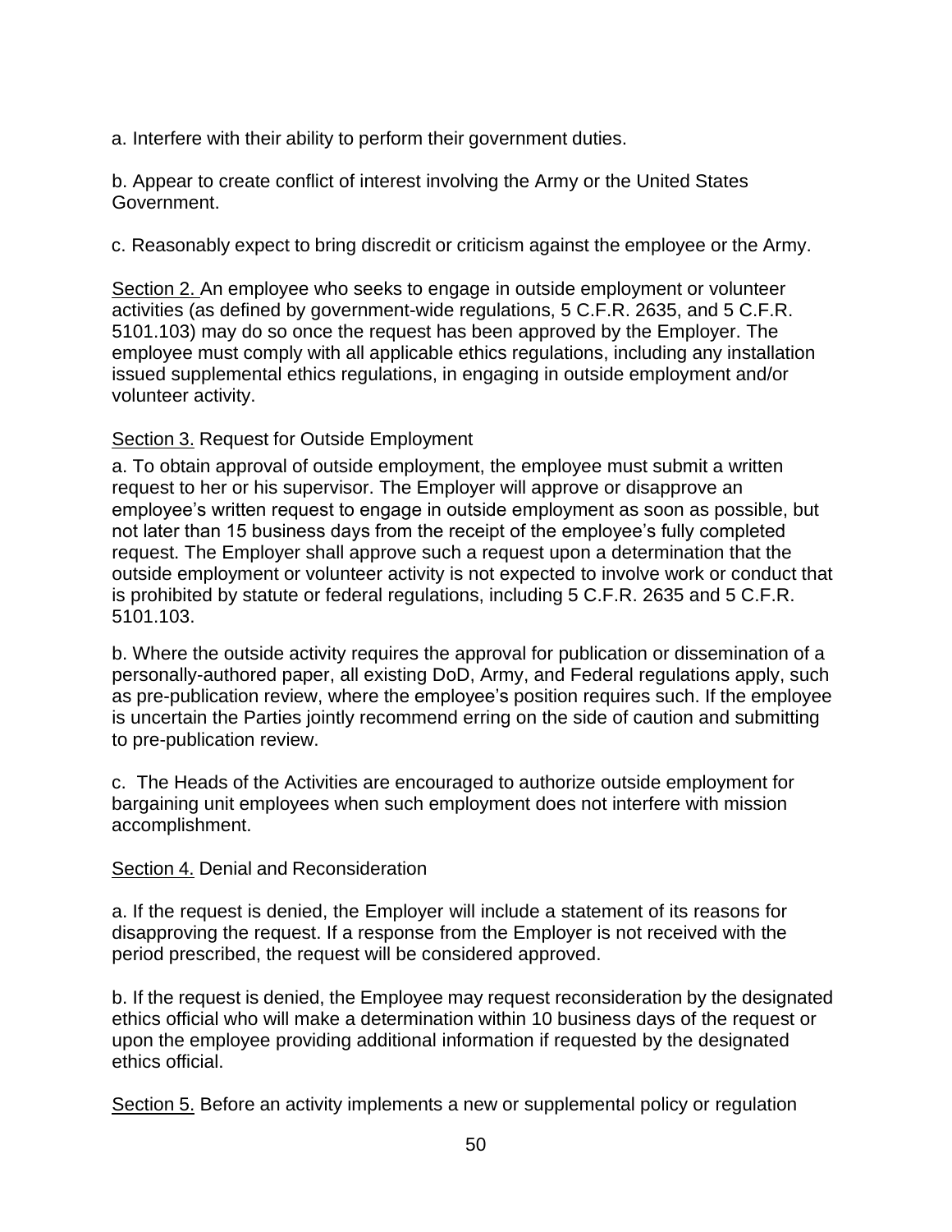a. Interfere with their ability to perform their government duties.

b. Appear to create conflict of interest involving the Army or the United States Government.

c. Reasonably expect to bring discredit or criticism against the employee or the Army.

Section 2. An employee who seeks to engage in outside employment or volunteer activities (as defined by government-wide regulations, 5 C.F.R. 2635, and 5 C.F.R. 5101.103) may do so once the request has been approved by the Employer. The employee must comply with all applicable ethics regulations, including any installation issued supplemental ethics regulations, in engaging in outside employment and/or volunteer activity.

Section 3. Request for Outside Employment

a. To obtain approval of outside employment, the employee must submit a written request to her or his supervisor. The Employer will approve or disapprove an employee's written request to engage in outside employment as soon as possible, but not later than 15 business days from the receipt of the employee's fully completed request. The Employer shall approve such a request upon a determination that the outside employment or volunteer activity is not expected to involve work or conduct that is prohibited by statute or federal regulations, including 5 C.F.R. 2635 and 5 C.F.R. 5101.103.

b. Where the outside activity requires the approval for publication or dissemination of a personally-authored paper, all existing DoD, Army, and Federal regulations apply, such as pre-publication review, where the employee's position requires such. If the employee is uncertain the Parties jointly recommend erring on the side of caution and submitting to pre-publication review.

c. The Heads of the Activities are encouraged to authorize outside employment for bargaining unit employees when such employment does not interfere with mission accomplishment.

Section 4. Denial and Reconsideration

a. If the request is denied, the Employer will include a statement of its reasons for disapproving the request. If a response from the Employer is not received with the period prescribed, the request will be considered approved.

b. If the request is denied, the Employee may request reconsideration by the designated ethics official who will make a determination within 10 business days of the request or upon the employee providing additional information if requested by the designated ethics official.

Section 5. Before an activity implements a new or supplemental policy or regulation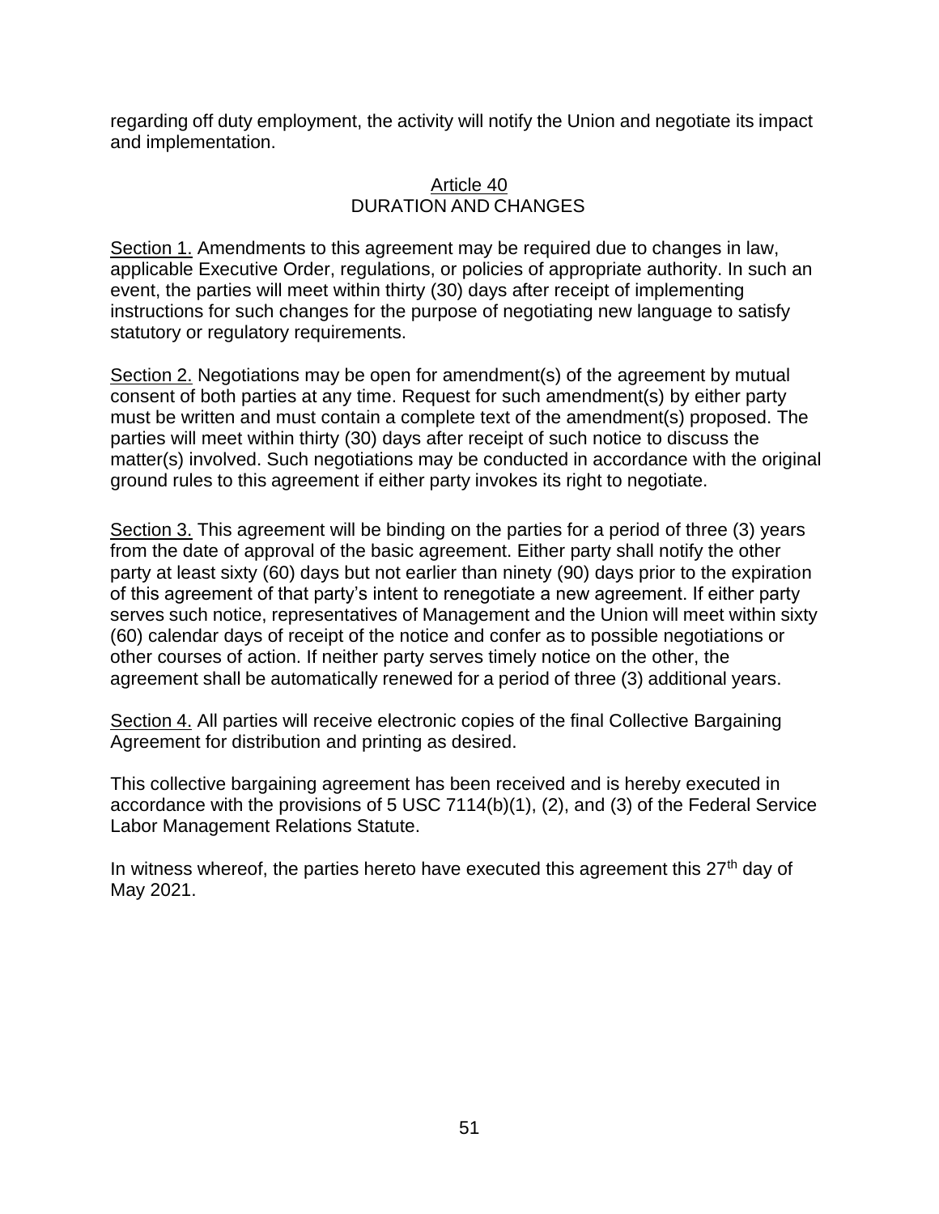regarding off duty employment, the activity will notify the Union and negotiate its impact and implementation.

## Article 40
## DURATION AND CHANGES

Section 1. Amendments to this agreement may be required due to changes in law, applicable Executive Order, regulations, or policies of appropriate authority. In such an event, the parties will meet within thirty (30) days after receipt of implementing instructions for such changes for the purpose of negotiating new language to satisfy statutory or regulatory requirements.

Section 2. Negotiations may be open for amendment(s) of the agreement by mutual consent of both parties at any time. Request for such amendment(s) by either party must be written and must contain a complete text of the amendment(s) proposed. The parties will meet within thirty (30) days after receipt of such notice to discuss the matter(s) involved. Such negotiations may be conducted in accordance with the original ground rules to this agreement if either party invokes its right to negotiate.

Section 3. This agreement will be binding on the parties for a period of three (3) years from the date of approval of the basic agreement. Either party shall notify the other party at least sixty (60) days but not earlier than ninety (90) days prior to the expiration of this agreement of that party's intent to renegotiate a new agreement. If either party serves such notice, representatives of Management and the Union will meet within sixty (60) calendar days of receipt of the notice and confer as to possible negotiations or other courses of action. If neither party serves timely notice on the other, the agreement shall be automatically renewed for a period of three (3) additional years.

Section 4. All parties will receive electronic copies of the final Collective Bargaining Agreement for distribution and printing as desired.

This collective bargaining agreement has been received and is hereby executed in accordance with the provisions of 5 USC 7114(b)(1), (2), and (3) of the Federal Service Labor Management Relations Statute.

In witness whereof, the parties hereto have executed this agreement this 27th day of May 2021.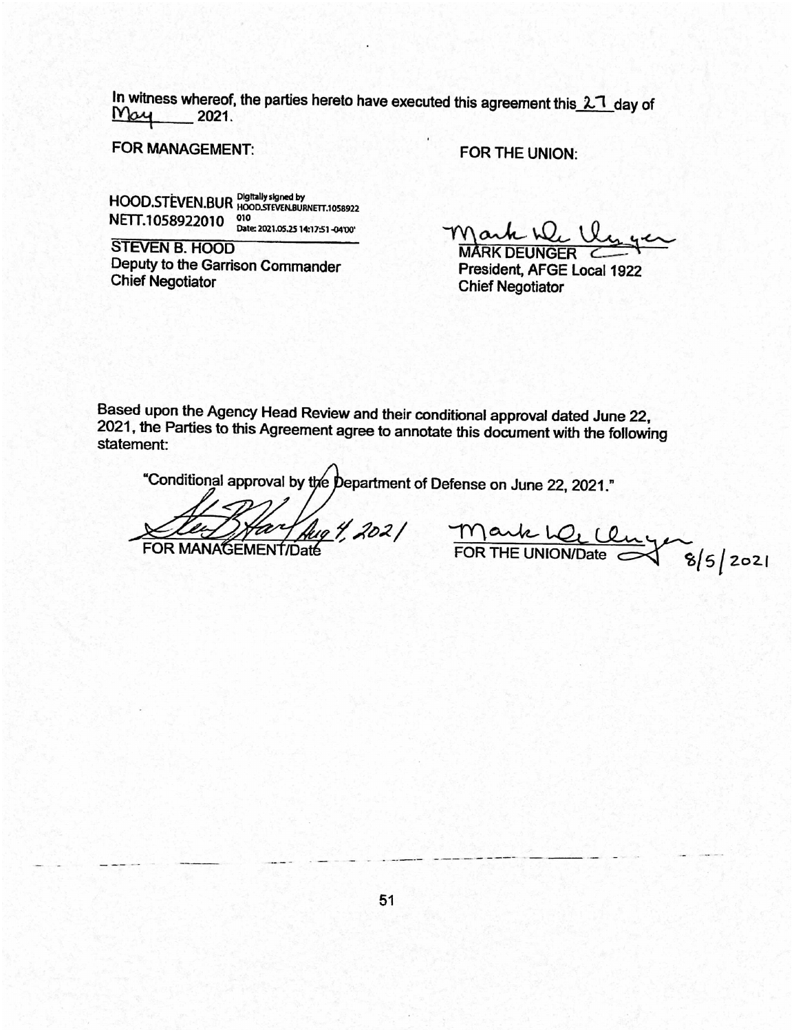In witness whereof, the parties hereto have executed this agreement this 27 day of May 2021.

FOR MANAGEMENT: FOR THE UNION:

HOOD.STEVEN.BURNETT.1058922010 Digitally signed by HOOD.STEVEN.BURNETT.1058922010 Date: 2021.05.25 14:17:51 -04'00'

STEVEN B. HOOD
Deputy to the Garrison Commander
Chief Negotiator

MARK DEUNGER
President, AFGE Local 1922
Chief Negotiator

Based upon the Agency Head Review and their conditional approval dated June 22, 2021, the Parties to this Agreement agree to annotate this document with the following statement:

"Conditional approval by the Department of Defense on June 22, 2021."

FOR MANAGEMENT/Date Aug 4, 2021

FOR THE UNION/Date 8/5/2021